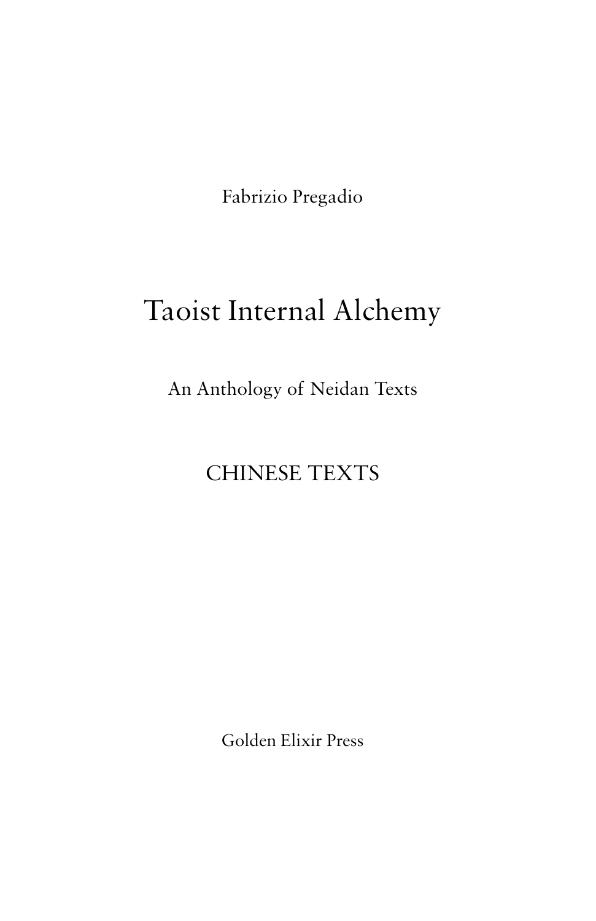Fabrizio Pregadio

# Taoist Internal Alchemy

## An Anthology of Neidan Texts

## CHINESE TEXTS

Golden Elixir Press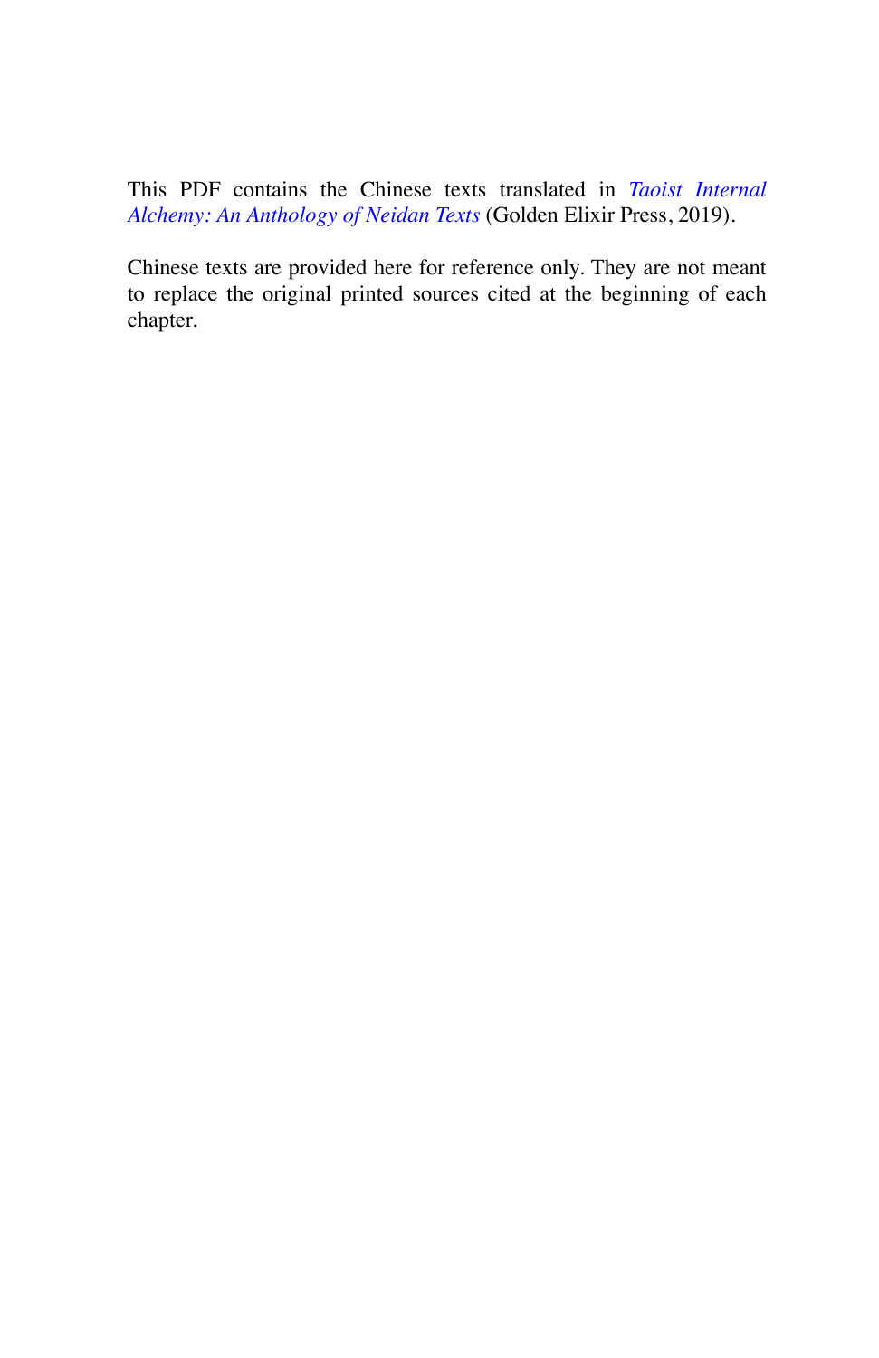This PDF contains the Chinese texts translated in *Taoist Internal Alchemy: An Anthology of Neidan Texts* (Golden Elixir Press, 2019).

Chinese texts are provided here for reference only. They are not meant to replace the original printed sources cited at the beginning of each chapter.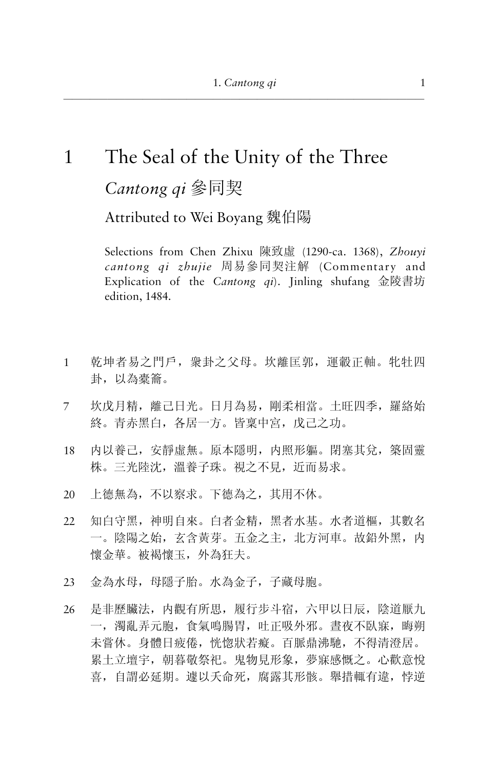# 1 The Seal of the Unity of the Three

## *Cantong qi* 參同契

### Attributed to Wei Boyang 魏伯陽

Selections from Chen Zhixu 陳致虛 (1290-ca. 1368), *Zhouyi cantong qi zhujie* 周易參同契注解 (Commentary and Explication of the *Cantong qi*). Jinling shufang 金陵書坊 edition, 1484.

1　乾坤者易之門戶，眾卦之父母。坎離匡郭，運轂正軸。牝牡四卦，以為橐籥。

7　坎戊月精，離己日光。日月為易，剛柔相當。土旺四季，羅絡始終。青赤黑白，各居一方。皆稟中宮，戊己之功。

18　內以養己，安靜虛無。原本隱明，內照形軀。閉塞其兌，築固靈株。三光陸沈，溫養子珠。視之不見，近而易求。

20　上德無為，不以察求。下德為之，其用不休。

22　知白守黑，神明自來。白者金精，黑者水基。水者道樞，其數名一。陰陽之始，玄含黃芽。五金之主，北方河車。故鉛外黑，內懷金華。被褐懷玉，外為狂夫。

23　金為水母，母隱子胎。水為金子，子藏母胞。

26　是非歷臟法，內觀有所思，履行步斗宿，六甲以日辰，陰道厭九一，濁亂弄元胞，食氣鳴腸胃，吐正吸外邪。晝夜不臥寐，晦朔未嘗休。身體日疲倦，恍惚狀若癡。百脈鼎沸馳，不得清澄居。累土立壇宇，朝暮敬祭祀。鬼物見形象，夢寐感慨之。心歡意悅喜，自謂必延期。遽以夭命死，腐露其形骸。舉措輒有違，悖逆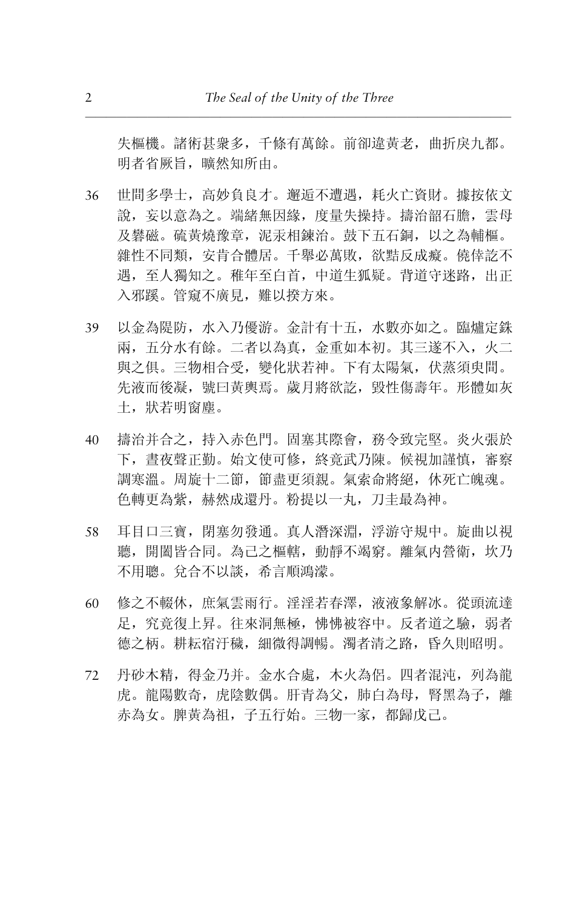失樞機。諸術甚衆多，千條有萬餘。前卻違黃老，曲折戾九都。明者省厥旨，曠然知所由。

36 世間多學士，高妙負良才。邂逅不遭遇，耗火亡資財。據按依文說，妄以意為之。端緒無因緣，度量失操持。擣治韶石膽，雲母及礬磁。硫黃燒豫章，泥汞相鍊治。鼓下五石銅，以之為輔樞。雜性不同類，安肯合體居。千舉必萬敗，欲黠反成癡。僥倖訖不遇，至人獨知之。稚年至白首，中道生狐疑。背道守迷路，出正入邪蹊。管窺不廣見，難以揆方來。

39 以金為隄防，水入乃優游。金計有十五，水數亦如之。臨爐定銖兩，五分水有餘。二者以為真，金重如本初。其三遂不入，火二與之俱。三物相合受，變化狀若神。下有太陽氣，伏蒸須臾間。先液而後凝，號曰黃輿焉。歲月將欲訖，毀性傷壽年。形體如灰土，狀若明窗塵。

40 擣治并合之，持入赤色門。固塞其際會，務令致完堅。炎火張於下，晝夜聲正勤。始文使可修，終竟武乃陳。候視加謹慎，審察調寒溫。周旋十二節，節盡更須親。氣索命將絕，休死亡魄魂。色轉更為紫，赫然成還丹。粉提以一丸，刀圭最為神。

58 耳目口三寶，閉塞勿發通。真人潛深淵，浮游守規中。旋曲以視聽，開闔皆合同。為己之樞轄，動靜不竭窮。離氣內營衛，坎乃不用聰。兌合不以談，希言順鴻濛。

60 修之不輟休，庶氣雲雨行。淫淫若春澤，液液象解冰。從頭流達足，究竟復上昇。往來洞無極，怫怫被容中。反者道之驗，弱者德之柄。耕耘宿汙穢，細微得調暢。濁者清之路，昏久則昭明。

72 丹砂木精，得金乃并。金水合處，木火為侶。四者混沌，列為龍虎。龍陽數奇，虎陰數偶。肝青為父，肺白為母，腎黑為子，離赤為女。脾黃為祖，子五行始。三物一家，都歸戊己。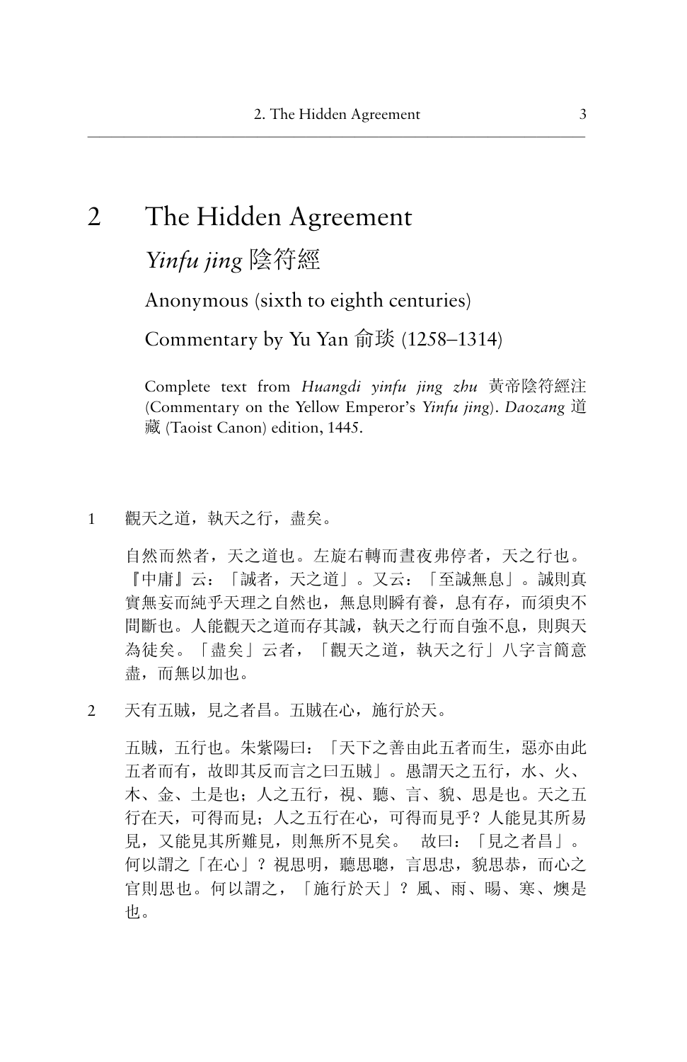# 2 The Hidden Agreement

## *Yinfu jing* 陰符經

Anonymous (sixth to eighth centuries)

Commentary by Yu Yan 俞琰 (1258–1314)

Complete text from *Huangdi yinfu jing zhu* 黃帝陰符經注 (Commentary on the Yellow Emperor's *Yinfu jing*). *Daozang* 道藏 (Taoist Canon) edition, 1445.

1 觀天之道，執天之行，盡矣。

自然而然者，天之道也。左旋右轉而晝夜弗停者，天之行也。『中庸』云：「誠者，天之道」。又云：「至誠無息」。誠則真實無妄而純乎天理之自然也，無息則瞬有養，息有存，而須臾不間斷也。人能觀天之道而存其誠，執天之行而自強不息，則與天為徒矣。「盡矣」云者，「觀天之道，執天之行」八字言簡意盡，而無以加也。

2 天有五賊，見之者昌。五賊在心，施行於天。

五賊，五行也。朱紫陽曰：「天下之善由此五者而生，惡亦由此五者而有，故即其反而言之曰五賊」。愚謂天之五行，水、火、木、金、土是也；人之五行，視、聽、言、貌、思是也。天之五行在天，可得而見；人之五行在心，可得而見乎？人能見其所易見，又能見其所難見，則無所不見矣。 故曰：「見之者昌」。何以謂之「在心」？視思明，聽思聰，言思忠，貌思恭，而心之官則思也。何以謂之，「施行於天」？風、雨、暘、寒、燠是也。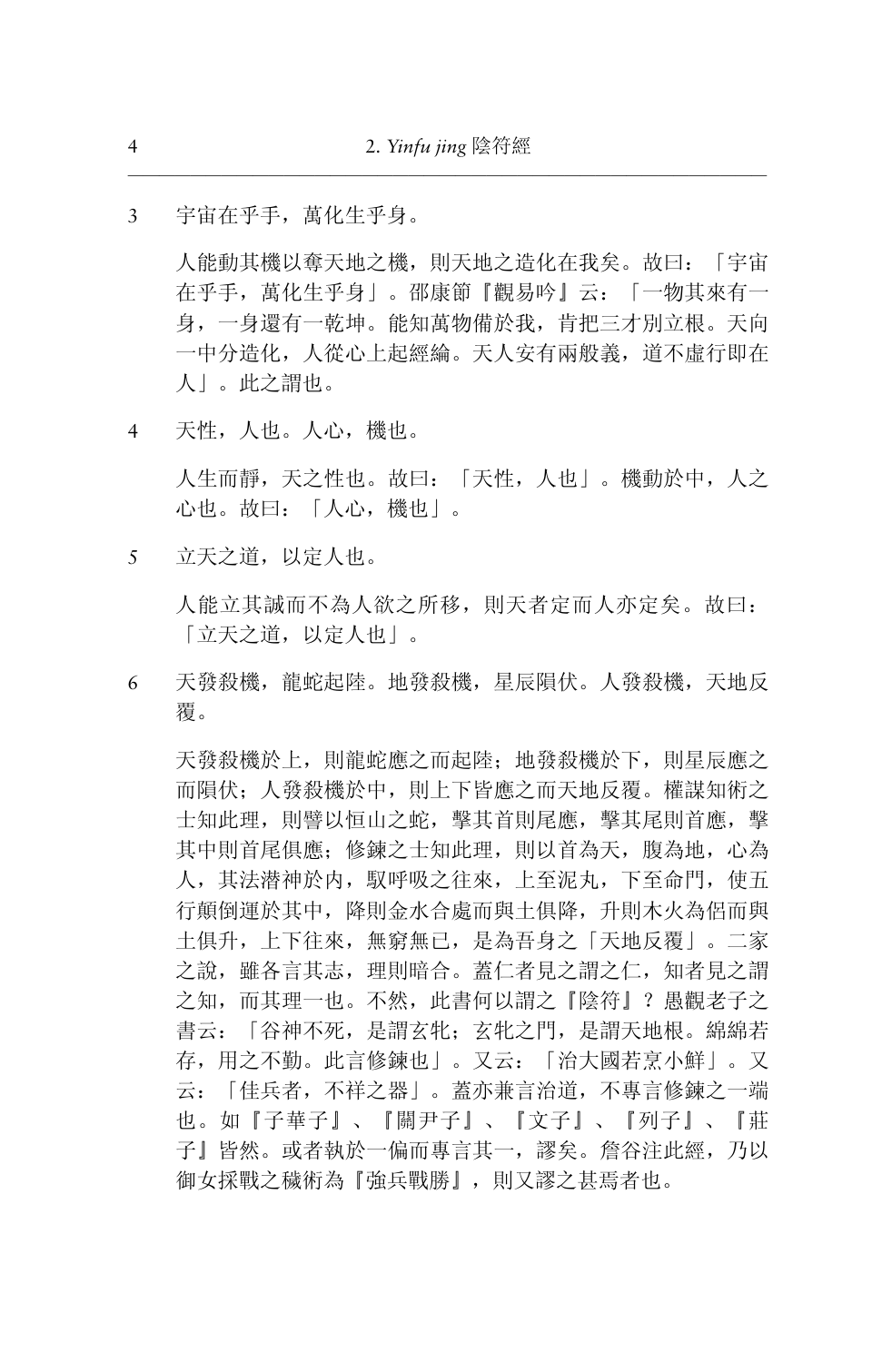3　宇宙在乎手，萬化生乎身。

人能動其機以奪天地之機，則天地之造化在我矣。故曰：「宇宙在乎手，萬化生乎身」。邵康節『觀易吟』云：「一物其來有一身，一身還有一乾坤。能知萬物備於我，肯把三才別立根。天向一中分造化，人從心上起經綸。天人安有兩般義，道不虛行即在人」。此之謂也。

4　天性，人也。人心，機也。

人生而靜，天之性也。故曰：「天性，人也」。機動於中，人之心也。故曰：「人心，機也」。

5　立天之道，以定人也。

人能立其誠而不為人欲之所移，則天者定而人亦定矣。故曰：「立天之道，以定人也」。

6　天發殺機，龍蛇起陸。地發殺機，星辰隕伏。人發殺機，天地反覆。

天發殺機於上，則龍蛇應之而起陸；地發殺機於下，則星辰應之而隕伏；人發殺機於中，則上下皆應之而天地反覆。權謀知術之士知此理，則譬以恒山之蛇，擊其首則尾應，擊其尾則首應，擊其中則首尾俱應；修鍊之士知此理，則以首為天，腹為地，心為人，其法潛神於內，馭呼吸之往來，上至泥丸，下至命門，使五行顛倒運於其中，降則金水合處而與土俱降，升則木火為侶而與土俱升，上下往來，無窮無已，是為吾身之「天地反覆」。二家之說，雖各言其志，理則暗合。蓋仁者見之謂之仁，知者見之謂之知，而其理一也。不然，此書何以謂之『陰符』？愚觀老子之書云：「谷神不死，是謂玄牝；玄牝之門，是謂天地根。綿綿若存，用之不勤。此言修鍊也」。又云：「治大國若烹小鮮」。又云：「佳兵者，不祥之器」。蓋亦兼言治道，不專言修鍊之一端也。如『子華子』、『關尹子』、『文子』、『列子』、『莊子』皆然。或者執於一偏而專言其一，謬矣。詹谷注此經，乃以御女採戰之穢術為『強兵戰勝』，則又謬之甚焉者也。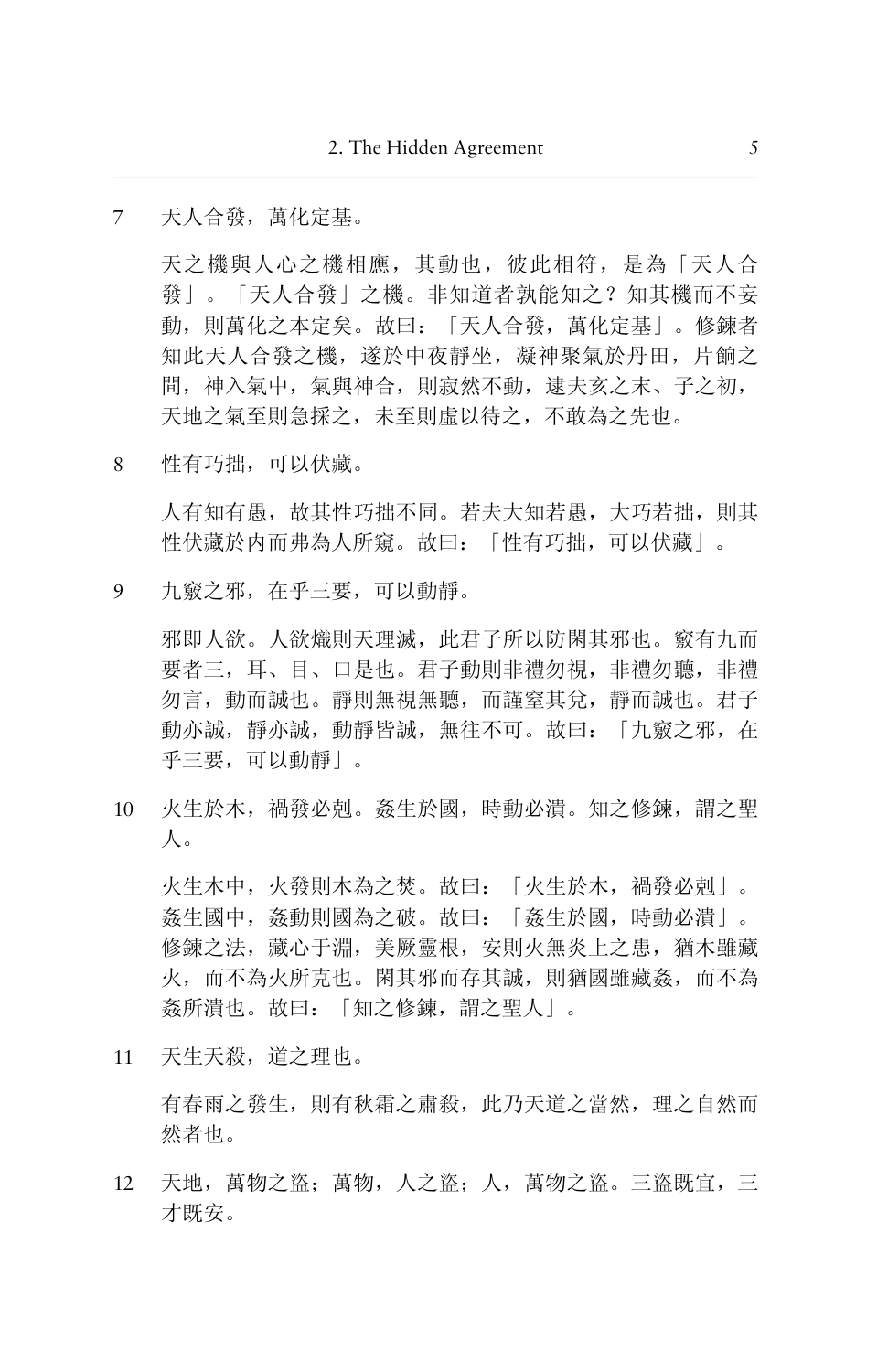7 天人合發，萬化定基。

天之機與人心之機相應，其動也，彼此相符，是為「天人合發」。「天人合發」之機。非知道者孰能知之？知其機而不妄動，則萬化之本定矣。故曰：「天人合發，萬化定基」。修鍊者知此天人合發之機，遂於中夜靜坐，凝神聚氣於丹田，片餉之間，神入氣中，氣與神合，則寂然不動，逮夫亥之末、子之初，天地之氣至則急採之，未至則虛以待之，不敢為之先也。

8 性有巧拙，可以伏藏。

人有知有愚，故其性巧拙不同。若夫大知若愚，大巧若拙，則其性伏藏於內而弗為人所窺。故曰：「性有巧拙，可以伏藏」。

9 九竅之邪，在乎三要，可以動靜。

邪即人欲。人欲熾則天理滅，此君子所以防閑其邪也。竅有九而要者三，耳、目、口是也。君子動則非禮勿視，非禮勿聽，非禮勿言，動而誠也。靜則無視無聽，而謹窒其兌，靜而誠也。君子動亦誠，靜亦誠，動靜皆誠，無往不可。故曰：「九竅之邪，在乎三要，可以動靜」。

10 火生於木，禍發必剋。姦生於國，時動必潰。知之修鍊，謂之聖人。

火生木中，火發則木為之焚。故曰：「火生於木，禍發必剋」。姦生國中，姦動則國為之破。故曰：「姦生於國，時動必潰」。修鍊之法，藏心于淵，美厥靈根，安則火無炎上之患，猶木雖藏火，而不為火所克也。閑其邪而存其誠，則猶國雖藏姦，而不為姦所潰也。故曰：「知之修鍊，謂之聖人」。

11 天生天殺，道之理也。

有春雨之發生，則有秋霜之肅殺，此乃天道之當然，理之自然而然者也。

12 天地，萬物之盜；萬物，人之盜；人，萬物之盜。三盜既宜，三才既安。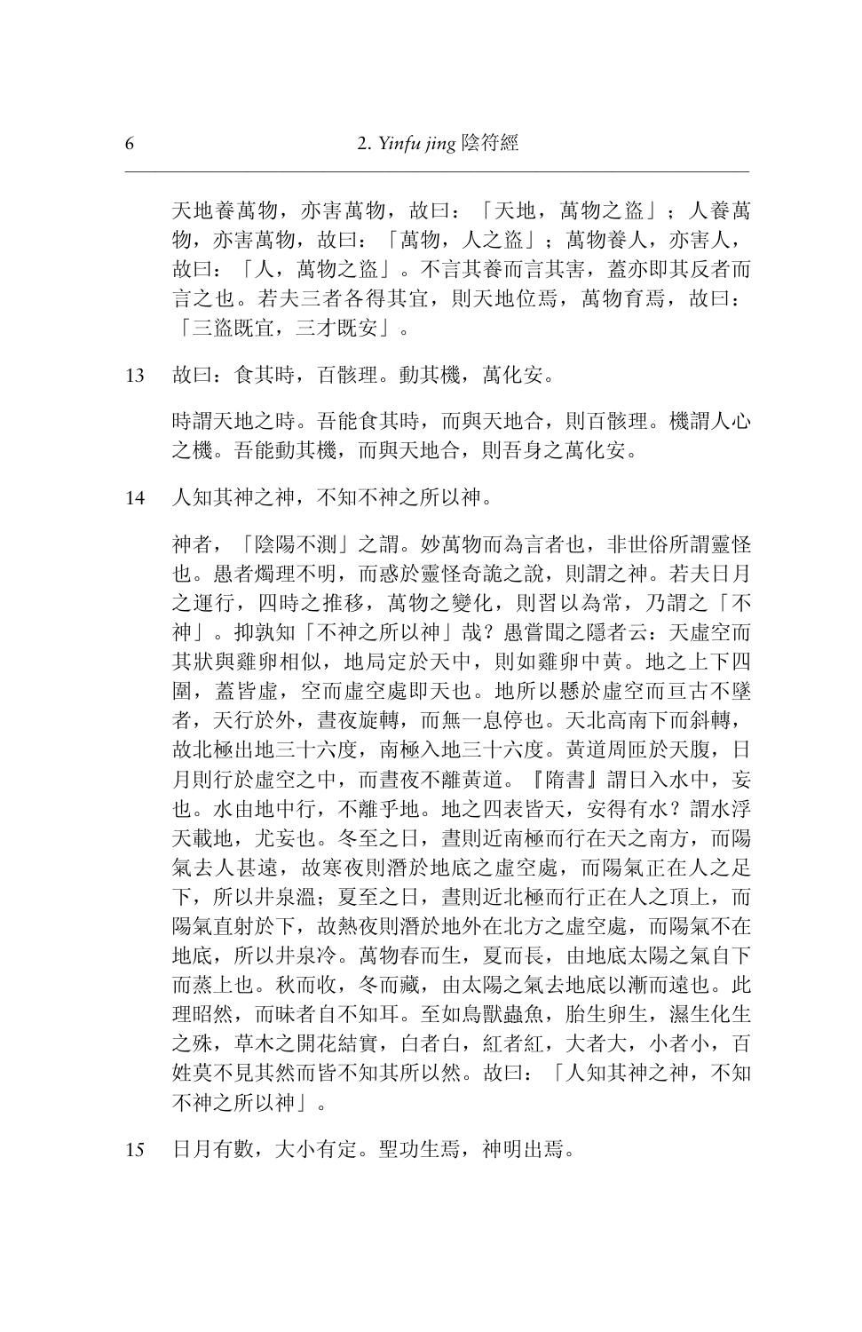天地養萬物，亦害萬物，故曰：「天地，萬物之盜」；人養萬物，亦害萬物，故曰：「萬物，人之盜」；萬物養人，亦害人，故曰：「人，萬物之盜」。不言其養而言其害，蓋亦即其反者而言之也。若夫三者各得其宜，則天地位焉，萬物育焉，故曰：「三盜既宜，三才既安」。

13　故曰：食其時，百骸理。動其機，萬化安。

時謂天地之時。吾能食其時，而與天地合，則百骸理。機謂人心之機。吾能動其機，而與天地合，則吾身之萬化安。

14　人知其神之神，不知不神之所以神。

神者，「陰陽不測」之謂。妙萬物而為言者也，非世俗所謂靈怪也。愚者燭理不明，而惑於靈怪奇詭之說，則謂之神。若夫日月之運行，四時之推移，萬物之變化，則習以為常，乃謂之「不神」。抑孰知「不神之所以神」哉？愚嘗聞之隱者云：天虛空而其狀與雞卵相似，地局定於天中，則如雞卵中黃。地之上下四圍，蓋皆虛，空而虛空處即天也。地所以懸於虛空而亘古不墜者，天行於外，晝夜旋轉，而無一息停也。天北高南下而斜轉，故北極出地三十六度，南極入地三十六度。黃道周匝於天腹，日月則行於虛空之中，而晝夜不離黃道。『隋書』謂日入水中，妄也。水由地中行，不離乎地。地之四表皆天，安得有水？謂水浮天載地，尤妄也。冬至之日，晝則近南極而行在天之南方，而陽氣去人甚遠，故寒夜則潛於地底之虛空處，而陽氣正在人之足下，所以井泉溫；夏至之日，晝則近北極而行正在人之頂上，而陽氣直射於下，故熱夜則潛於地外在北方之虛空處，而陽氣不在地底，所以井泉冷。萬物春而生，夏而長，由地底太陽之氣自下而蒸上也。秋而收，冬而藏，由太陽之氣去地底以漸而遠也。此理昭然，而昧者自不知耳。至如鳥獸蟲魚，胎生卵生，濕生化生之殊，草木之開花結實，白者白，紅者紅，大者大，小者小，百姓莫不見其然而皆不知其所以然。故曰：「人知其神之神，不知不神之所以神」。

15　日月有數，大小有定。聖功生焉，神明出焉。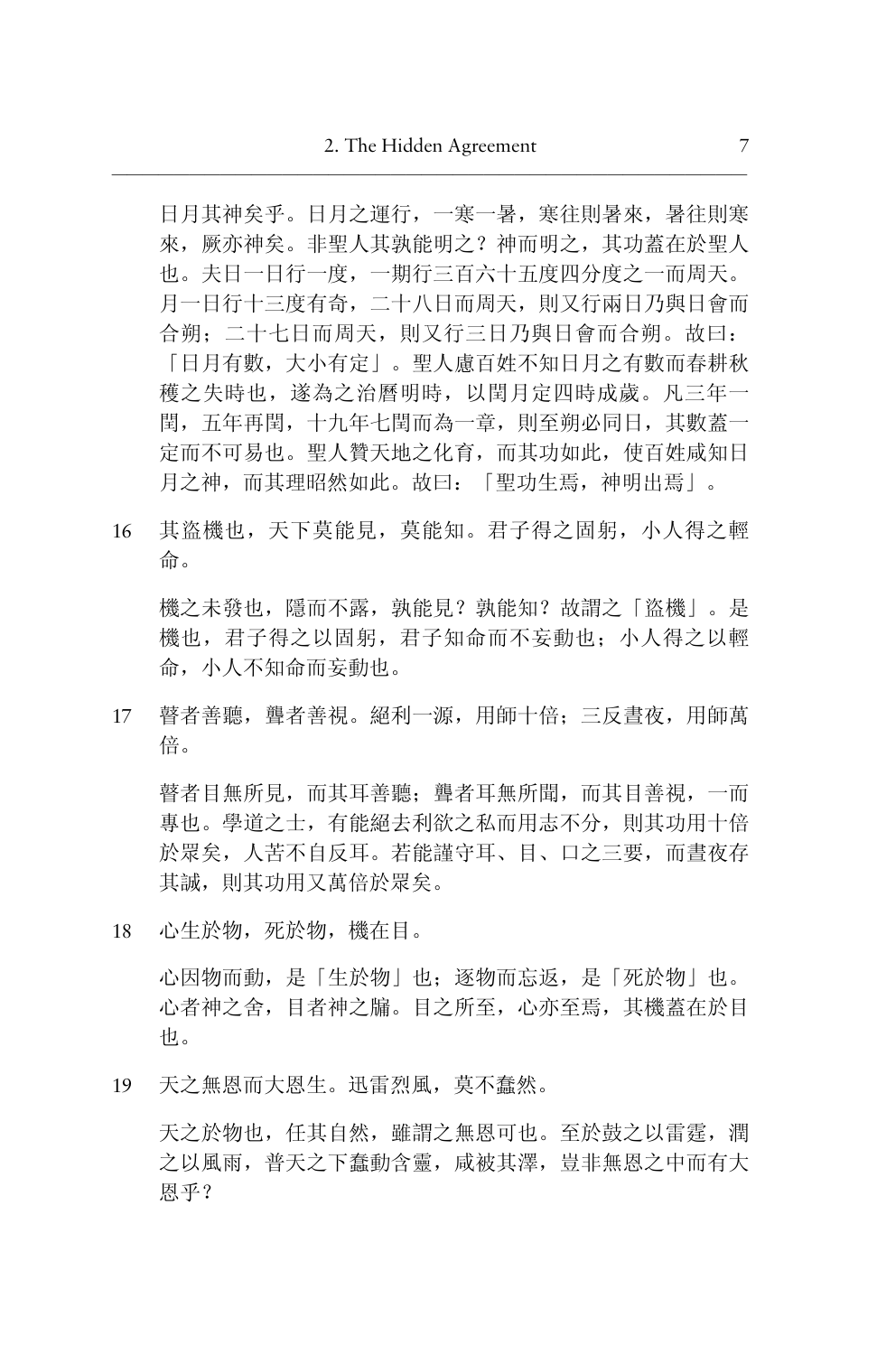日月其神矣乎。日月之運行，一寒一暑，寒往則暑來，暑往則寒來，厥亦神矣。非聖人其孰能明之？神而明之，其功蓋在於聖人也。夫日一日行一度，一期行三百六十五度四分度之一而周天。月一日行十三度有奇，二十八日而周天，則又行兩日乃與日會而合朔；二十七日而周天，則又行三日乃與日會而合朔。故曰：「日月有數，大小有定」。聖人慮百姓不知日月之有數而春耕秋穫之失時也，遂為之治曆明時，以閏月定四時成歲。凡三年一閏，五年再閏，十九年七閏而為一章，則至朔必同日，其數蓋一定而不可易也。聖人贊天地之化育，而其功如此，使百姓咸知日月之神，而其理昭然如此。故曰：「聖功生焉，神明出焉」。

16　其盜機也，天下莫能見，莫能知。君子得之固躬，小人得之輕命。

機之未發也，隱而不露，孰能見？孰能知？故謂之「盜機」。是機也，君子得之以固躬，君子知命而不妄動也；小人得之以輕命，小人不知命而妄動也。

17　瞽者善聽，聾者善視。絕利一源，用師十倍；三反晝夜，用師萬倍。

瞽者目無所見，而其耳善聽；聾者耳無所聞，而其目善視，一而專也。學道之士，有能絕去利欲之私而用志不分，則其功用十倍於眾矣，人苦不自反耳。若能謹守耳、目、口之三要，而晝夜存其誠，則其功用又萬倍於眾矣。

18　心生於物，死於物，機在目。

心因物而動，是「生於物」也；逐物而忘返，是「死於物」也。心者神之舍，目者神之牖。目之所至，心亦至焉，其機蓋在於目也。

19　天之無恩而大恩生。迅雷烈風，莫不蠢然。

天之於物也，任其自然，雖謂之無恩可也。至於鼓之以雷霆，潤之以風雨，普天之下蠢動含靈，咸被其澤，豈非無恩之中而有大恩乎？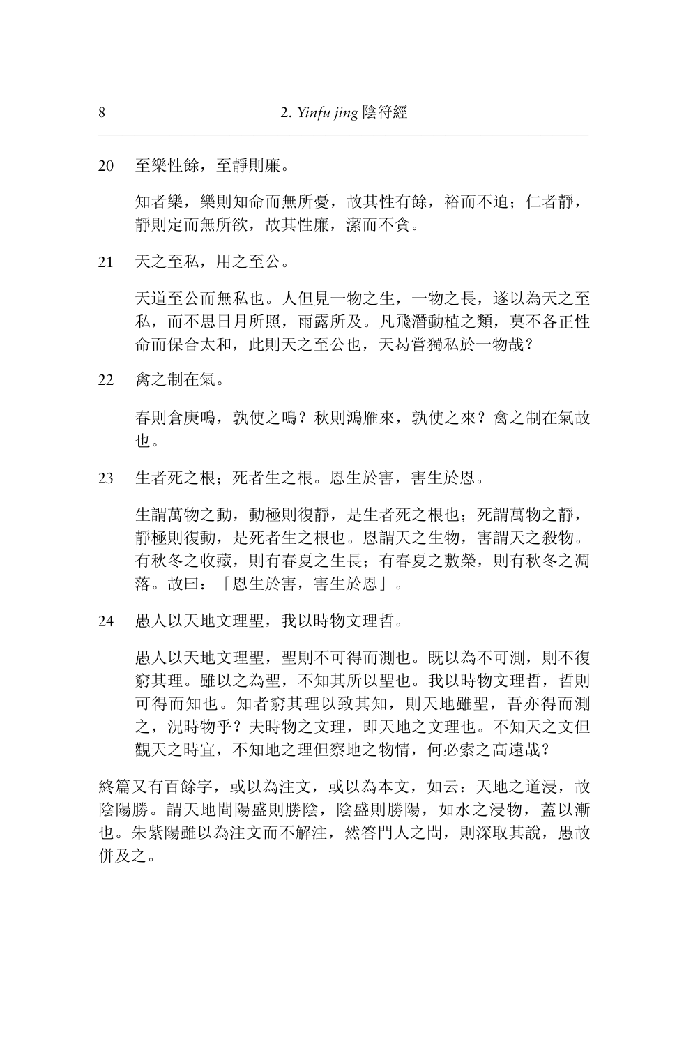20　至樂性餘，至靜則廉。

知者樂，樂則知命而無所憂，故其性有餘，裕而不迫；仁者靜，靜則定而無所欲，故其性廉，潔而不貪。

21　天之至私，用之至公。

天道至公而無私也。人但見一物之生，一物之長，遂以為天之至私，而不思日月所照，雨露所及。凡飛潛動植之類，莫不各正性命而保合太和，此則天之至公也，天曷嘗獨私於一物哉？

22　禽之制在氣。

春則倉庚鳴，孰使之鳴？秋則鴻雁來，孰使之來？禽之制在氣故也。

23　生者死之根；死者生之根。恩生於害，害生於恩。

生謂萬物之動，動極則復靜，是生者死之根也；死謂萬物之靜，靜極則復動，是死者生之根也。恩謂天之生物，害謂天之殺物。有秋冬之收藏，則有春夏之生長；有春夏之敷榮，則有秋冬之凋落。故曰：「恩生於害，害生於恩」。

24　愚人以天地文理聖，我以時物文理哲。

愚人以天地文理聖，聖則不可得而測也。既以為不可測，則不復窮其理。雖以之為聖，不知其所以聖也。我以時物文理哲，哲則可得而知也。知者窮其理以致其知，則天地雖聖，吾亦得而測之，況時物乎？夫時物之文理，即天地之文理也。不知天之文但觀天之時宜，不知地之理但察地之物情，何必索之高遠哉？

終篇又有百餘字，或以為注文，或以為本文，如云：天地之道浸，故陰陽勝。謂天地間陽盛則勝陰，陰盛則勝陽，如水之浸物，蓋以漸也。朱紫陽雖以為注文而不解注，然答門人之問，則深取其說，愚故併及之。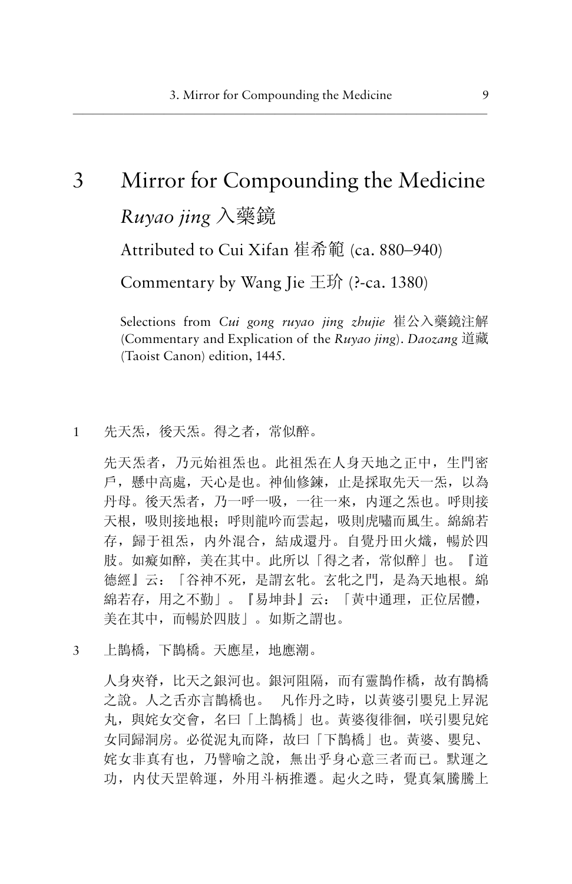# 3 Mirror for Compounding the Medicine

## *Ruyao jing* 入藥鏡

Attributed to Cui Xifan 崔希範 (ca. 880–940)

Commentary by Wang Jie 王玠 (?-ca. 1380)

Selections from *Cui gong ruyao jing zhujie* 崔公入藥鏡注解 (Commentary and Explication of the *Ruyao jing*). *Daozang* 道藏 (Taoist Canon) edition, 1445.

1 先天炁，後天炁。得之者，常似醉。

先天炁者，乃元始祖炁也。此祖炁在人身天地之正中，生門密戶，懸中高處，天心是也。神仙修鍊，止是採取先天一炁，以為丹母。後天炁者，乃一呼一吸，一往一來，內運之炁也。呼則接天根，吸則接地根；呼則龍吟而雲起，吸則虎嘯而風生。綿綿若存，歸于祖炁，內外混合，結成還丹。自覺丹田火熾，暢於四肢。如癡如醉，美在其中。此所以「得之者，常似醉」也。『道德經』云：「谷神不死，是謂玄牝。玄牝之門，是為天地根。綿綿若存，用之不勤」。『易坤卦』云：「黃中通理，正位居體，美在其中，而暢於四肢」。如斯之謂也。

3 上鵲橋，下鵲橋。天應星，地應潮。

人身夾脊，比天之銀河也。銀河阻隔，而有靈鵲作橋，故有鵲橋之說。人之舌亦言鵲橋也。 凡作丹之時，以黃婆引嬰兒上昇泥丸，與姹女交會，名曰「上鵲橋」也。黃婆復徘徊，咲引嬰兒姹女同歸洞房。必從泥丸而降，故曰「下鵲橋」也。黃婆、嬰兒、姹女非真有也，乃譬喻之說，無出乎身心意三者而已。默運之功，內仗天罡斡運，外用斗柄推遷。起火之時，覺真氣騰騰上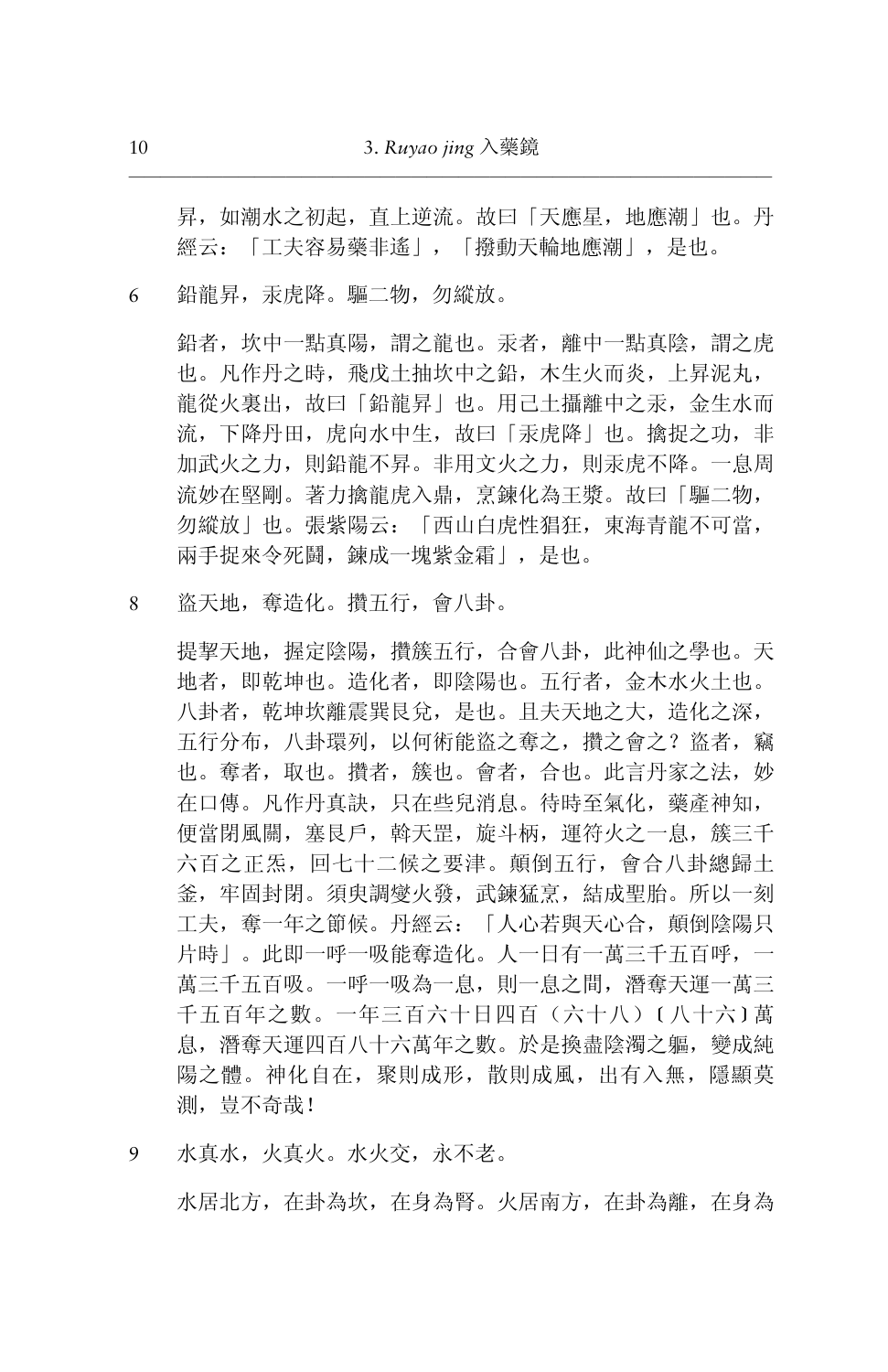昇，如潮水之初起，直上逆流。故曰「天應星，地應潮」也。丹經云：「工夫容易藥非遙」，「撥動天輪地應潮」，是也。

6 鉛龍昇，汞虎降。驅二物，勿縱放。

鉛者，坎中一點真陽，謂之龍也。汞者，離中一點真陰，謂之虎也。凡作丹之時，飛戊土抽坎中之鉛，木生火而炎，上昇泥丸，龍從火裏出，故曰「鉛龍昇」也。用己土攝離中之汞，金生水而流，下降丹田，虎向水中生，故曰「汞虎降」也。擒捉之功，非加武火之力，則鉛龍不昇。非用文火之力，則汞虎不降。一息周流妙在堅剛。著力擒龍虎入鼎，烹鍊化為玉漿。故曰「驅二物，勿縱放」也。張紫陽云：「西山白虎性猖狂，東海青龍不可當，兩手捉來令死鬪，鍊成一塊紫金霜」，是也。

8 盜天地，奪造化。攢五行，會八卦。

提挈天地，握定陰陽，攢簇五行，合會八卦，此神仙之學也。天地者，即乾坤也。造化者，即陰陽也。五行者，金木水火土也。八卦者，乾坤坎離震巽艮兌，是也。且夫天地之大，造化之深，五行分布，八卦環列，以何術能盜之奪之，攢之會之？盜者，竊也。奪者，取也。攢者，簇也。會者，合也。此言丹家之法，妙在口傳。凡作丹真訣，只在些兒消息。待時至氣化，藥產神知，便當閉風關，塞艮戶，斡天罡，旋斗柄，運符火之一息，簇三千六百之正炁，回七十二候之要津。顛倒五行，會合八卦總歸土釜，牢固封閉。須臾調變火發，武鍊猛烹，結成聖胎。所以一刻工夫，奪一年之節候。丹經云：「人心若與天心合，顛倒陰陽只片時」。此即一呼一吸能奪造化。人一日有一萬三千五百呼，一萬三千五百吸。一呼一吸為一息，則一息之間，潛奪天運一萬三千五百年之數。一年三百六十日四百（六十八）〔八十六〕萬息，潛奪天運四百八十六萬年之數。於是換盡陰濁之軀，變成純陽之體。神化自在，聚則成形，散則成風，出有入無，隱顯莫測，豈不奇哉！

9 水真水，火真火。水火交，永不老。

水居北方，在卦為坎，在身為腎。火居南方，在卦為離，在身為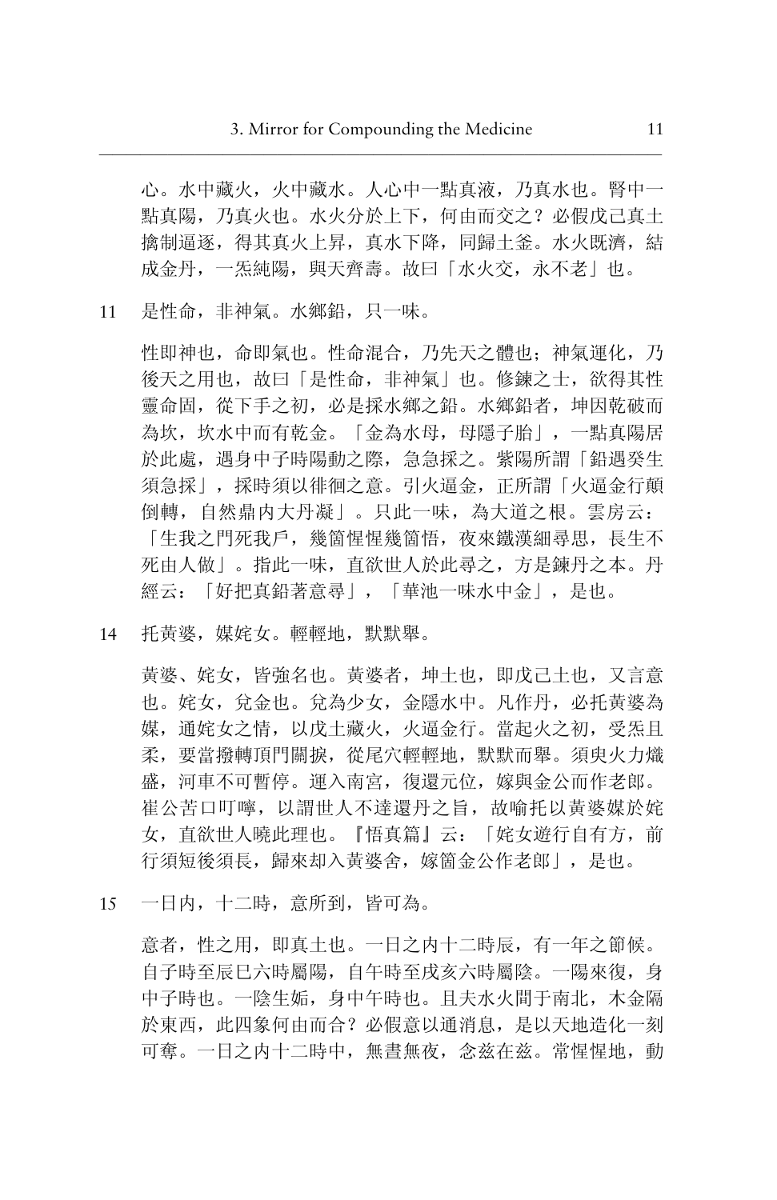心。水中藏火，火中藏水。人心中一點真液，乃真水也。腎中一點真陽，乃真火也。水火分於上下，何由而交之？必假戊己真土擒制逼逐，得其真火上昇，真水下降，同歸土釜。水火既濟，結成金丹，一炁純陽，與天齊壽。故曰「水火交，永不老」也。

11　是性命，非神氣。水鄉鉛，只一味。

性即神也，命即氣也。性命混合，乃先天之體也；神氣運化，乃後天之用也，故曰「是性命，非神氣」也。修鍊之士，欲得其性靈命固，從下手之初，必是採水鄉之鉛。水鄉鉛者，坤因乾破而為坎，坎水中而有乾金。「金為水母，母隱子胎」，一點真陽居於此處，遇身中子時陽動之際，急急採之。紫陽所謂「鉛遇癸生須急採」，採時須以徘徊之意。引火逼金，正所謂「火逼金行顛倒轉，自然鼎內大丹凝」。只此一味，為大道之根。雲房云：「生我之門死我戶，幾箇惺惺幾箇悟，夜來鐵漢細尋思，長生不死由人做」。指此一味，直欲世人於此尋之，方是鍊丹之本。丹經云：「好把真鉛著意尋」，「華池一味水中金」，是也。

14　托黃婆，媒姹女。輕輕地，默默舉。

黃婆、姹女，皆強名也。黃婆者，坤土也，即戊己土也，又言意也。姹女，兌金也。兌為少女，金隱水中。凡作丹，必托黃婆為媒，通姹女之情，以戊土藏火，火逼金行。當起火之初，受炁且柔，要當撥轉頂門關捩，從尾穴輕輕地，默默而舉。須臾火力熾盛，河車不可暫停。運入南宮，復還元位，嫁與金公而作老郎。崔公苦口叮嚀，以謂世人不達還丹之旨，故喻托以黃婆媒於姹女，直欲世人曉此理也。『悟真篇』云：「姹女遊行自有方，前行須短後須長，歸來却入黃婆舍，嫁箇金公作老郎」，是也。

15　一日內，十二時，意所到，皆可為。

意者，性之用，即真土也。一日之內十二時辰，有一年之節候。自子時至辰巳六時屬陽，自午時至戌亥六時屬陰。一陽來復，身中子時也。一陰生姤，身中午時也。且夫水火間于南北，木金隔於東西，此四象何由而合？必假意以通消息，是以天地造化一刻可奪。一日之內十二時中，無晝無夜，念茲在茲。常惺惺地，動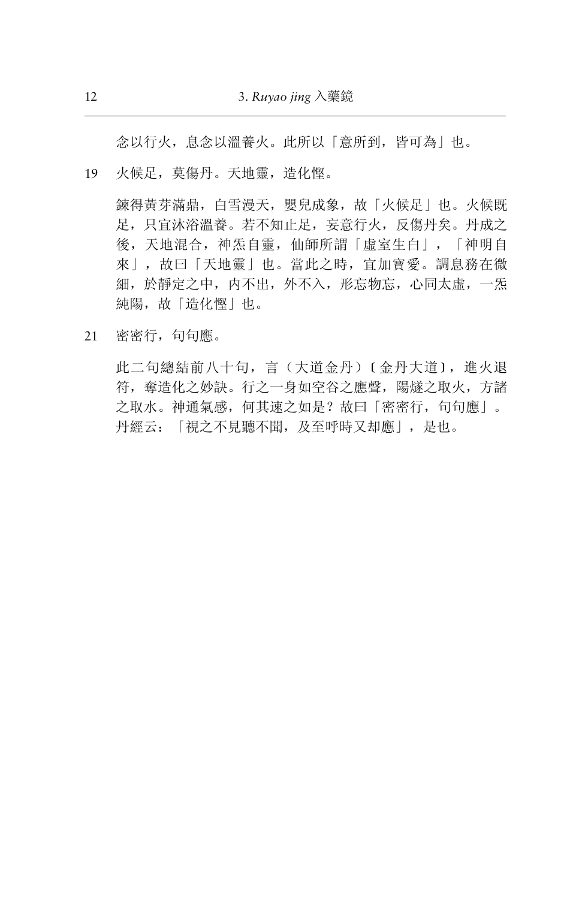念以行火，息念以溫養火。此所以「意所到，皆可為」也。

19 火候足，莫傷丹。天地靈，造化慳。

鍊得黃芽滿鼎，白雪漫天，嬰兒成象，故「火候足」也。火候既足，只宜沐浴溫養。若不知止足，妄意行火，反傷丹矣。丹成之後，天地混合，神炁自靈，仙師所謂「虛室生白」，「神明自來」，故曰「天地靈」也。當此之時，宜加寶愛。調息務在微細，於靜定之中，內不出，外不入，形忘物忘，心同太虛，一炁純陽，故「造化慳」也。

21 密密行，句句應。

此二句總結前八十句，言（大道金丹）〔金丹大道〕，進火退符，奪造化之妙訣。行之一身如空谷之應聲，陽燧之取火，方諸之取水。神通氣感，何其速之如是？故曰「密密行，句句應」。丹經云：「視之不見聽不聞，及至呼時又却應」，是也。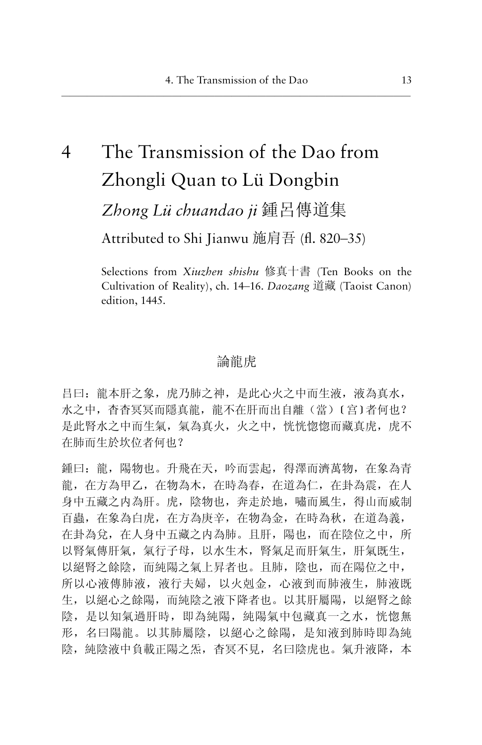# 4 The Transmission of the Dao from Zhongli Quan to Lü Dongbin

## *Zhong Lü chuandao ji* 鍾呂傳道集

Attributed to Shi Jianwu 施肩吾 (fl. 820–35)

Selections from *Xiuzhen shishu* 修真十書 (Ten Books on the Cultivation of Reality), ch. 14–16. *Daozang* 道藏 (Taoist Canon) edition, 1445.

### 論龍虎

呂曰：龍本肝之象，虎乃肺之神，是此心火之中而生液，液為真水，水之中，杳杳冥冥而隱真龍，龍不在肝而出自離（當）〔宮〕者何也？是此腎水之中而生氣，氣為真火，火之中，恍恍惚惚而藏真虎，虎不在肺而生於坎位者何也？

鍾曰：龍，陽物也。升飛在天，吟而雲起，得澤而濟萬物，在象為青龍，在方為甲乙，在物為木，在時為春，在道為仁，在卦為震，在人身中五藏之內為肝。虎，陰物也，奔走於地，嘯而風生，得山而威制百蟲，在象為白虎，在方為庚辛，在物為金，在時為秋，在道為義，在卦為兌，在人身中五藏之內為肺。且肝，陽也，而在陰位之中，所以腎氣傳肝氣，氣行子母，以水生木，腎氣足而肝氣生，肝氣既生，以絕腎之餘陰，而純陽之氣上昇者也。且肺，陰也，而在陽位之中，所以心液傳肺液，液行夫婦，以火剋金，心液到而肺液生，肺液既生，以絕心之餘陽，而純陰之液下降者也。以其肝屬陽，以絕腎之餘陰，是以知氣過肝時，即為純陽，純陽氣中包藏真一之水，恍惚無形，名曰陽龍。以其肺屬陰，以絕心之餘陽，是知液到肺時即為純陰，純陰液中負載正陽之炁，杳冥不見，名曰陰虎也。氣升液降，本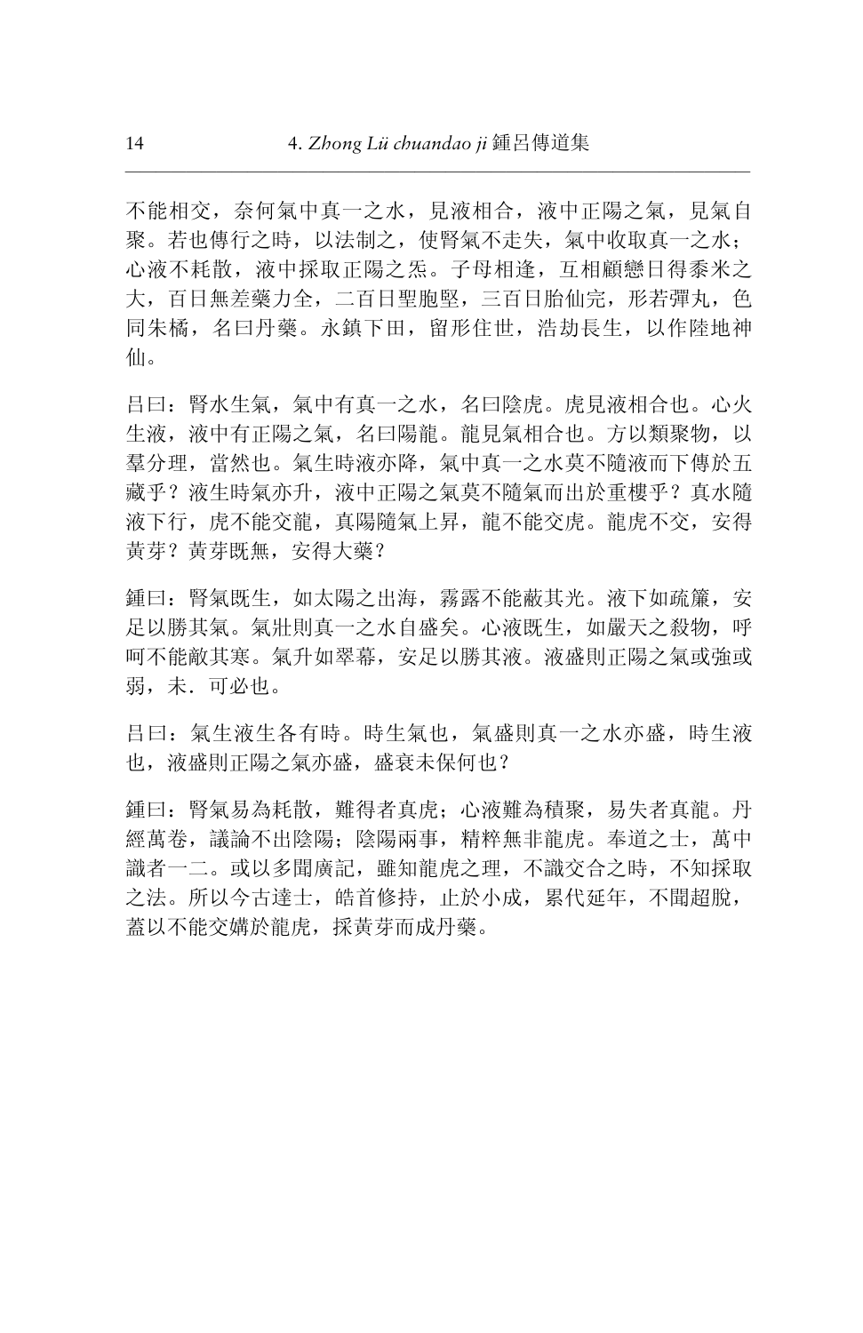不能相交，奈何氣中真一之水，見液相合，液中正陽之氣，見氣自聚。若也傳行之時，以法制之，使腎氣不走失，氣中收取真一之水；心液不耗散，液中採取正陽之炁。子母相逢，互相顧戀日得黍米之大，百日無差藥力全，二百日聖胞堅，三百日胎仙完，形若彈丸，色同朱橘，名曰丹藥。永鎮下田，留形住世，浩劫長生，以作陸地神仙。

吕曰：腎水生氣，氣中有真一之水，名曰陰虎。虎見液相合也。心火生液，液中有正陽之氣，名曰陽龍。龍見氣相合也。方以類聚物，以羣分理，當然也。氣生時液亦降，氣中真一之水莫不隨液而下傳於五藏乎？液生時氣亦升，液中正陽之氣莫不隨氣而出於重樓乎？真水隨液下行，虎不能交龍，真陽隨氣上昇，龍不能交虎。龍虎不交，安得黃芽？黃芽既無，安得大藥？

鍾曰：腎氣既生，如太陽之出海，霧露不能蔽其光。液下如疏簾，安足以勝其氣。氣壯則真一之水自盛矣。心液既生，如嚴天之殺物，呼呵不能敵其寒。氣升如翠幕，安足以勝其液。液盛則正陽之氣或強或弱，未．可必也。

吕曰：氣生液生各有時。時生氣也，氣盛則真一之水亦盛，時生液也，液盛則正陽之氣亦盛，盛衰未保何也？

鍾曰：腎氣易為耗散，難得者真虎；心液難為積聚，易失者真龍。丹經萬卷，議論不出陰陽；陰陽兩事，精粹無非龍虎。奉道之士，萬中識者一二。或以多聞廣記，雖知龍虎之理，不識交合之時，不知採取之法。所以今古達士，皓首修持，止於小成，累代延年，不聞超脫，蓋以不能交媾於龍虎，採黃芽而成丹藥。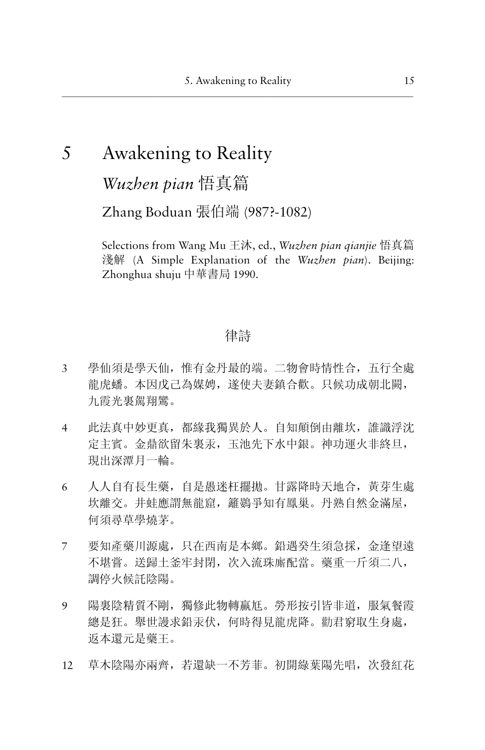# 5 Awakening to Reality

## *Wuzhen pian* 悟真篇

### Zhang Boduan 張伯端 (987?-1082)

Selections from Wang Mu 王沐, ed., *Wuzhen pian qianjie* 悟真篇淺解 (A Simple Explanation of the *Wuzhen pian*). Beijing: Zhonghua shuju 中華書局 1990.

律詩

3 學仙須是學天仙，惟有金丹最的端。二物會時情性合，五行全處龍虎蟠。本因戊己為媒娉，遂使夫妻鎮合歡。只候功成朝北闕，九霞光裏駕翔鸞。

4 此法真中妙更真，都緣我獨異於人。自知顛倒由離坎，誰識浮沈定主賓。金鼎欲留朱裏汞，玉池先下水中銀。神功運火非終旦，現出深潭月一輪。

6 人人自有長生藥，自是愚迷枉擺拋。甘露降時天地合，黃芽生處坎離交。井蛙應謂無龍窟，籬鷃爭知有鳳巢。丹熟自然金滿屋，何須尋草學燒茅。

7 要知產藥川源處，只在西南是本鄉。鉛遇癸生須急採，金逢望遠不堪嘗。送歸土釜牢封閉，次入流珠廝配當。藥重一斤須二八，調停火候託陰陽。

9 陽裏陰精質不剛，獨修此物轉羸尪。勞形按引皆非道，服氣餐霞總是狂。舉世謾求鉛汞伏，何時得見龍虎降。勸君窮取生身處，返本還元是藥王。

12 草木陰陽亦兩齊，若還缺一不芳菲。初開綠葉陽先唱，次發紅花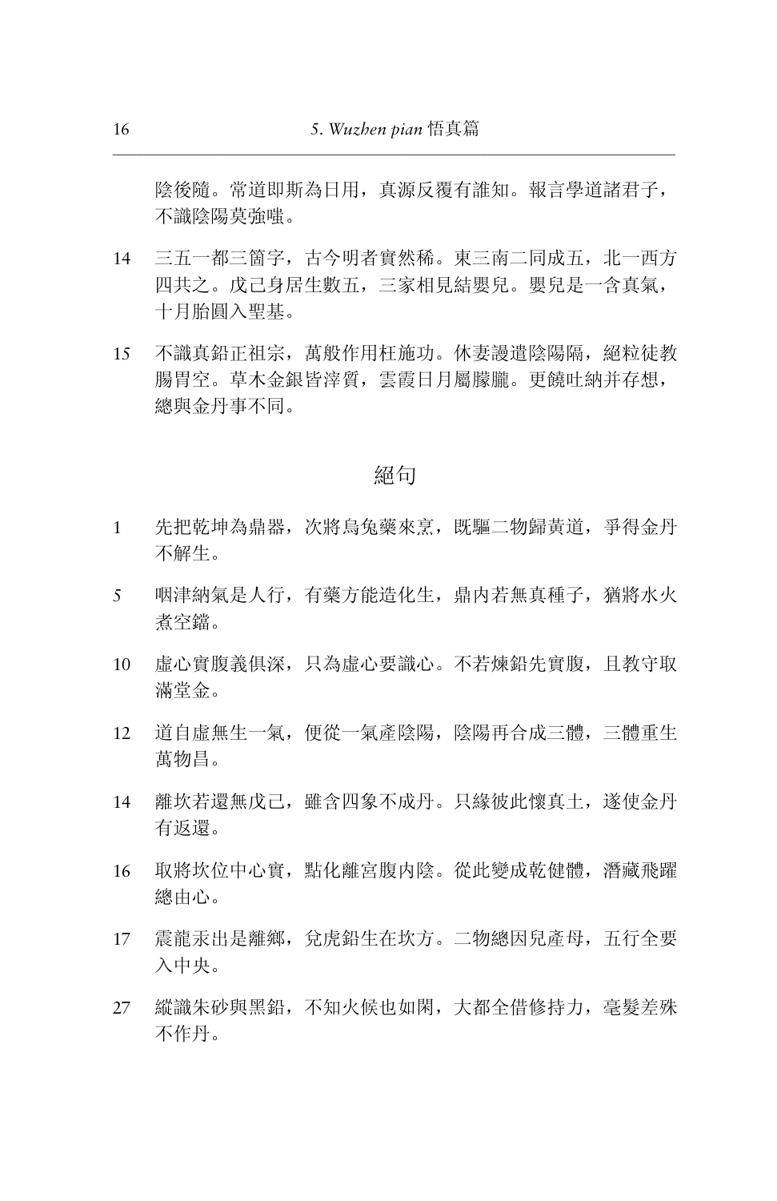陰後隨。常道即斯為日用，真源反覆有誰知。報言學道諸君子，不識陰陽莫強嗤。

14 三五一都三箇字，古今明者實然稀。東三南二同成五，北一西方四共之。戊己身居生數五，三家相見結嬰兒。嬰兒是一含真氣，十月胎圓入聖基。

15 不識真鉛正祖宗，萬般作用枉施功。休妻謾遣陰陽隔，絕粒徒教腸胃空。草木金銀皆滓質，雲霞日月屬朦朧。更饒吐納并存想，總與金丹事不同。

## 絕句

1 先把乾坤為鼎器，次將烏兔藥來烹，既驅二物歸黃道，爭得金丹不解生。

5 咽津納氣是人行，有藥方能造化生，鼎內若無真種子，猶將水火煮空鐺。

10 虛心實腹義俱深，只為虛心要識心。不若煉鉛先實腹，且教守取滿堂金。

12 道自虛無生一氣，便從一氣產陰陽，陰陽再合成三體，三體重生萬物昌。

14 離坎若還無戊己，雖含四象不成丹。只緣彼此懷真土，遂使金丹有返還。

16 取將坎位中心實，點化離宮腹內陰。從此變成乾健體，潛藏飛躍總由心。

17 震龍汞出是離鄉，兌虎鉛生在坎方。二物總因兒產母，五行全要入中央。

27 縱識朱砂與黑鉛，不知火候也如閑，大都全借修持力，毫髮差殊不作丹。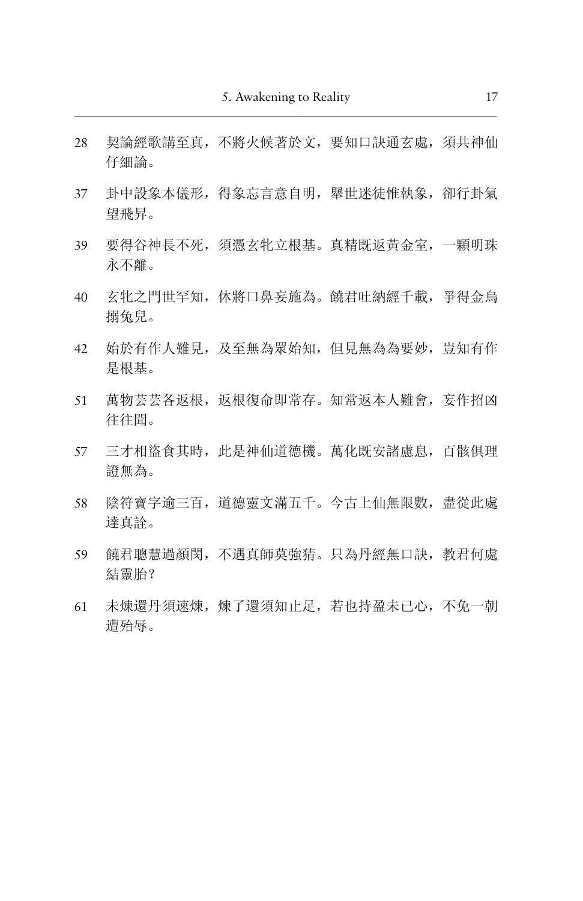28 契論經歌講至真，不將火候著於文，要知口訣通玄處，須共神仙仔細論。

37 卦中設象本儀形，得象忘言意自明，舉世迷徒惟執象，卻行卦氣望飛昇。

39 要得谷神長不死，須憑玄牝立根基。真精既返黃金室，一顆明珠永不離。

40 玄牝之門世罕知，休將口鼻妄施為。饒君吐納經千載，爭得金烏搦兔兒。

42 始於有作人難見，及至無為眾始知，但見無為為要妙，豈知有作是根基。

51 萬物芸芸各返根，返根復命即常存。知常返本人難會，妄作招凶往往聞。

57 三才相盜食其時，此是神仙道德機。萬化既安諸慮息，百骸俱理證無為。

58 陰符寶字逾三百，道德靈文滿五千。今古上仙無限數，盡從此處達真詮。

59 饒君聰慧過顏閔，不遇真師莫強猜。只為丹經無口訣，教君何處結靈胎？

61 未煉還丹須速煉，煉了還須知止足，若也持盈未已心，不免一朝遭殆辱。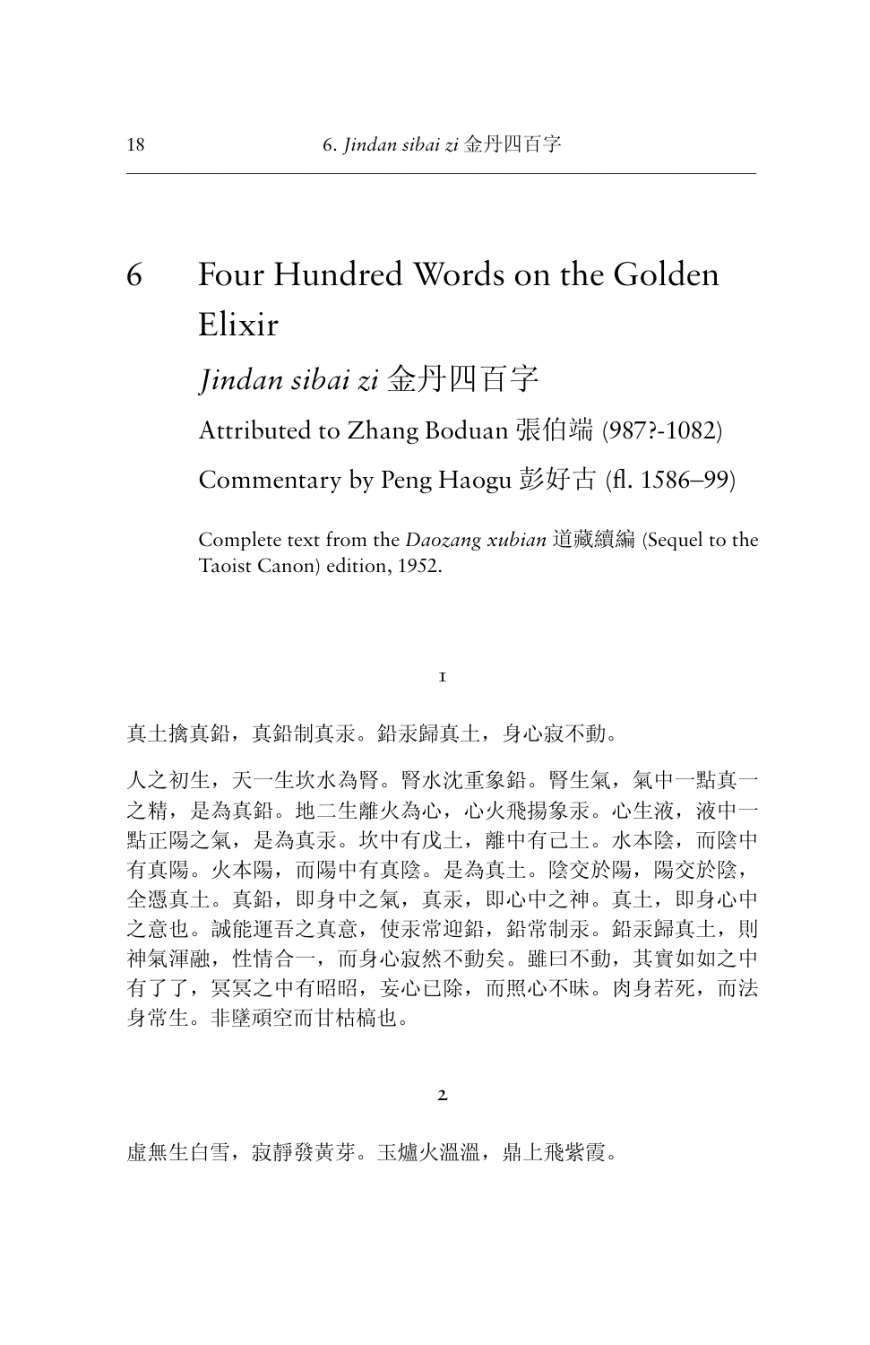# 6 Four Hundred Words on the Golden Elixir

## *Jindan sibai zi* 金丹四百字

Attributed to Zhang Boduan 張伯端 (987?-1082)

Commentary by Peng Haogu 彭好古 (fl. 1586–99)

Complete text from the *Daozang xubian* 道藏續編 (Sequel to the Taoist Canon) edition, 1952.

### 1

真土擒真鉛，真鉛制真汞。鉛汞歸真土，身心寂不動。

人之初生，天一生坎水為腎。腎水沈重象鉛。腎生氣，氣中一點真一之精，是為真鉛。地二生離火為心，心火飛揚象汞。心生液，液中一點正陽之氣，是為真汞。坎中有戊土，離中有己土。水本陰，而陰中有真陽。火本陽，而陽中有真陰。是為真土。陰交於陽，陽交於陰，全憑真土。真鉛，即身中之氣，真汞，即心中之神。真土，即身心中之意也。誠能運吾之真意，使汞常迎鉛，鉛常制汞。鉛汞歸真土，則神氣渾融，性情合一，而身心寂然不動矣。雖曰不動，其實如如之中有了了，冥冥之中有昭昭，妄心已除，而照心不昧。肉身若死，而法身常生。非墜頑空而甘枯槁也。

### 2

虛無生白雪，寂靜發黃芽。玉爐火溫溫，鼎上飛紫霞。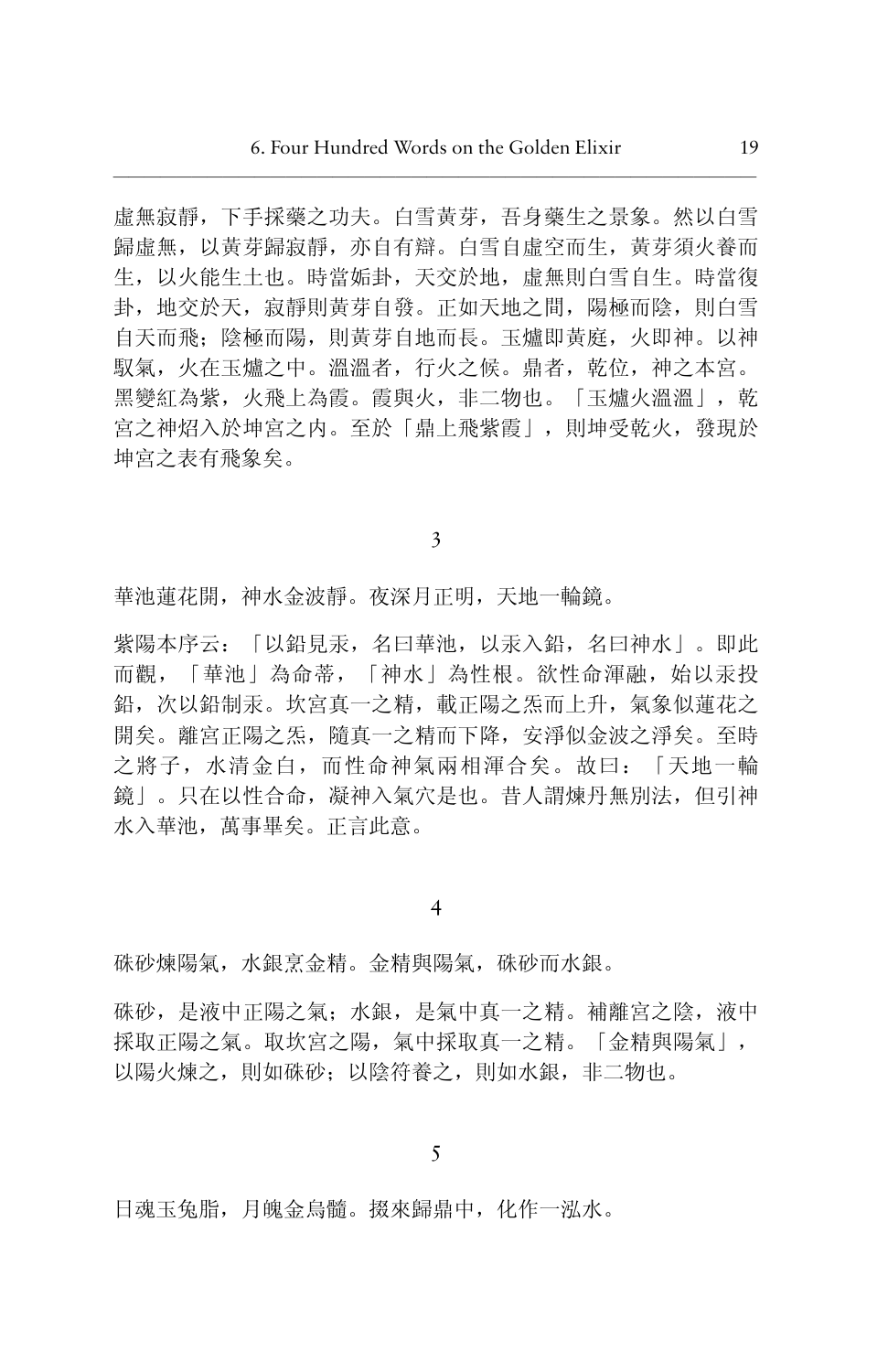虛無寂靜，下手採藥之功夫。白雪黃芽，吾身藥生之景象。然以白雪歸虛無，以黃芽歸寂靜，亦自有辯。白雪自虛空而生，黃芽須火養而生，以火能生土也。時當姤卦，天交於地，虛無則白雪自生。時當復卦，地交於天，寂靜則黃芽自發。正如天地之間，陽極而陰，則白雪自天而飛；陰極而陽，則黃芽自地而長。玉爐即黃庭，火即神。以神馭氣，火在玉爐之中。溫溫者，行火之候。鼎者，乾位，神之本宮。黑變紅為紫，火飛上為霞。霞與火，非二物也。「玉爐火溫溫」，乾宮之神炤入於坤宮之內。至於「鼎上飛紫霞」，則坤受乾火，發現於坤宮之表有飛象矣。

3

華池蓮花開，神水金波靜。夜深月正明，天地一輪鏡。

紫陽本序云：「以鉛見汞，名曰華池，以汞入鉛，名曰神水」。即此而觀，「華池」為命蒂，「神水」為性根。欲性命渾融，始以汞投鉛，次以鉛制汞。坎宮真一之精，載正陽之炁而上升，氣象似蓮花之開矣。離宮正陽之炁，隨真一之精而下降，安淨似金波之淨矣。至時之將子，水清金白，而性命神氣兩相渾合矣。故曰：「天地一輪鏡」。只在以性合命，凝神入氣穴是也。昔人謂煉丹無別法，但引神水入華池，萬事畢矣。正言此意。

4

硃砂煉陽氣，水銀烹金精。金精與陽氣，硃砂而水銀。

硃砂，是液中正陽之氣；水銀，是氣中真一之精。補離宮之陰，液中採取正陽之氣。取坎宮之陽，氣中採取真一之精。「金精與陽氣」，以陽火煉之，則如硃砂；以陰符養之，則如水銀，非二物也。

5

日魂玉兔脂，月魄金烏髓。掇來歸鼎中，化作一泓水。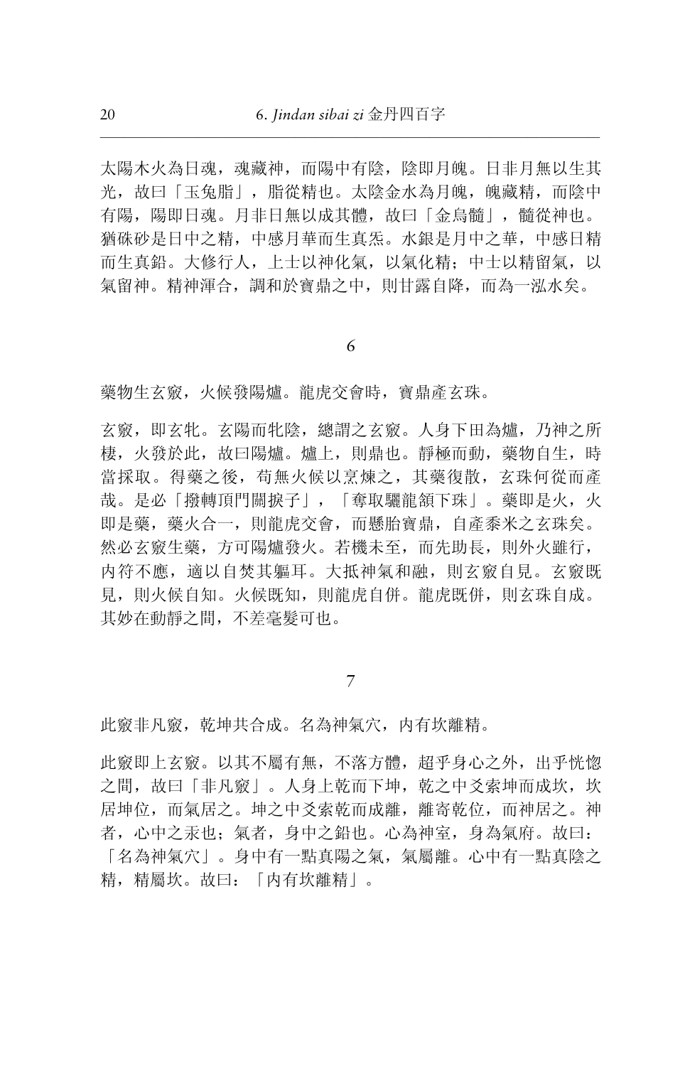太陽木火為日魂，魂藏神，而陽中有陰，陰即月魄。日非月無以生其光，故曰「玉兔脂」，脂從精也。太陰金水為月魄，魄藏精，而陰中有陽，陽即日魂。月非日無以成其體，故曰「金烏髓」，髓從神也。猶硃砂是日中之精，中感月華而生真汞。水銀是月中之華，中感日精而生真鉛。大修行人，上士以神化氣，以氣化精；中士以精留氣，以氣留神。精神渾合，調和於寶鼎之中，則甘露自降，而為一泓水矣。

## 6

藥物生玄竅，火候發陽爐。龍虎交會時，寶鼎產玄珠。

玄竅，即玄牝。玄陽而牝陰，總謂之玄竅。人身下田為爐，乃神之所棲，火發於此，故曰陽爐。爐上，則鼎也。靜極而動，藥物自生，時當採取。得藥之後，苟無火候以烹煉之，其藥復散，玄珠何從而產哉。是必「撥轉頂門關捩子」，「奪取驪龍頷下珠」。藥即是火，火即是藥，藥火合一，則龍虎交會，而懸胎寶鼎，自產黍米之玄珠矣。然必玄竅生藥，方可陽爐發火。若機未至，而先助長，則外火雖行，內符不應，適以自焚其軀耳。大抵神氣和融，則玄竅自見。玄竅既見，則火候自知。火候既知，則龍虎自併。龍虎既併，則玄珠自成。其妙在動靜之間，不差毫髮可也。

## 7

此竅非凡竅，乾坤共合成。名為神氣穴，內有坎離精。

此竅即上玄竅。以其不屬有無，不落方體，超乎身心之外，出乎恍惚之間，故曰「非凡竅」。人身上乾而下坤，乾之中爻索坤而成坎，坎居坤位，而氣居之。坤之中爻索乾而成離，離寄乾位，而神居之。神者，心中之汞也；氣者，身中之鉛也。心為神室，身為氣府。故曰：「名為神氣穴」。身中有一點真陽之氣，氣屬離。心中有一點真陰之精，精屬坎。故曰：「內有坎離精」。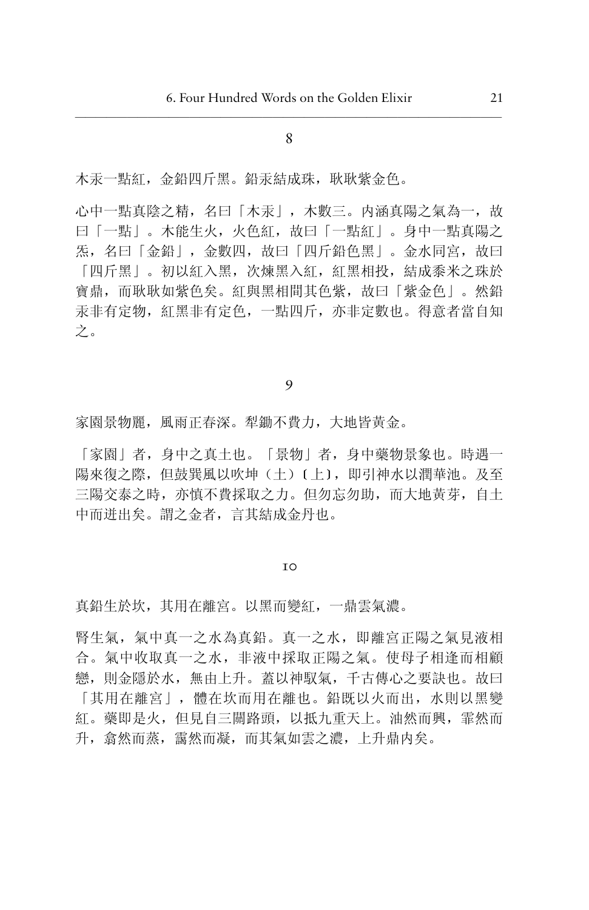## 8

木汞一點紅，金鉛四斤黑。鉛汞結成珠，耿耿紫金色。

心中一點真陰之精，名曰「木汞」，木數三。內涵真陽之氣為一，故曰「一點」。木能生火，火色紅，故曰「一點紅」。身中一點真陽之炁，名曰「金鉛」，金數四，故曰「四斤鉛色黑」。金水同宮，故曰「四斤黑」。初以紅入黑，次煉黑入紅，紅黑相投，結成黍米之珠於寶鼎，而耿耿如紫色矣。紅與黑相間其色紫，故曰「紫金色」。然鉛汞非有定物，紅黑非有定色，一點四斤，亦非定數也。得意者當自知之。

## 9

家園景物麗，風雨正春深。犁鋤不費力，大地皆黃金。

「家園」者，身中之真土也。「景物」者，身中藥物景象也。時遇一陽來復之際，但鼓巽風以吹坤（土）〔上〕，即引神水以潤華池。及至三陽交泰之時，亦慎不費採取之力。但勿忘勿助，而大地黃芽，自土中而迸出矣。謂之金者，言其結成金丹也。

## 10

真鉛生於坎，其用在離宮。以黑而變紅，一鼎雲氣濃。

腎生氣，氣中真一之水為真鉛。真一之水，即離宮正陽之氣見液相合。氣中收取真一之水，非液中採取正陽之氣。使母子相逢而相顧戀，則金隱於水，無由上升。蓋以神馭氣，千古傳心之要訣也。故曰「其用在離宮」，體在坎而用在離也。鉛既以火而出，水則以黑變紅。藥即是火，但見自三關路頭，以抵九重天上。油然而興，霏然而升，翕然而蒸，靄然而凝，而其氣如雲之濃，上升鼎內矣。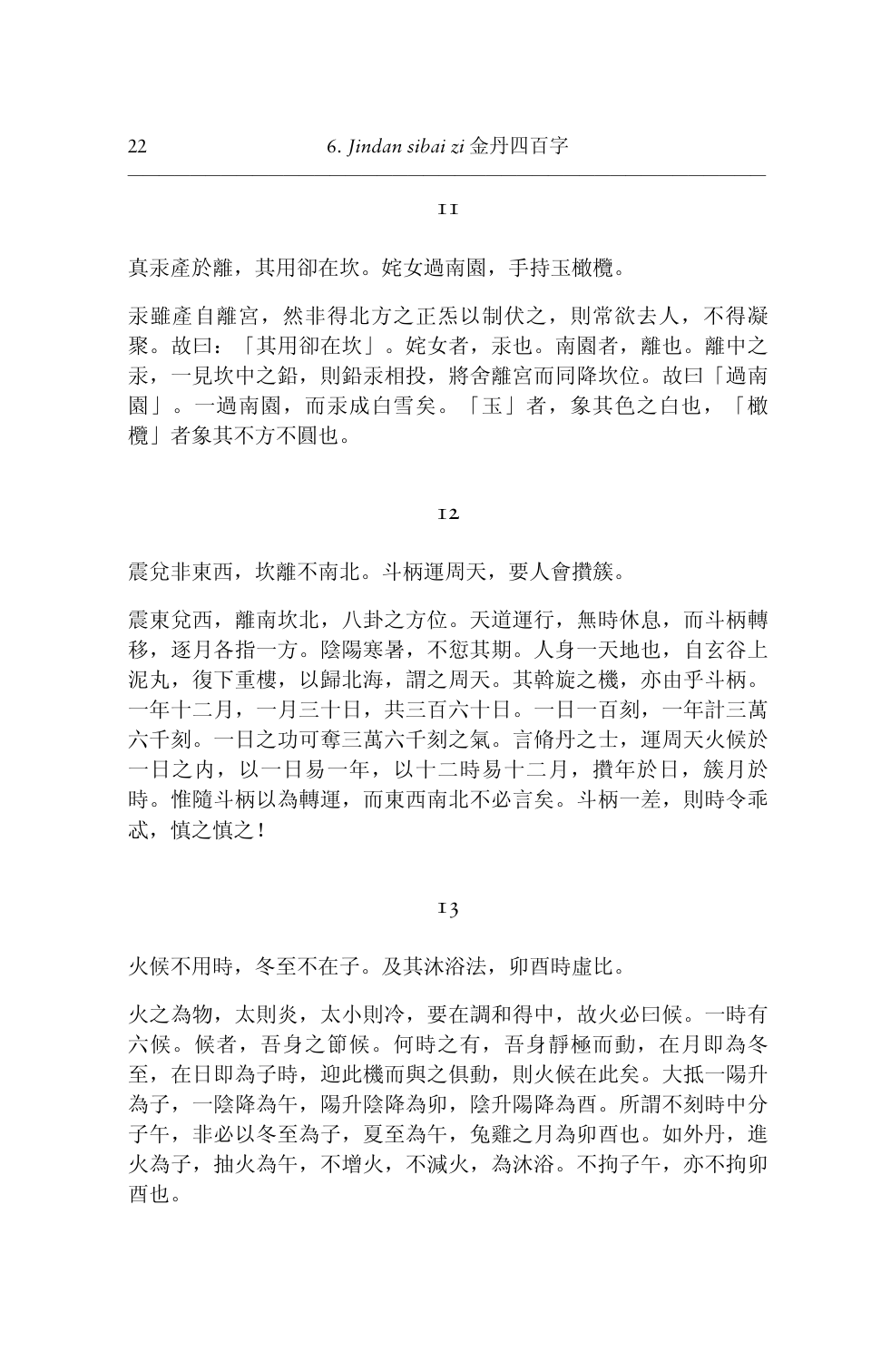11

真汞產於離，其用卻在坎。姹女過南園，手持玉橄欖。

汞雖產自離宮，然非得北方之正炁以制伏之，則常欲去人，不得凝聚。故曰：「其用卻在坎」。姹女者，汞也。南園者，離也。離中之汞，一見坎中之鉛，則鉛汞相投，將舍離宮而同降坎位。故曰「過南園」。一過南園，而汞成白雪矣。「玉」者，象其色之白也，「橄欖」者象其不方不圓也。

12

震兌非東西，坎離不南北。斗柄運周天，要人會攢簇。

震東兌西，離南坎北，八卦之方位。天道運行，無時休息，而斗柄轉移，逐月各指一方。陰陽寒暑，不愆其期。人身一天地也，自玄谷上泥丸，復下重樓，以歸北海，謂之周天。其斡旋之機，亦由乎斗柄。一年十二月，一月三十日，共三百六十日。一日一百刻，一年計三萬六千刻。一日之功可奪三萬六千刻之氣。言脩丹之士，運周天火候於一日之內，以一日易一年，以十二時易十二月，攢年於日，簇月於時。惟隨斗柄以為轉運，而東西南北不必言矣。斗柄一差，則時令乖忒，慎之慎之！

13

火候不用時，冬至不在子。及其沐浴法，卯酉時虛比。

火之為物，太則炎，太小則冷，要在調和得中，故火必曰候。一時有六候。候者，吾身之節候。何時之有，吾身靜極而動，在月即為冬至，在日即為子時，迎此機而與之俱動，則火候在此矣。大抵一陽升為子，一陰降為午，陽升陰降為卯，陰升陽降為酉。所謂不刻時中分子午，非必以冬至為子，夏至為午，兔雞之月為卯酉也。如外丹，進火為子，抽火為午，不增火，不減火，為沐浴。不拘子午，亦不拘卯酉也。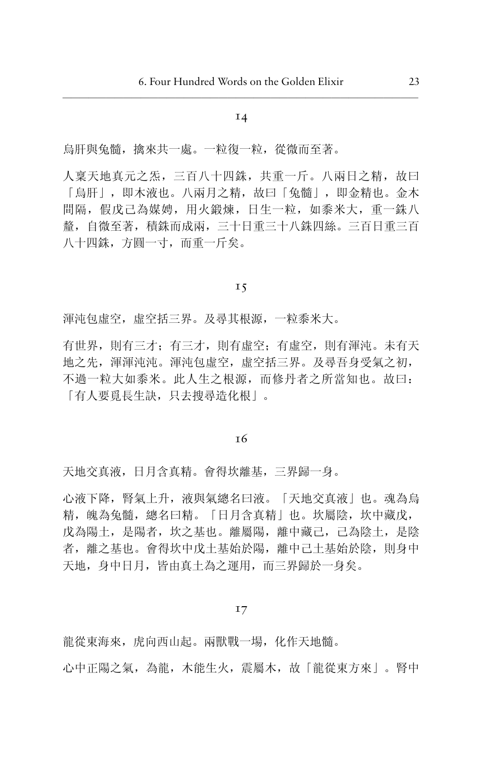## 14

烏肝與兔髓，擒來共一處。一粒復一粒，從微而至著。

人稟天地真元之炁，三百八十四銖，共重一斤。八兩日之精，故曰「烏肝」，即木液也。八兩月之精，故曰「兔髓」，即金精也。金木間隔，假戊己為媒娉，用火鍛煉，日生一粒，如黍米大，重一銖八釐，自微至著，積銖而成兩，三十日重三十八銖四絲。三百日重三百八十四銖，方圓一寸，而重一斤矣。

## 15

渾沌包虛空，虛空括三界。及尋其根源，一粒黍米大。

有世界，則有三才；有三才，則有虛空；有虛空，則有渾沌。未有天地之先，渾渾沌沌。渾沌包虛空，虛空括三界。及尋吾身受氣之初，不過一粒大如黍米。此人生之根源，而修丹者之所當知也。故曰：「有人要覓長生訣，只去搜尋造化根」。

## 16

天地交真液，日月含真精。會得坎離基，三界歸一身。

心液下降，腎氣上升，液與氣總名曰液。「天地交真液」也。魂為烏精，魄為兔髓，總名曰精。「日月含真精」也。坎屬陰，坎中藏戊，戊為陽土，是陽者，坎之基也。離屬陽，離中藏己，己為陰土，是陰者，離之基也。會得坎中戊土基始於陽，離中己土基始於陰，則身中天地，身中日月，皆由真土為之運用，而三界歸於一身矣。

## 17

龍從東海來，虎向西山起。兩獸戰一場，化作天地髓。

心中正陽之氣，為龍，木能生火，震屬木，故「龍從東方來」。腎中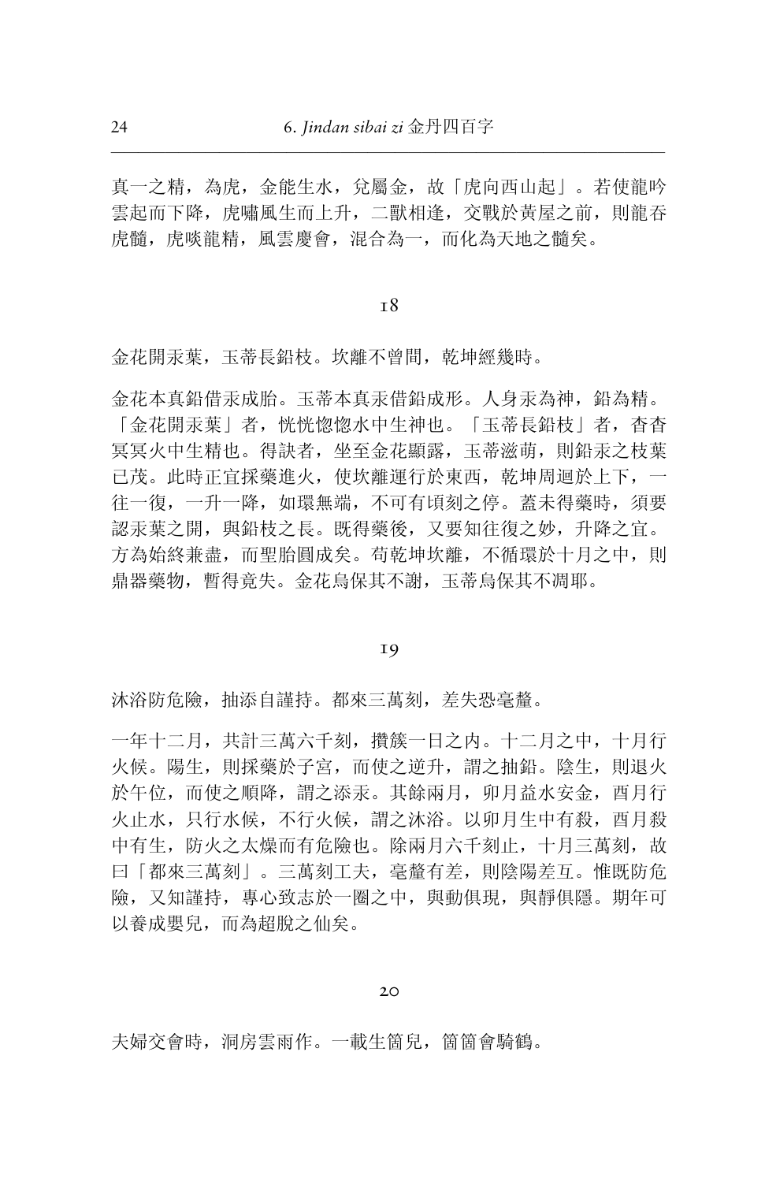真一之精，為虎，金能生水，兌屬金，故「虎向西山起」。若使龍吟雲起而下降，虎嘯風生而上升，二獸相逢，交戰於黃屋之前，則龍吞虎髓，虎啖龍精，風雲慶會，混合為一，而化為天地之髓矣。

18

金花開汞葉，玉蒂長鉛枝。坎離不曾間，乾坤經幾時。

金花本真鉛借汞成胎。玉蒂本真汞借鉛成形。人身汞為神，鉛為精。「金花開汞葉」者，恍恍惚惚水中生神也。「玉蒂長鉛枝」者，杳杳冥冥火中生精也。得訣者，坐至金花顯露，玉蒂滋萌，則鉛汞之枝葉已茂。此時正宜採藥進火，使坎離運行於東西，乾坤周迴於上下，一往一復，一升一降，如環無端，不可有頃刻之停。蓋未得藥時，須要認汞葉之開，與鉛枝之長。既得藥後，又要知往復之妙，升降之宜。方為始終兼盡，而聖胎圓成矣。苟乾坤坎離，不循環於十月之中，則鼎器藥物，暫得竟失。金花烏保其不謝，玉蒂烏保其不凋耶。

19

沐浴防危險，抽添自謹持。都來三萬刻，差失恐毫釐。

一年十二月，共計三萬六千刻，攢簇一日之內。十二月之中，十月行火候。陽生，則採藥於子宮，而使之逆升，謂之抽鉛。陰生，則退火於午位，而使之順降，謂之添汞。其餘兩月，卯月益水安金，酉月行火止水，只行水候，不行火候，謂之沐浴。以卯月生中有殺，酉月殺中有生，防火之太燥而有危險也。除兩月六千刻止，十月三萬刻，故曰「都來三萬刻」。三萬刻工夫，毫釐有差，則陰陽差互。惟既防危險，又知謹持，專心致志於一圈之中，與動俱現，與靜俱隱。期年可以養成嬰兒，而為超脫之仙矣。

20

夫婦交會時，洞房雲雨作。一載生箇兒，箇箇會騎鶴。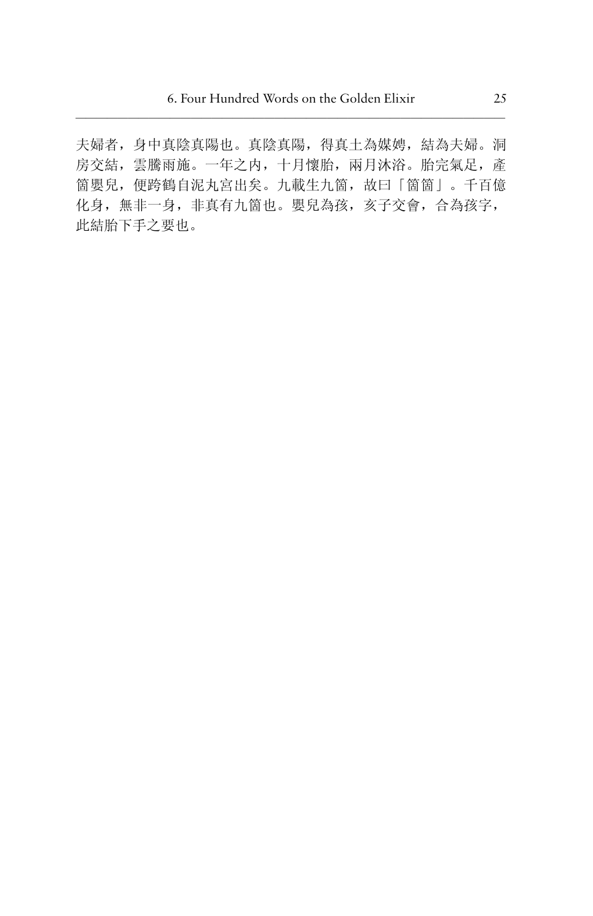夫婦者，身中真陰真陽也。真陰真陽，得真土為媒娉，結為夫婦。洞房交結，雲騰雨施。一年之內，十月懷胎，兩月沐浴。胎完氣足，產箇嬰兒，便跨鶴自泥丸宮出矣。九載生九箇，故曰「箇箇」。千百億化身，無非一身，非真有九箇也。嬰兒為孩，亥子交會，合為孩字，此結胎下手之要也。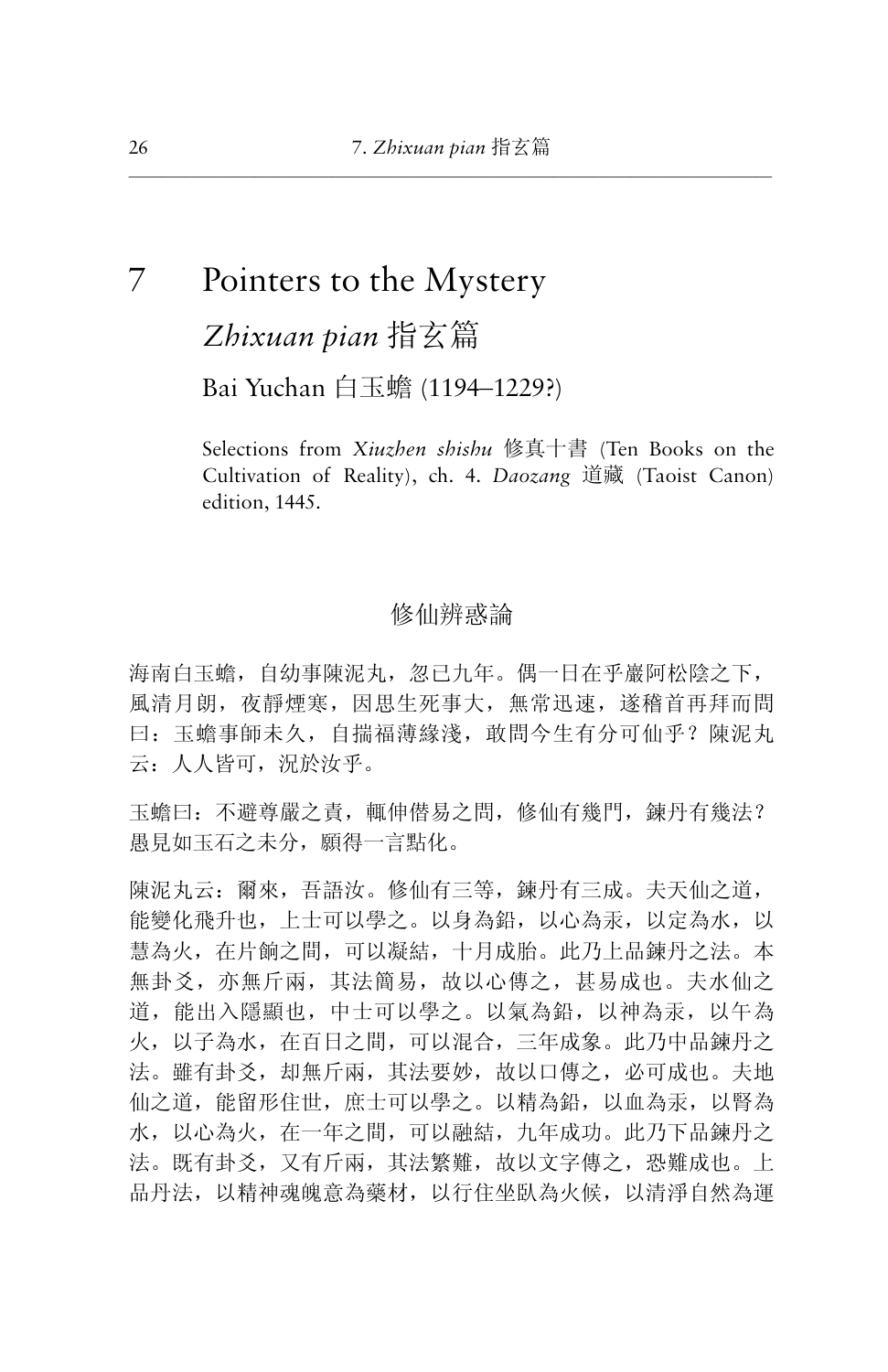# 7 Pointers to the Mystery

## *Zhixuan pian* 指玄篇

### Bai Yuchan 白玉蟾 (1194–1229?)

Selections from *Xiuzhen shishu* 修真十書 (Ten Books on the Cultivation of Reality), ch. 4. *Daozang* 道藏 (Taoist Canon) edition, 1445.

#### 修仙辨惑論

海南白玉蟾，自幼事陳泥丸，忽已九年。偶一日在乎巖阿松陰之下，風清月朗，夜靜煙寒，因思生死事大，無常迅速，遂稽首再拜而問曰：玉蟾事師未久，自揣福薄緣淺，敢問今生有分可仙乎？陳泥丸云：人人皆可，況於汝乎。

玉蟾曰：不避尊嚴之責，輒伸僭易之問，修仙有幾門，鍊丹有幾法？愚見如玉石之未分，願得一言點化。

陳泥丸云：爾來，吾語汝。修仙有三等，鍊丹有三成。夫天仙之道，能變化飛升也，上士可以學之。以身為鉛，以心為汞，以定為水，以慧為火，在片餉之間，可以凝結，十月成胎。此乃上品鍊丹之法。本無卦爻，亦無斤兩，其法簡易，故以心傳之，甚易成也。夫水仙之道，能出入隱顯也，中士可以學之。以氣為鉛，以神為汞，以午為火，以子為水，在百日之間，可以混合，三年成象。此乃中品鍊丹之法。雖有卦爻，却無斤兩，其法要妙，故以口傳之，必可成也。夫地仙之道，能留形住世，庶士可以學之。以精為鉛，以血為汞，以腎為水，以心為火，在一年之間，可以融結，九年成功。此乃下品鍊丹之法。既有卦爻，又有斤兩，其法繁難，故以文字傳之，恐難成也。上品丹法，以精神魂魄意為藥材，以行住坐臥為火候，以清淨自然為運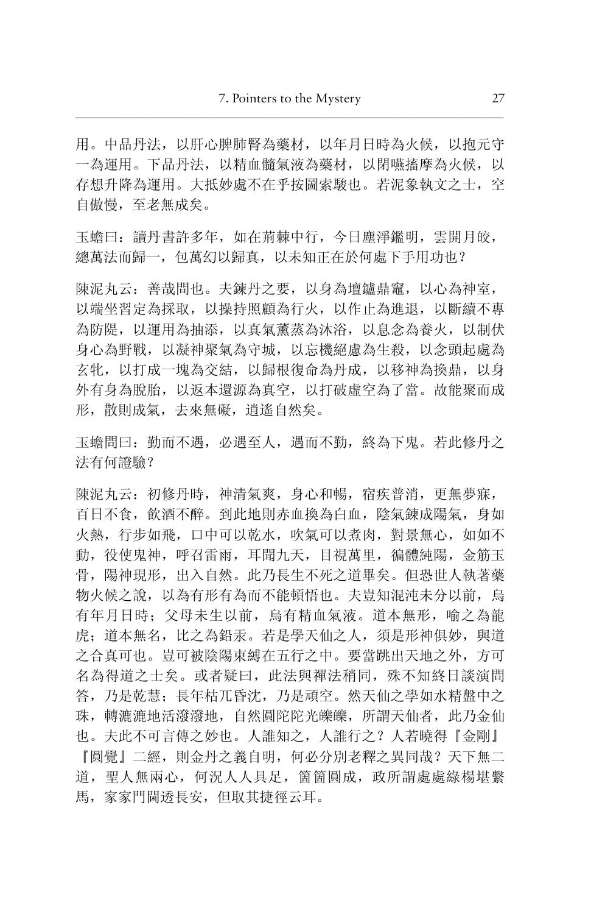用。中品丹法，以肝心脾肺腎為藥材，以年月日時為火候，以抱元守一為運用。下品丹法，以精血髓氣液為藥材，以閉嚥搐摩為火候，以存想升降為運用。大抵妙處不在乎按圖索駿也。若泥象執文之士，空自傲慢，至老無成矣。

玉蟾曰：讀丹書許多年，如在荊棘中行，今日塵淨鑑明，雲開月皎，總萬法而歸一，包萬幻以歸真，以未知正在於何處下手用功也？

陳泥丸云：善哉問也。夫鍊丹之要，以身為壇鑪鼎竈，以心為神室，以端坐習定為採取，以操持照顧為行火，以作止為進退，以斷續不專為防隄，以運用為抽添，以真氣薰蒸為沐浴，以息念為養火，以制伏身心為野戰，以凝神聚氣為守城，以忘機絕慮為生殺，以念頭起處為玄牝，以打成一塊為交結，以歸根復命為丹成，以移神為換鼎，以身外有身為脫胎，以返本還源為真空，以打破虛空為了當。故能聚而成形，散則成氣，去來無礙，逍遙自然矣。

玉蟾問曰：勤而不遇，必遇至人，遇而不勤，終為下鬼。若此修丹之法有何證驗？

陳泥丸云：初修丹時，神清氣爽，身心和暢，宿疾普消，更無夢寐，百日不食，飲酒不醉。到此地則赤血換為白血，陰氣鍊成陽氣，身如火熱，行步如飛，口中可以乾水，吹氣可以煮肉，對景無心，如如不動，役使鬼神，呼召雷雨，耳聞九天，目視萬里，徧體純陽，金筋玉骨，陽神現形，出入自然。此乃長生不死之道畢矣。但恐世人執著藥物火候之說，以為有形有為而不能頓悟也。夫豈知混沌未分以前，烏有年月日時；父母未生以前，烏有精血氣液。道本無形，喻之為龍虎；道本無名，比之為鉛汞。若是學天仙之人，須是形神俱妙，與道之合真可也。豈可被陰陽束縛在五行之中。要當跳出天地之外，方可名為得道之士矣。或者疑曰，此法與禪法稍同，殊不知終日談演問答，乃是乾慧；長年枯兀昏沈，乃是頑空。然天仙之學如水精盤中之珠，轉漉漉地活潑潑地，自然圓陀陀光皪皪，所謂天仙者，此乃金仙也。夫此不可言傳之妙也。人誰知之，人誰行之？人若曉得『金剛』『圓覺』二經，則金丹之義自明，何必分別老釋之異同哉？天下無二道，聖人無兩心，何況人人具足，箇箇圓成，政所謂處處綠楊堪繫馬，家家門閫透長安，但取其捷徑云耳。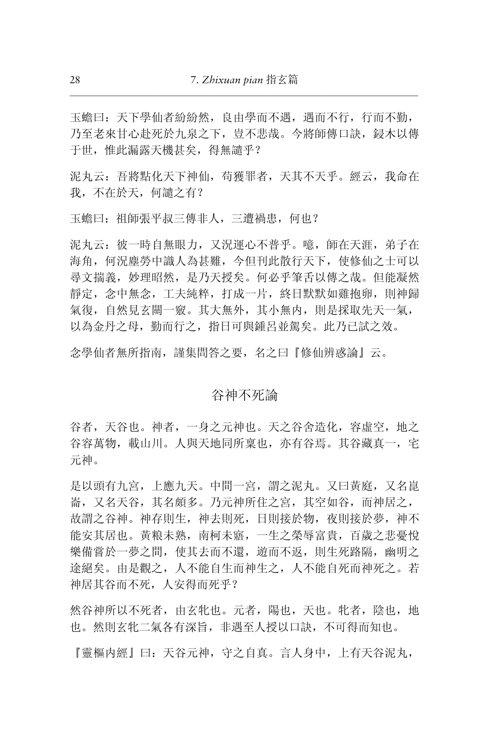玉蟾曰：天下學仙者紛紛然，良由學而不遇，遇而不行，行而不勤，乃至老來甘心赴死於九泉之下，豈不悲哉。今將師傳口訣，鋟木以傳于世，惟此漏露天機甚矣，得無譴乎？

泥丸云：吾將點化天下神仙，苟獲罪者，天其不天乎。經云，我命在我，不在於天，何譴之有？

玉蟾曰：祖師張平叔三傳非人，三遭禍患，何也？

泥丸云：彼一時自無眼力，又況運心不普乎。噫，師在天涯，弟子在海角，何況塵勞中識人為甚難，今但刊此散行天下，使修仙之士可以尋文揣義，妙理昭然，是乃天授矣。何必乎筆舌以傳之哉。但能凝然靜定，念中無念，工夫純粹，打成一片，終日默默如雞抱卵，則神歸氣復，自然見玄關一竅。其大無外，其小無内，則是採取先天一氣，以為金丹之母，勤而行之，指日可與鍾呂並駕矣。此乃已試之效。

念學仙者無所指南，謹集問答之要，名之曰『修仙辨惑論』云。

## 谷神不死論

谷者，天谷也。神者，一身之元神也。天之谷含造化，容虛空，地之谷容萬物，載山川。人與天地同所稟也，亦有谷焉。其谷藏真一，宅元神。

是以頭有九宮，上應九天。中間一宮，謂之泥丸。又曰黃庭，又名崑崙，又名天谷，其名頗多。乃元神所住之宮，其空如谷，而神居之，故謂之谷神。神存則生，神去則死，日則接於物，夜則接於夢，神不能安其居也。黃粱未熟，南柯未寤，一生之榮辱富貴，百歲之悲憂悅樂備嘗於一夢之間，使其去而不還，遊而不返，則生死路隔，幽明之途絕矣。由是觀之，人不能自生而神生之，人不能自死而神死之。若神居其谷而不死，人安得而死乎？

然谷神所以不死者，由玄牝也。元者，陽也，天也。牝者，陰也，地也。然則玄牝二氣各有深旨，非遇至人授以口訣，不可得而知也。

『靈樞内經』曰：天谷元神，守之自真。言人身中，上有天谷泥丸，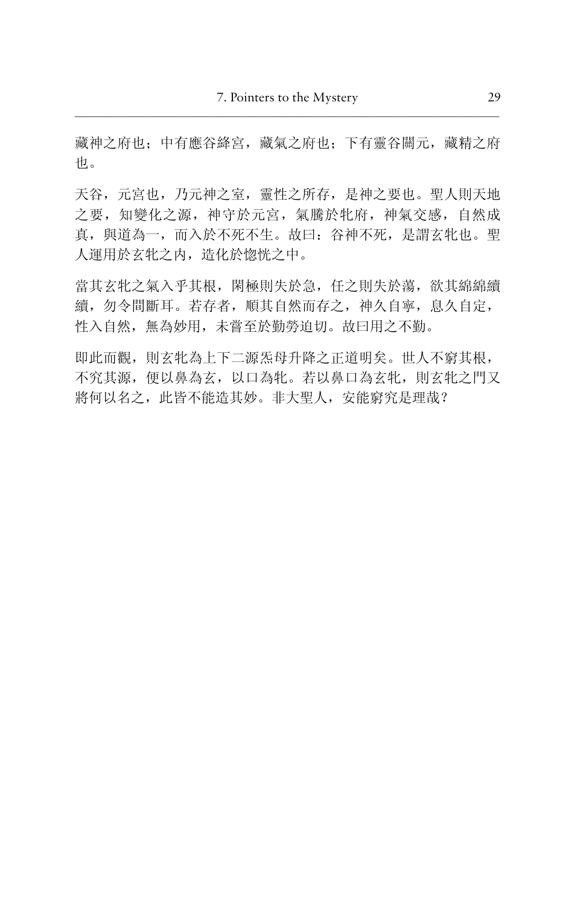藏神之府也；中有應谷絳宮，藏氣之府也；下有靈谷關元，藏精之府也。

天谷，元宮也，乃元神之室，靈性之所存，是神之要也。聖人則天地之要，知變化之源，神守於元宮，氣騰於牝府，神氣交感，自然成真，與道為一，而入於不死不生。故曰：谷神不死，是謂玄牝也。聖人運用於玄牝之內，造化於惚恍之中。

當其玄牝之氣入乎其根，閉極則失於急，任之則失於蕩，欲其綿綿續續，勿令間斷耳。若存者，順其自然而存之，神久自寧，息久自定，性入自然，無為妙用，未嘗至於勤勞迫切。故曰用之不勤。

即此而觀，則玄牝為上下二源炁母升降之正道明矣。世人不窮其根，不究其源，便以鼻為玄，以口為牝。若以鼻口為玄牝，則玄牝之門又將何以名之，此皆不能造其妙。非大聖人，安能窮究是理哉？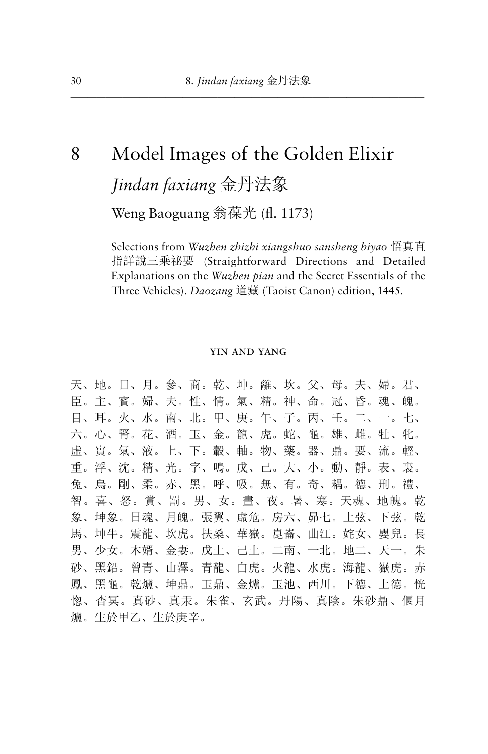# 8 Model Images of the Golden Elixir

## *Jindan faxiang* 金丹法象

Weng Baoguang 翁葆光 (fl. 1173)

Selections from *Wuzhen zhizhi xiangshuo sansheng biyao* 悟真直指詳說三乘祕要 (Straightforward Directions and Detailed Explanations on the *Wuzhen pian* and the Secret Essentials of the Three Vehicles). *Daozang* 道藏 (Taoist Canon) edition, 1445.

### YIN AND YANG

天、地。日、月。參、商。乾、坤。離、坎。父、母。夫、婦。君、臣。主、賓。婦、夫。性、情。氣、精。神、命。冠、昏。魂、魄。目、耳。火、水。南、北。甲、庚。午、子。丙、壬。二、一。七、六。心、腎。花、酒。玉、金。龍、虎。蛇、龜。雄、雌。牡、牝。虛、實。氣、液。上、下。轂、軸。物、藥。器、鼎。要、流。輕、重。浮、沈。精、光。字、鳴。戊、己。大、小。動、靜。表、裹。兔、烏。剛、柔。赤、黑。呼、吸。無、有。奇、耦。德、刑。禮、智。喜、怒。賞、罰。男、女。晝、夜。暑、寒。天魂、地魄。乾象、坤象。日魂、月魄。張翼、虛危。房六、昴七。上弦、下弦。乾馬、坤牛。震龍、坎虎。扶桑、華嶽。崑崙、曲江。姹女、嬰兒。長男、少女。木婿、金妻。戊土、己土。二南、一北。地二、天一。朱砂、黑鉛。曾青、山澤。青龍、白虎。火龍、水虎。海龍、嶽虎。赤鳳、黑龜。乾爐、坤鼎。玉鼎、金爐。玉池、西川。下德、上德。恍惚、杳冥。真砂、真汞。朱雀、玄武。丹陽、真陰。朱砂鼎、偃月爐。生於甲乙、生於庚辛。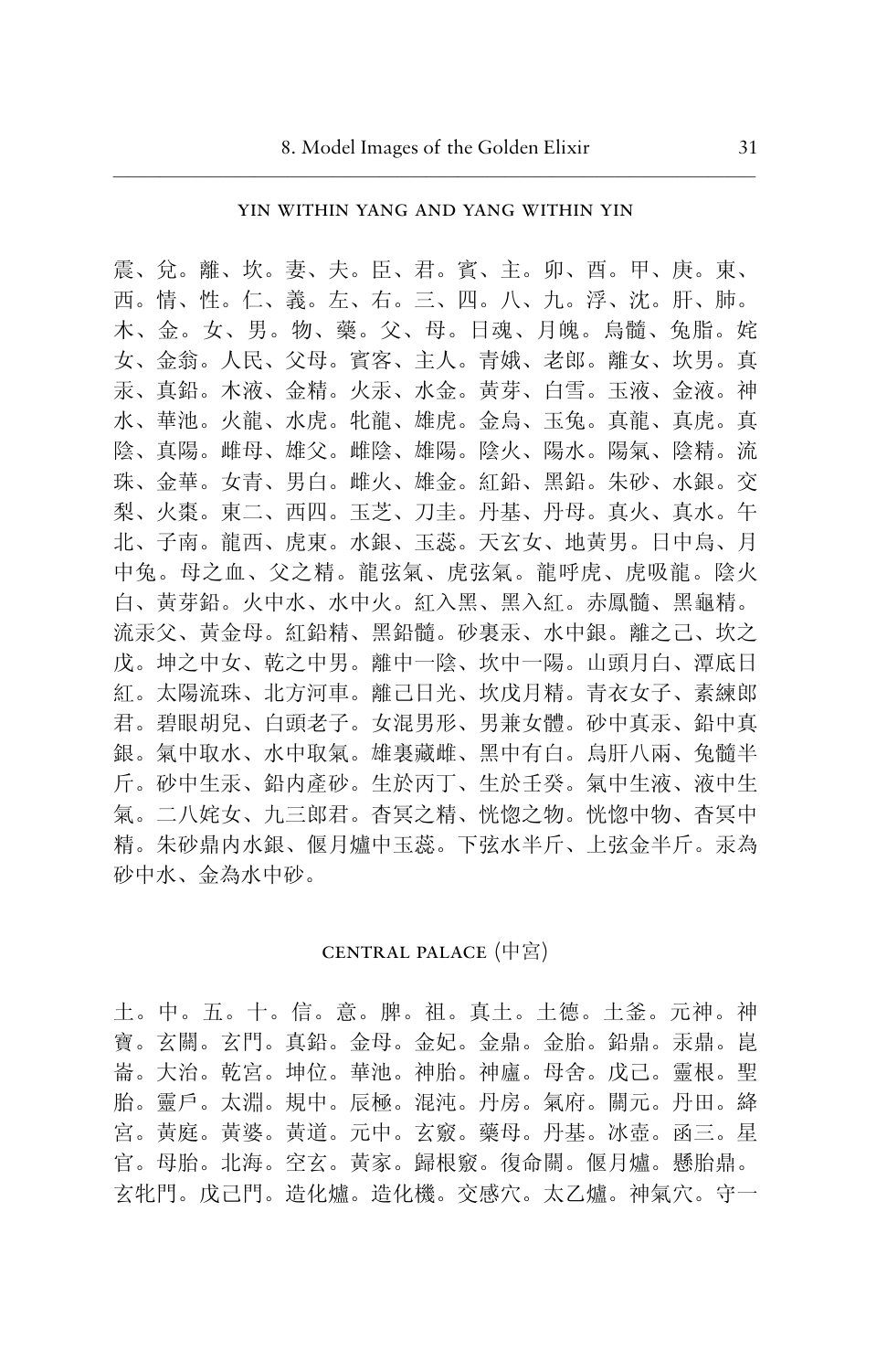## YIN WITHIN YANG AND YANG WITHIN YIN

震、兌。離、坎。妻、夫。臣、君。賓、主。卯、酉。甲、庚。東、西。情、性。仁、義。左、右。三、四。八、九。浮、沈。肝、肺。木、金。女、男。物、藥。父、母。日魂、月魄。烏髓、兔脂。姹女、金翁。人民、父母。賓客、主人。青娥、老郎。離女、坎男。真汞、真鉛。木液、金精。火汞、水金。黃芽、白雪。玉液、金液。神水、華池。火龍、水虎。牝龍、雄虎。金烏、玉兔。真龍、真虎。真陰、真陽。雌母、雄父。雌陰、雄陽。陰火、陽水。陽氣、陰精。流珠、金華。女青、男白。雌火、雄金。紅鉛、黑鉛。朱砂、水銀。交梨、火棗。東二、西四。玉芝、刀圭。丹基、丹母。真火、真水。午北、子南。龍西、虎東。水銀、玉蕊。天玄女、地黃男。日中烏、月中兔。母之血、父之精。龍弦氣、虎弦氣。龍呼虎、虎吸龍。陰火白、黃芽鉛。火中水、水中火。紅入黑、黑入紅。赤鳳髓、黑龜精。流汞父、黃金母。紅鉛精、黑鉛髓。砂裏汞、水中銀。離之己、坎之戊。坤之中女、乾之中男。離中一陰、坎中一陽。山頭月白、潭底日紅。太陽流珠、北方河車。離己日光、坎戊月精。青衣女子、素練郎君。碧眼胡兒、白頭老子。女混男形、男兼女體。砂中真汞、鉛中真銀。氣中取水、水中取氣。雄裏藏雌、黑中有白。烏肝八兩、兔髓半斤。砂中生汞、鉛內產砂。生於丙丁、生於壬癸。氣中生液、液中生氣。二八姹女、九三郎君。杳冥之精、恍惚之物。恍惚中物、杳冥中精。朱砂鼎內水銀、偃月爐中玉蕊。下弦水半斤、上弦金半斤。汞為砂中水、金為水中砂。

## CENTRAL PALACE (中宮)

土。中。五。十。信。意。脾。祖。真土。土德。土釜。元神。神寶。玄關。玄門。真鉛。金母。金妃。金鼎。金胎。鉛鼎。汞鼎。崑崙。大治。乾宮。坤位。華池。神胎。神廬。母舍。戊己。靈根。聖胎。靈戶。太淵。規中。辰極。混沌。丹房。氣府。關元。丹田。絳宮。黃庭。黃婆。黃道。元中。玄竅。藥母。丹基。冰壺。函三。星官。母胎。北海。空玄。黃家。歸根竅。復命關。偃月爐。懸胎鼎。玄牝門。戊己門。造化爐。造化機。交感穴。太乙爐。神氣穴。守一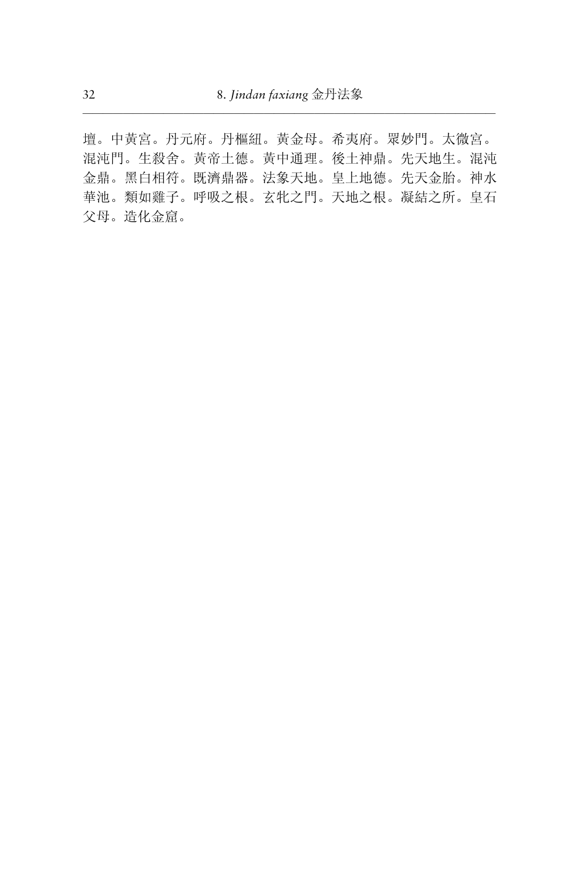壇。中黃宮。丹元府。丹樞紐。黃金母。希夷府。眾妙門。太微宮。混沌門。生殺舍。黃帝土德。黃中通理。後土神鼎。先天地生。混沌金鼎。黑白相符。既濟鼎器。法象天地。皇上地德。先天金胎。神水華池。類如雞子。呼吸之根。玄牝之門。天地之根。凝結之所。皇石父母。造化金窟。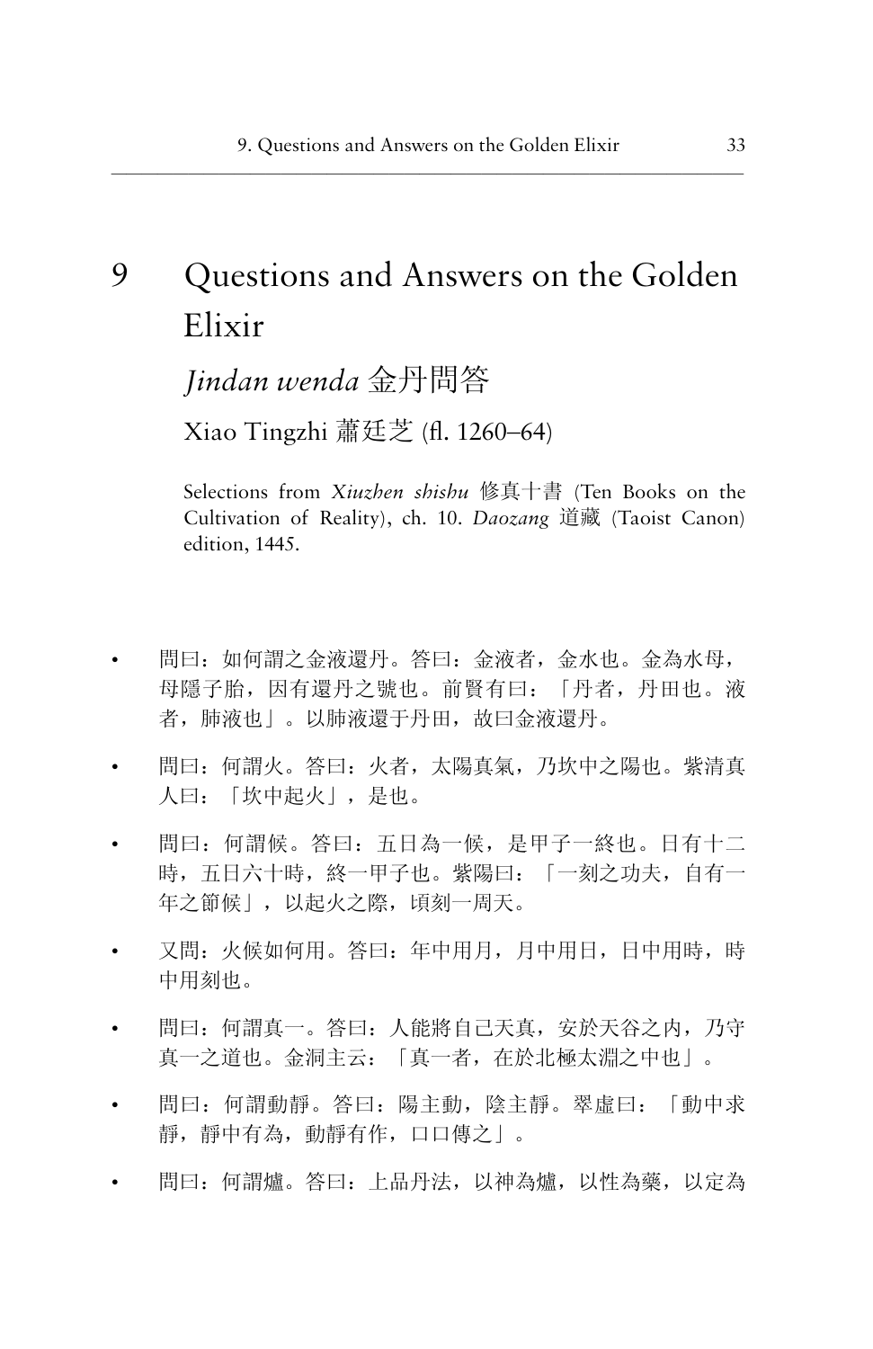# 9 Questions and Answers on the Golden Elixir

## *Jindan wenda* 金丹問答

### Xiao Tingzhi 蕭廷芝 (fl. 1260–64)

Selections from *Xiuzhen shishu* 修真十書 (Ten Books on the Cultivation of Reality), ch. 10. *Daozang* 道藏 (Taoist Canon) edition, 1445.

- 問曰：如何謂之金液還丹。答曰：金液者，金水也。金為水母，母隱子胎，因有還丹之號也。前賢有曰：「丹者，丹田也。液者，肺液也」。以肺液還于丹田，故曰金液還丹。
- 問曰：何謂火。答曰：火者，太陽真氣，乃坎中之陽也。紫清真人曰：「坎中起火」，是也。
- 問曰：何謂候。答曰：五日為一候，是甲子一終也。日有十二時，五日六十時，終一甲子也。紫陽曰：「一刻之功夫，自有一年之節候」，以起火之際，頃刻一周天。
- 又問：火候如何用。答曰：年中用月，月中用日，日中用時，時中用刻也。
- 問曰：何謂真一。答曰：人能將自己天真，安於天谷之內，乃守真一之道也。金洞主云：「真一者，在於北極太淵之中也」。
- 問曰：何謂動靜。答曰：陽主動，陰主靜。翠虛曰：「動中求靜，靜中有為，動靜有作，口口傳之」。
- 問曰：何謂爐。答曰：上品丹法，以神為爐，以性為藥，以定為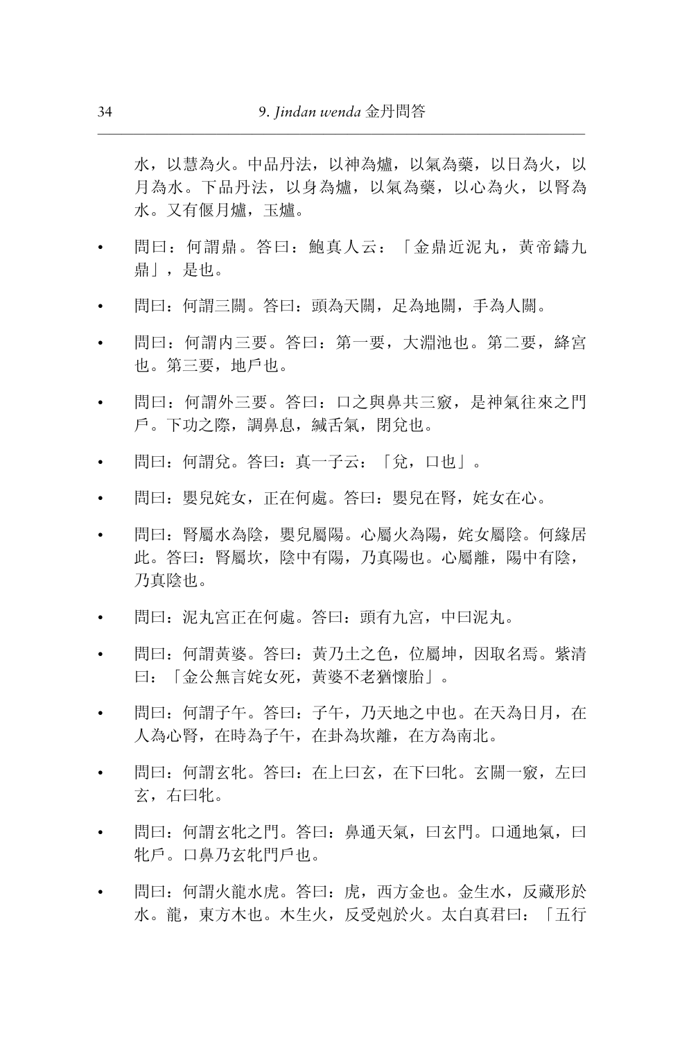水，以慧為火。中品丹法，以神為爐，以氣為藥，以日為火，以月為水。下品丹法，以身為爐，以氣為藥，以心為火，以腎為水。又有偃月爐，玉爐。

- 問曰：何謂鼎。答曰：鮑真人云：「金鼎近泥丸，黃帝鑄九鼎」，是也。
- 問曰：何謂三關。答曰：頭為天關，足為地關，手為人關。
- 問曰：何謂內三要。答曰：第一要，大淵池也。第二要，絳宮也。第三要，地戶也。
- 問曰：何謂外三要。答曰：口之與鼻共三竅，是神氣往來之門戶。下功之際，調鼻息，緘舌氣，閉兌也。
- 問曰：何謂兌。答曰：真一子云：「兌，口也」。
- 問曰：嬰兒姹女，正在何處。答曰：嬰兒在腎，姹女在心。
- 問曰：腎屬水為陰，嬰兒屬陽。心屬火為陽，姹女屬陰。何緣居此。答曰：腎屬坎，陰中有陽，乃真陽也。心屬離，陽中有陰，乃真陰也。
- 問曰：泥丸宮正在何處。答曰：頭有九宮，中曰泥丸。
- 問曰：何謂黃婆。答曰：黃乃土之色，位屬坤，因取名焉。紫清曰：「金公無言姹女死，黃婆不老猶懷胎」。
- 問曰：何謂子午。答曰：子午，乃天地之中也。在天為日月，在人為心腎，在時為子午，在卦為坎離，在方為南北。
- 問曰：何謂玄牝。答曰：在上曰玄，在下曰牝。玄關一竅，左曰玄，右曰牝。
- 問曰：何謂玄牝之門。答曰：鼻通天氣，曰玄門。口通地氣，曰牝戶。口鼻乃玄牝門戶也。
- 問曰：何謂火龍水虎。答曰：虎，西方金也。金生水，反藏形於水。龍，東方木也。木生火，反受剋於火。太白真君曰：「五行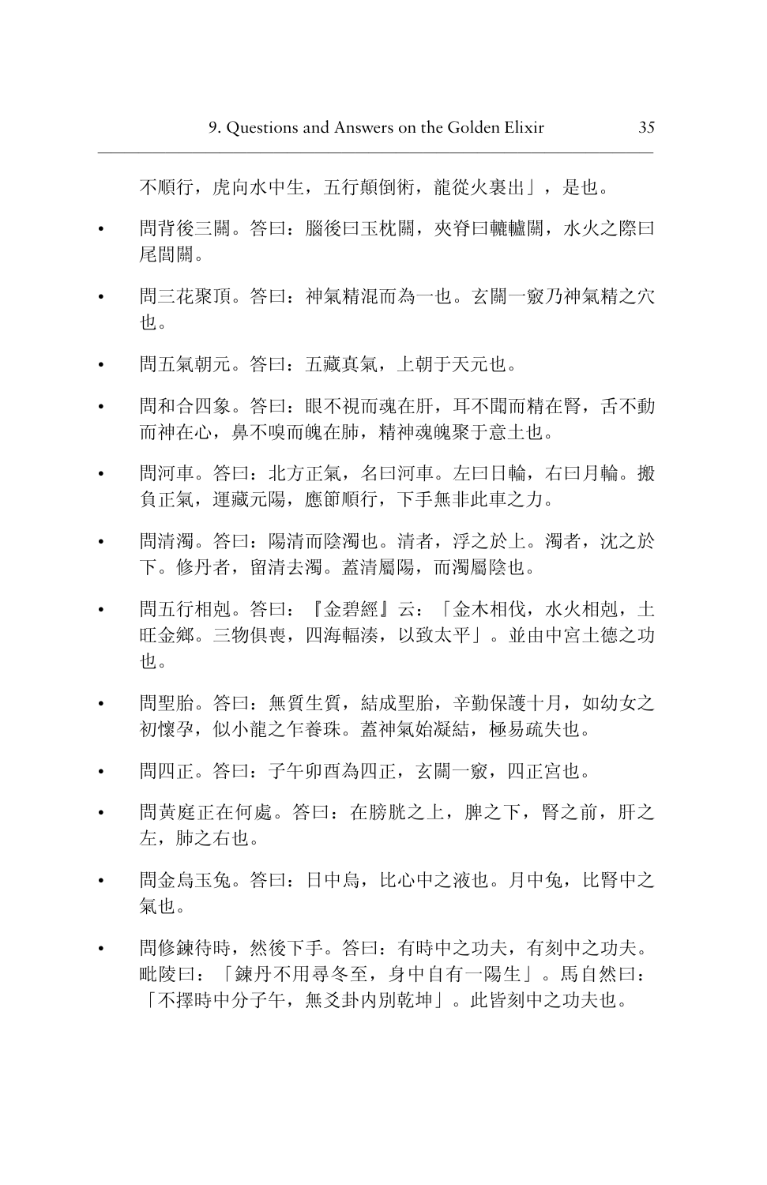不順行，虎向水中生，五行顛倒術，龍從火裏出」，是也。

- 問背後三關。答曰：腦後曰玉枕關，夾脊曰轆轤關，水火之際曰尾閭關。
- 問三花聚頂。答曰：神氣精混而為一也。玄關一竅乃神氣精之穴也。
- 問五氣朝元。答曰：五藏真氣，上朝于天元也。
- 問和合四象。答曰：眼不視而魂在肝，耳不聞而精在腎，舌不動而神在心，鼻不嗅而魄在肺，精神魂魄聚于意土也。
- 問河車。答曰：北方正氣，名曰河車。左曰日輪，右曰月輪。搬負正氣，運藏元陽，應節順行，下手無非此車之力。
- 問清濁。答曰：陽清而陰濁也。清者，浮之於上。濁者，沈之於下。修丹者，留清去濁。蓋清屬陽，而濁屬陰也。
- 問五行相剋。答曰：『金碧經』云：「金木相伐，水火相剋，土旺金鄉。三物俱喪，四海輻湊，以致太平」。並由中宮土德之功也。
- 問聖胎。答曰：無質生質，結成聖胎，辛勤保護十月，如幼女之初懷孕，似小龍之乍養珠。蓋神氣始凝結，極易疏失也。
- 問四正。答曰：子午卯酉為四正，玄關一竅，四正宮也。
- 問黃庭正在何處。答曰：在膀胱之上，脾之下，腎之前，肝之左，肺之右也。
- 問金烏玉兔。答曰：日中烏，比心中之液也。月中兔，比腎中之氣也。
- 問修鍊待時，然後下手。答曰：有時中之功夫，有刻中之功夫。毗陵曰：「鍊丹不用尋冬至，身中自有一陽生」。馬自然曰：「不擇時中分子午，無爻卦內別乾坤」。此皆刻中之功夫也。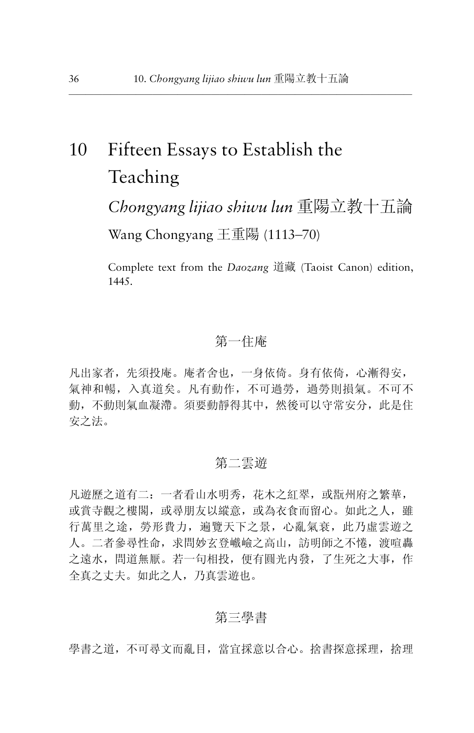# 10 Fifteen Essays to Establish the Teaching

## *Chongyang lijiao shiwu lun* 重陽立教十五論

Wang Chongyang 王重陽 (1113–70)

Complete text from the *Daozang* 道藏 (Taoist Canon) edition, 1445.

### 第一住庵

凡出家者，先須投庵。庵者舍也，一身依倚。身有依倚，心漸得安，氣神和暢，入真道矣。凡有動作，不可過勞，過勞則損氣。不可不動，不動則氣血凝滯。須要動靜得其中，然後可以守常安分，此是住安之法。

### 第二雲遊

凡遊歷之道有二：一者看山水明秀，花木之紅翠，或翫州府之繁華，或賞寺觀之樓閣，或尋朋友以縱意，或為衣食而留心。如此之人，雖行萬里之途，勞形費力，遍覽天下之景，心亂氣衰，此乃虛雲遊之人。二者參尋性命，求問妙玄登巇嶮之高山，訪明師之不倦，渡喧轟之遠水，問道無厭。若一句相投，便有圓光內發，了生死之大事，作全真之丈夫。如此之人，乃真雲遊也。

### 第三學書

學書之道，不可尋文而亂目，當宜採意以合心。捨書探意採理，捨理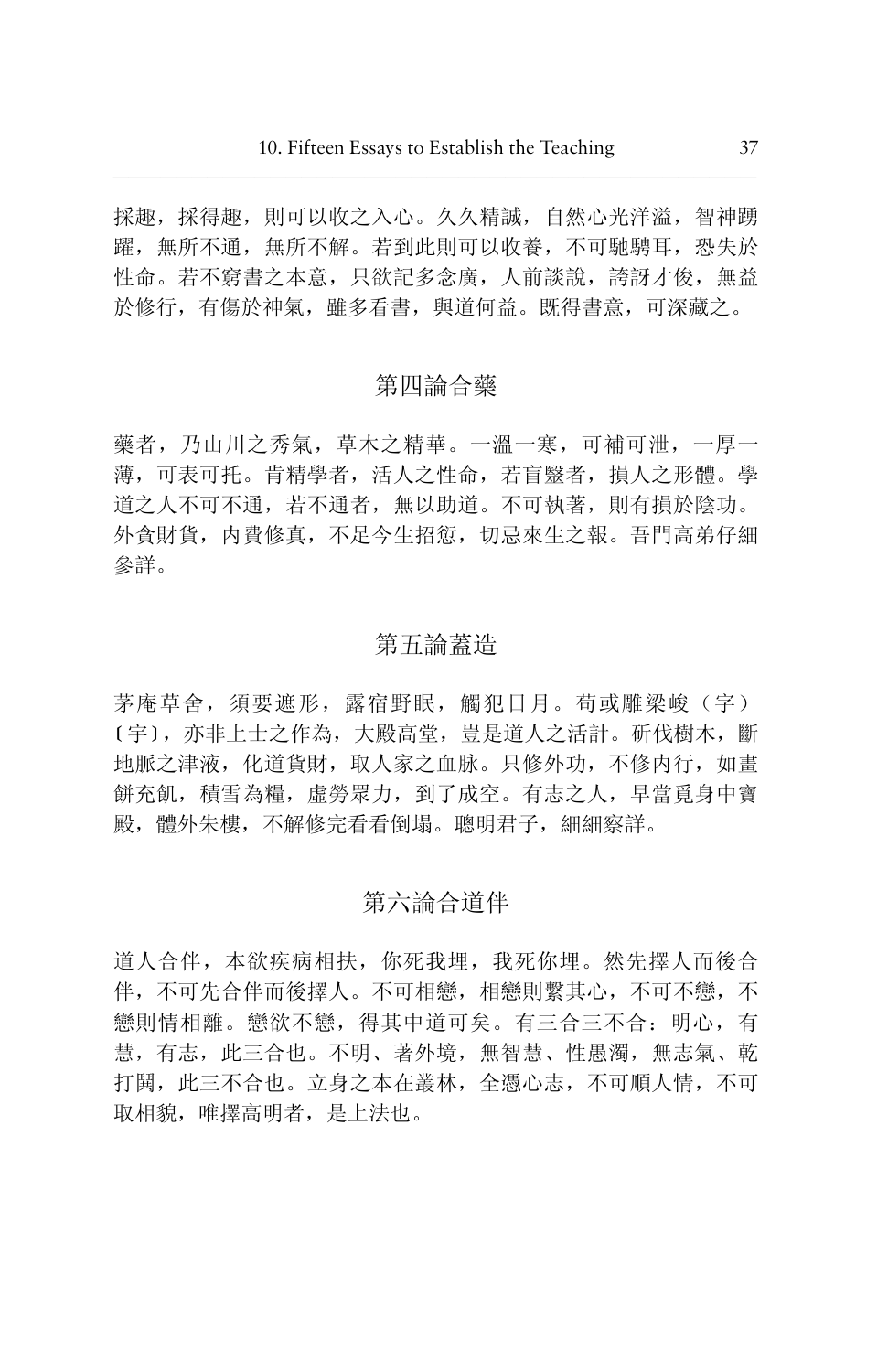採趣，採得趣，則可以收之入心。久久精誠，自然心光洋溢，智神踴躍，無所不通，無所不解。若到此則可以收養，不可馳騁耳，恐失於性命。若不窮書之本意，只欲記多念廣，人前談說，誇訝才俊，無益於修行，有傷於神氣，雖多看書，與道何益。既得書意，可深藏之。

## 第四論合藥

藥者，乃山川之秀氣，草木之精華。一溫一寒，可補可泄，一厚一薄，可表可托。肯精學者，活人之性命，若盲醫者，損人之形體。學道之人不可不通，若不通者，無以助道。不可執著，則有損於陰功。外貪財貨，內費修真，不足今生招愆，切忌來生之報。吾門高弟仔細參詳。

## 第五論蓋造

茅庵草舍，須要遮形，露宿野眠，觸犯日月。苟或雕梁峻（字）〔宇〕，亦非上士之作為，大殿高堂，豈是道人之活計。斫伐樹木，斷地脈之津液，化道貨財，取人家之血脉。只修外功，不修內行，如畫餅充飢，積雪為糧，虛勞眾力，到了成空。有志之人，早當覓身中寶殿，體外朱樓，不解修完看看倒塌。聰明君子，細細察詳。

## 第六論合道伴

道人合伴，本欲疾病相扶，你死我埋，我死你埋。然先擇人而後合伴，不可先合伴而後擇人。不可相戀，相戀則繫其心，不可不戀，不戀則情相離。戀欲不戀，得其中道可矣。有三合三不合：明心，有慧，有志，此三合也。不明、著外境，無智慧、性愚濁，無志氣、乾打閧，此三不合也。立身之本在叢林，全憑心志，不可順人情，不可取相貌，唯擇高明者，是上法也。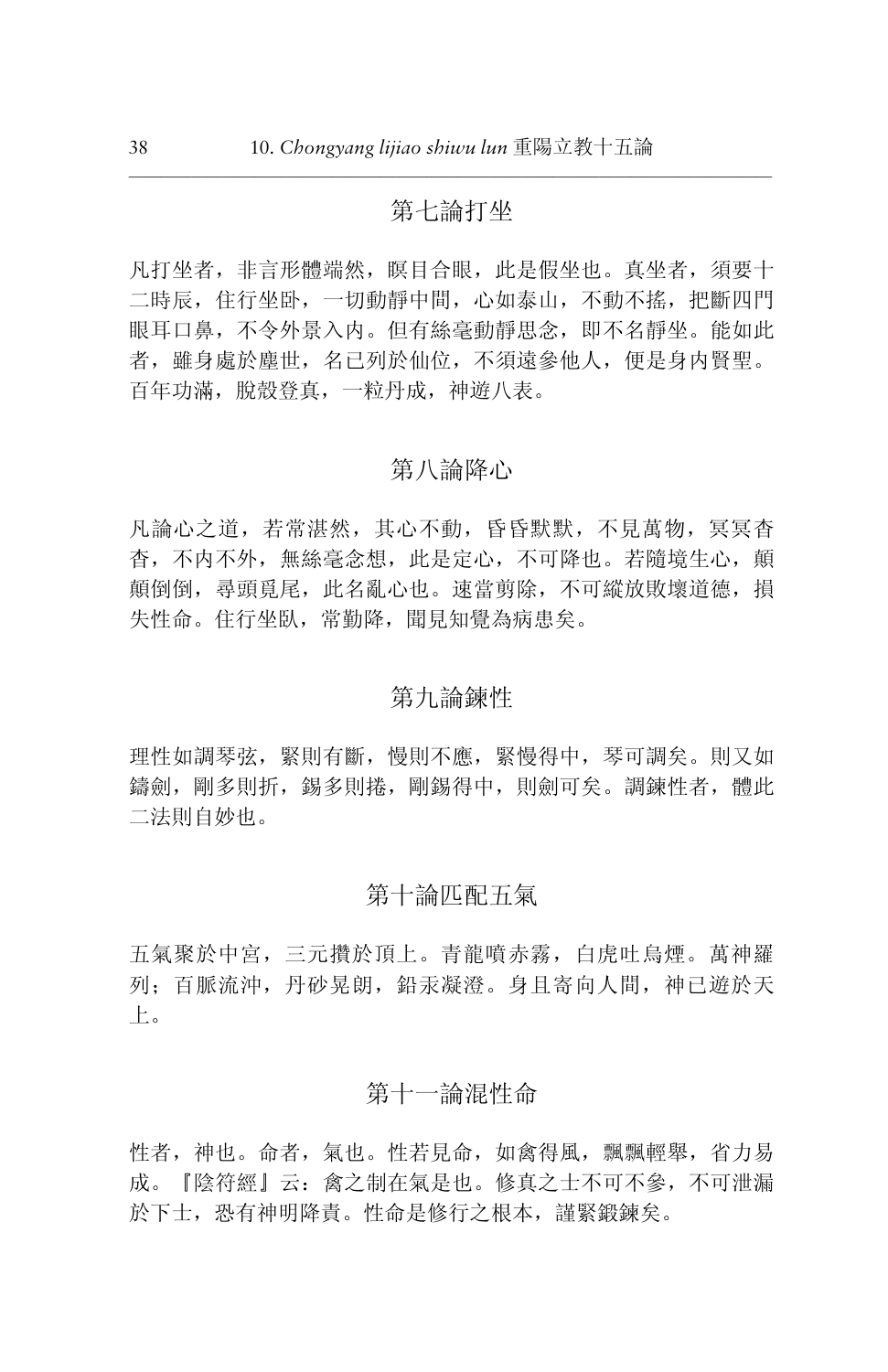## 第七論打坐

凡打坐者，非言形體端然，瞑目合眼，此是假坐也。真坐者，須要十二時辰，住行坐卧，一切動靜中間，心如泰山，不動不搖，把斷四門眼耳口鼻，不令外景入內。但有絲毫動靜思念，即不名靜坐。能如此者，雖身處於塵世，名已列於仙位，不須遠參他人，便是身內賢聖。百年功滿，脫殼登真，一粒丹成，神遊八表。

## 第八論降心

凡論心之道，若常湛然，其心不動，昏昏默默，不見萬物，冥冥杳杳，不內不外，無絲毫念想，此是定心，不可降也。若隨境生心，顛顛倒倒，尋頭覓尾，此名亂心也。速當剪除，不可縱放敗壞道德，損失性命。住行坐臥，常勤降，聞見知覺為病患矣。

## 第九論錬性

理性如調琴弦，緊則有斷，慢則不應，緊慢得中，琴可調矣。則又如鑄劍，剛多則折，錫多則捲，剛錫得中，則劍可矣。調錬性者，體此二法則自妙也。

## 第十論匹配五氣

五氣聚於中宮，三元攢於頂上。青龍噴赤霧，白虎吐烏煙。萬神羅列；百脈流沖，丹砂晃朗，鉛汞凝澄。身且寄向人間，神已遊於天上。

## 第十一論混性命

性者，神也。命者，氣也。性若見命，如禽得風，飄飄輕舉，省力易成。『陰符經』云：禽之制在氣是也。修真之士不可不參，不可泄漏於下士，恐有神明降責。性命是修行之根本，謹緊鍛錬矣。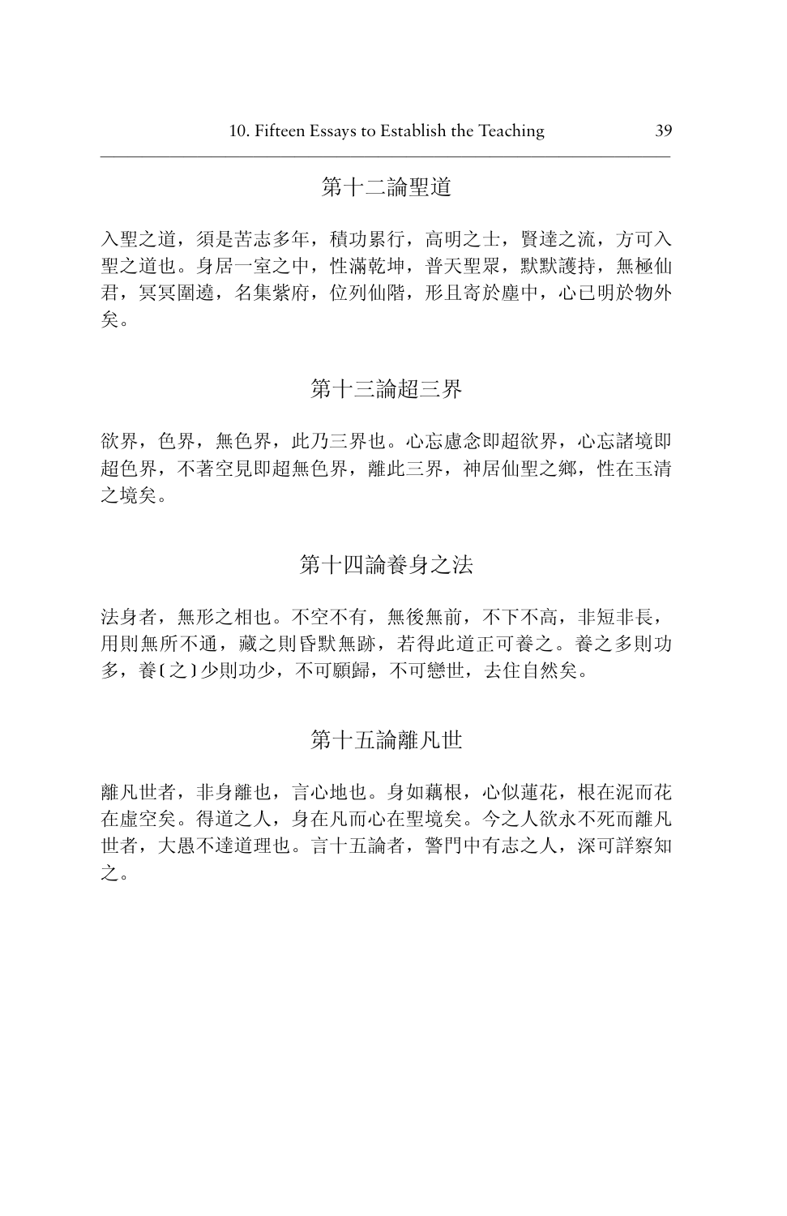## 第十二論聖道

入聖之道，須是苦志多年，積功累行，高明之士，賢達之流，方可入聖之道也。身居一室之中，性滿乾坤，普天聖衆，默默護持，無極仙君，冥冥圍遶，名集紫府，位列仙階，形且寄於塵中，心已明於物外矣。

## 第十三論超三界

欲界，色界，無色界，此乃三界也。心忘慮念即超欲界，心忘諸境即超色界，不著空見即超無色界，離此三界，神居仙聖之鄉，性在玉清之境矣。

## 第十四論養身之法

法身者，無形之相也。不空不有，無後無前，不下不高，非短非長，用則無所不通，藏之則昏默無跡，若得此道正可養之。養之多則功多，養〔之〕少則功少，不可願歸，不可戀世，去住自然矣。

## 第十五論離凡世

離凡世者，非身離也，言心地也。身如藕根，心似蓮花，根在泥而花在虛空矣。得道之人，身在凡而心在聖境矣。今之人欲永不死而離凡世者，大愚不達道理也。言十五論者，警門中有志之人，深可詳察知之。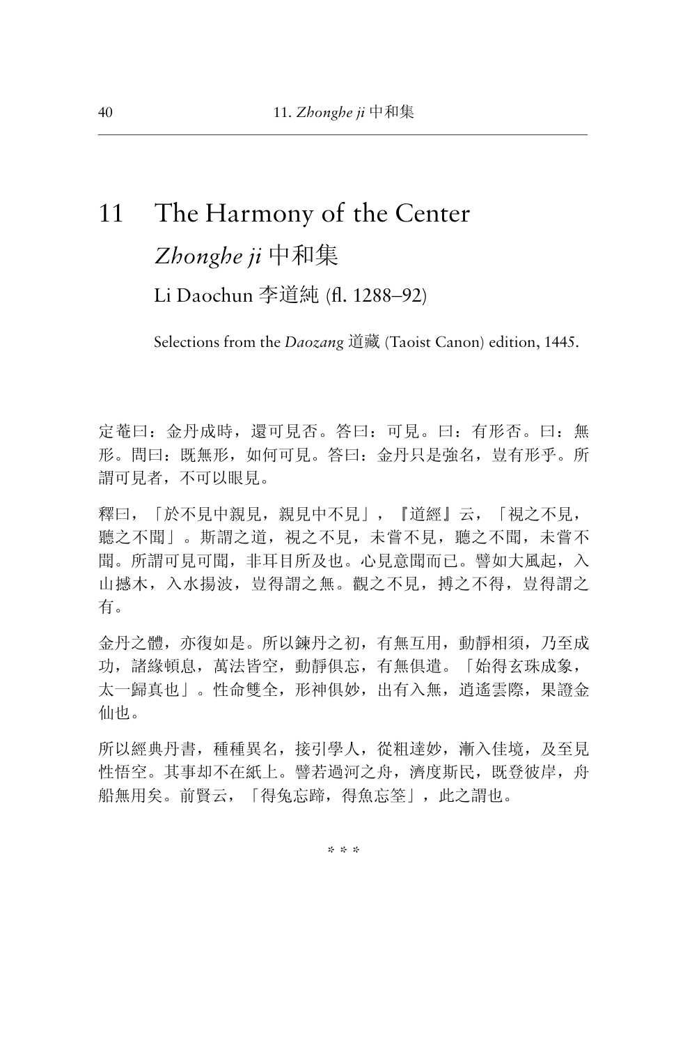# 11 The Harmony of the Center

## *Zhonghe ji* 中和集

### Li Daochun 李道純 (fl. 1288–92)

Selections from the *Daozang* 道藏 (Taoist Canon) edition, 1445.

定菴曰：金丹成時，還可見否。答曰：可見。曰：有形否。曰：無形。問曰：既無形，如何可見。答曰：金丹只是強名，豈有形乎。所謂可見者，不可以眼見。

釋曰，「於不見中親見，親見中不見」，『道經』云，「視之不見，聽之不聞」。斯謂之道，視之不見，未嘗不見，聽之不聞，未嘗不聞。所謂可見可聞，非耳目所及也。心見意聞而已。譬如大風起，入山撼木，入水揚波，豈得謂之無。觀之不見，搏之不得，豈得謂之有。

金丹之體，亦復如是。所以鍊丹之初，有無互用，動靜相須，乃至成功，諸緣頓息，萬法皆空，動靜俱忘，有無俱遣。「始得玄珠成象，太一歸真也」。性命雙全，形神俱妙，出有入無，逍遙雲際，果證金仙也。

所以經典丹書，種種異名，接引學人，從粗達妙，漸入佳境，及至見性悟空。其事却不在紙上。譬若過河之舟，濟度斯民，既登彼岸，舟船無用矣。前賢云，「得兔忘蹄，得魚忘筌」，此之謂也。

\* \* \*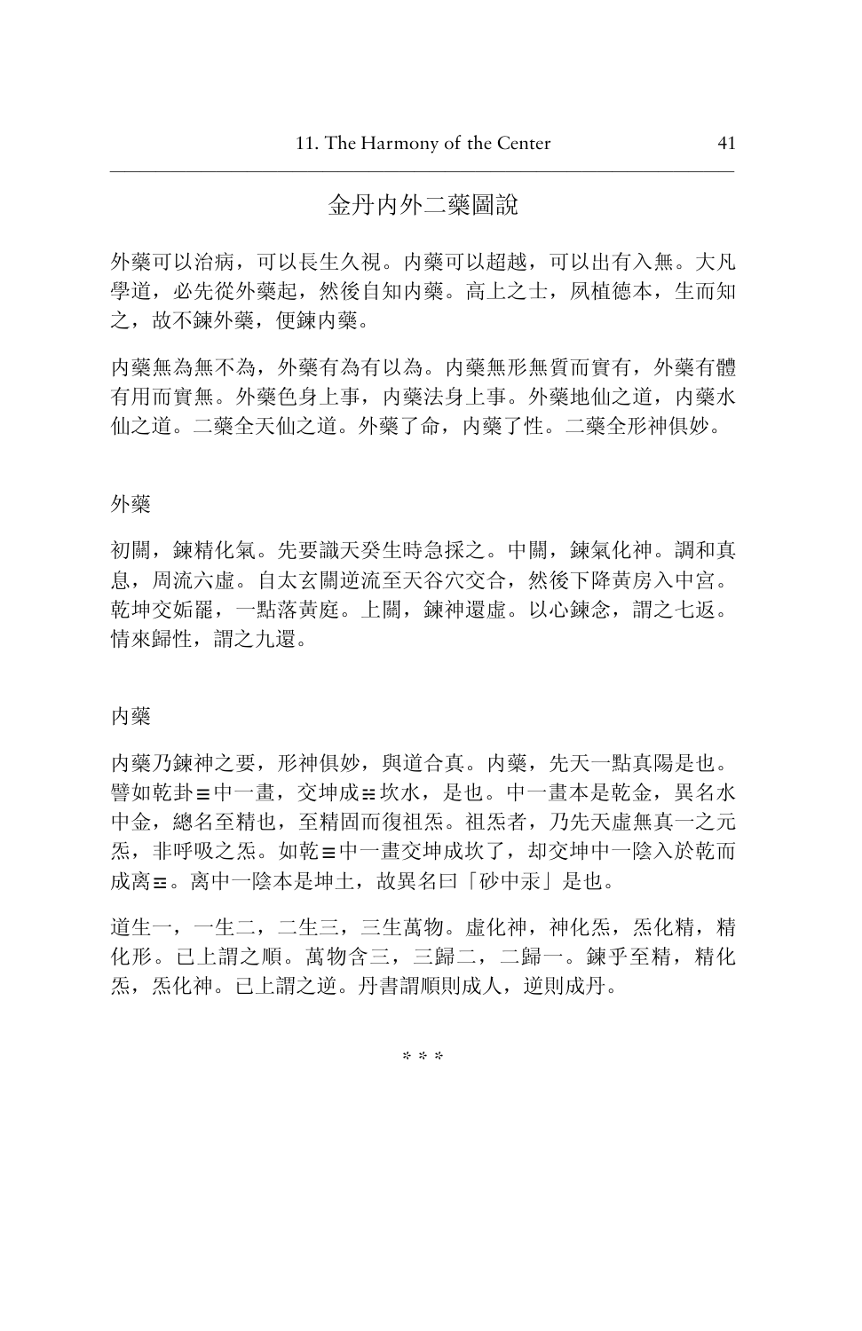## 金丹内外二藥圖說

外藥可以治病，可以長生久視。内藥可以超越，可以出有入無。大凡學道，必先從外藥起，然後自知内藥。高上之士，夙植德本，生而知之，故不鍊外藥，便鍊内藥。

内藥無為無不為，外藥有為有以為。内藥無形無質而實有，外藥有體有用而實無。外藥色身上事，内藥法身上事。外藥地仙之道，内藥水仙之道。二藥全天仙之道。外藥了命，内藥了性。二藥全形神俱妙。

### 外藥

初關，鍊精化氣。先要識天癸生時急採之。中關，鍊氣化神。調和真息，周流六虛。自太玄關逆流至天谷穴交合，然後下降黃房入中宮。乾坤交姤罷，一點落黃庭。上關，鍊神還虛。以心鍊念，謂之七返。情來歸性，謂之九還。

### 内藥

内藥乃鍊神之要，形神俱妙，與道合真。内藥，先天一點真陽是也。譬如乾卦☰中一畫，交坤成☵坎水，是也。中一畫本是乾金，異名水中金，總名至精也，至精固而復祖炁。祖炁者，乃先天虛無真一之元炁，非呼吸之炁。如乾☰中一畫交坤成坎了，却交坤中一陰入於乾而成离☲。离中一陰本是坤土，故異名曰「砂中汞」是也。

道生一，一生二，二生三，三生萬物。虛化神，神化炁，炁化精，精化形。已上謂之順。萬物含三，三歸二，二歸一。鍊乎至精，精化炁，炁化神。已上謂之逆。丹書謂順則成人，逆則成丹。

\* \* \*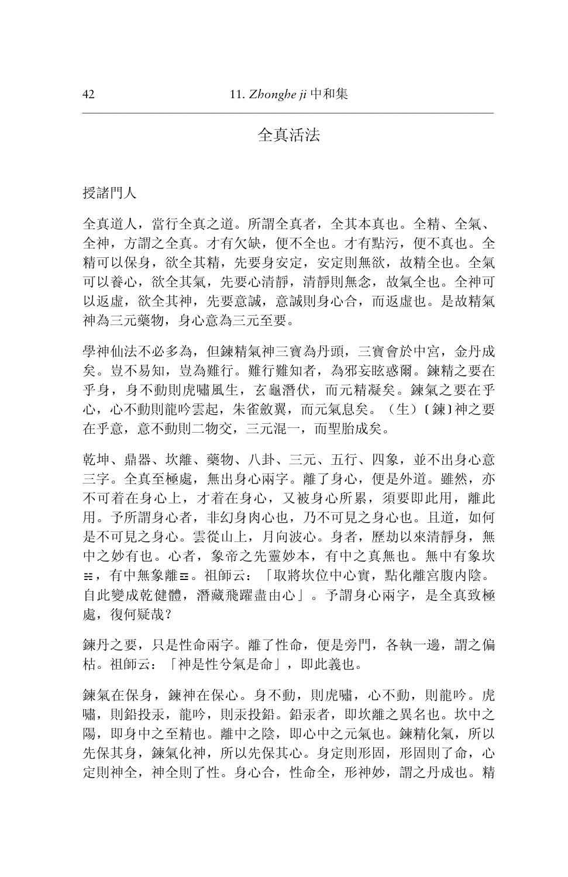## 全真活法

授諸門人

全真道人，當行全真之道。所謂全真者，全其本真也。全精、全氣、全神，方謂之全真。才有欠缺，便不全也。才有點污，便不真也。全精可以保身，欲全其精，先要身安定，安定則無欲，故精全也。全氣可以養心，欲全其氣，先要心清靜，清靜則無念，故氣全也。全神可以返虛，欲全其神，先要意誠，意誠則身心合，而返虛也。是故精氣神為三元藥物，身心意為三元至要。

學神仙法不必多為，但鍊精氣神三寶為丹頭，三寶會於中宮，金丹成矣。豈不易知，豈為難行。難行難知者，為邪妄眩惑爾。鍊精之要在乎身，身不動則虎嘯風生，玄龜潛伏，而元精凝矣。鍊氣之要在乎心，心不動則龍吟雲起，朱雀斂翼，而元氣息矣。（生）〔鍊〕神之要在乎意，意不動則二物交，三元混一，而聖胎成矣。

乾坤、鼎器、坎離、藥物、八卦、三元、五行、四象，並不出身心意三字。全真至極處，無出身心兩字。離了身心，便是外道。雖然，亦不可着在身心上，才着在身心，又被身心所累，須要即此用，離此用。予所謂身心者，非幻身肉心也，乃不可見之身心也。且道，如何是不可見之身心。雲從山上，月向波心。身者，歷劫以來清靜身，無中之妙有也。心者，象帝之先靈妙本，有中之真無也。無中有象坎☵，有中無象離☲。祖師云：「取將坎位中心實，點化離宮腹內陰。自此變成乾健體，潛藏飛躍盡由心」。予謂身心兩字，是全真致極處，復何疑哉？

鍊丹之要，只是性命兩字。離了性命，便是旁門，各執一邊，謂之偏枯。祖師云：「神是性兮氣是命」，即此義也。

鍊氣在保身，鍊神在保心。身不動，則虎嘯，心不動，則龍吟。虎嘯，則鉛投汞，龍吟，則汞投鉛。鉛汞者，即坎離之異名也。坎中之陽，即身中之至精也。離中之陰，即心中之元氣也。鍊精化氣，所以先保其身，鍊氣化神，所以先保其心。身定則形固，形固則了命，心定則神全，神全則了性。身心合，性命全，形神妙，謂之丹成也。精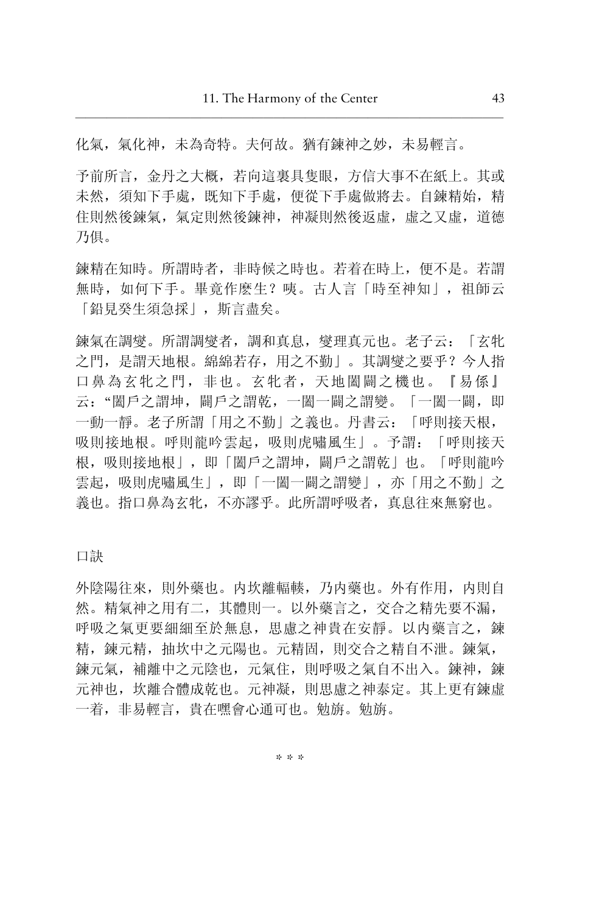化氣，氣化神，未為奇特。夫何故。猶有鍊神之妙，未易輕言。

予前所言，金丹之大概，若向這裏具隻眼，方信大事不在紙上。其或未然，須知下手處，既知下手處，便從下手處做將去。自鍊精始，精住則然後鍊氣，氣定則然後鍊神，神凝則然後返虛，虛之又虛，道德乃俱。

鍊精在知時。所謂時者，非時候之時也。若着在時上，便不是。若謂無時，如何下手。畢竟作麼生？咦。古人言「時至神知」，祖師云「鉛見癸生須急採」，斯言盡矣。

鍊氣在調變。所謂調變者，調和真息，變理真元也。老子云：「玄牝之門，是謂天地根。綿綿若存，用之不勤」。其調變之要乎？今人指口鼻為玄牝之門，非也。玄牝者，天地闔闢之機也。『易係』云：“闔戶之謂坤，闢戶之謂乾，一闔一闢之謂變。「一闔一闢，即一動一靜。老子所謂「用之不勤」之義也。丹書云：「呼則接天根，吸則接地根。呼則龍吟雲起，吸則虎嘯風生」。予謂：「呼則接天根，吸則接地根」，即「闔戶之謂坤，闢戶之謂乾」也。「呼則龍吟雲起，吸則虎嘯風生」，即「一闔一闢之謂變」，亦「用之不勤」之義也。指口鼻為玄牝，不亦謬乎。此所謂呼吸者，真息往來無窮也。

口訣

外陰陽往來，則外藥也。內坎離輻輳，乃內藥也。外有作用，內則自然。精氣神之用有二，其體則一。以外藥言之，交合之精先要不漏，呼吸之氣更要細細至於無息，思慮之神貴在安靜。以內藥言之，鍊精，鍊元精，抽坎中之元陽也。元精固，則交合之精自不泄。鍊氣，鍊元氣，補離中之元陰也，元氣住，則呼吸之氣自不出入。鍊神，鍊元神也，坎離合體成乾也。元神凝，則思慮之神泰定。其上更有鍊虛一着，非易輕言，貴在嘿會心通可也。勉旃。勉旃。

\* \* \*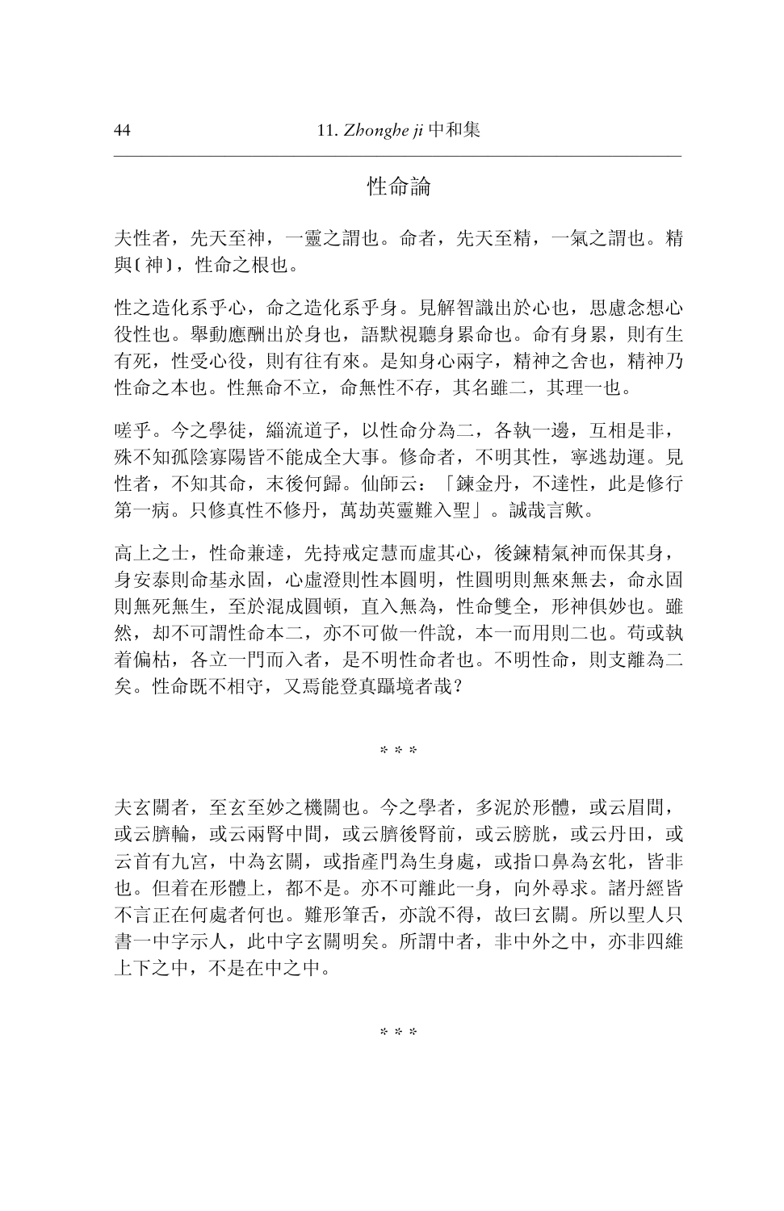## 性命論

夫性者，先天至神，一靈之謂也。命者，先天至精，一氣之謂也。精與〔神〕，性命之根也。

性之造化系乎心，命之造化系乎身。見解智識出於心也，思慮念想心役性也。舉動應酬出於身也，語默視聽身累命也。命有身累，則有生有死，性受心役，則有往有來。是知身心兩字，精神之舍也，精神乃性命之本也。性無命不立，命無性不存，其名雖二，其理一也。

嗟乎。今之學徒，緇流道子，以性命分為二，各執一邊，互相是非，殊不知孤陰寡陽皆不能成全大事。修命者，不明其性，寧逃劫運。見性者，不知其命，末後何歸。仙師云：「鍊金丹，不達性，此是修行第一病。只修真性不修丹，萬劫英靈難入聖」。誠哉言歟。

高上之士，性命兼達，先持戒定慧而虛其心，後鍊精氣神而保其身，身安泰則命基永固，心虛澄則性本圓明，性圓明則無來無去，命永固則無死無生，至於混成圓頓，直入無為，性命雙全，形神俱妙也。雖然，却不可謂性命本二，亦不可做一件說，本一而用則二也。苟或執着偏枯，各立一門而入者，是不明性命者也。不明性命，則支離為二矣。性命既不相守，又焉能登真躡境者哉？

\* \* \*

夫玄關者，至玄至妙之機關也。今之學者，多泥於形體，或云眉間，或云臍輪，或云兩腎中間，或云臍後腎前，或云膀胱，或云丹田，或云首有九宮，中為玄關，或指產門為生身處，或指口鼻為玄牝，皆非也。但着在形體上，都不是。亦不可離此一身，向外尋求。諸丹經皆不言正在何處者何也。難形筆舌，亦說不得，故曰玄關。所以聖人只書一中字示人，此中字玄關明矣。所謂中者，非中外之中，亦非四維上下之中，不是在中之中。

\* \* \*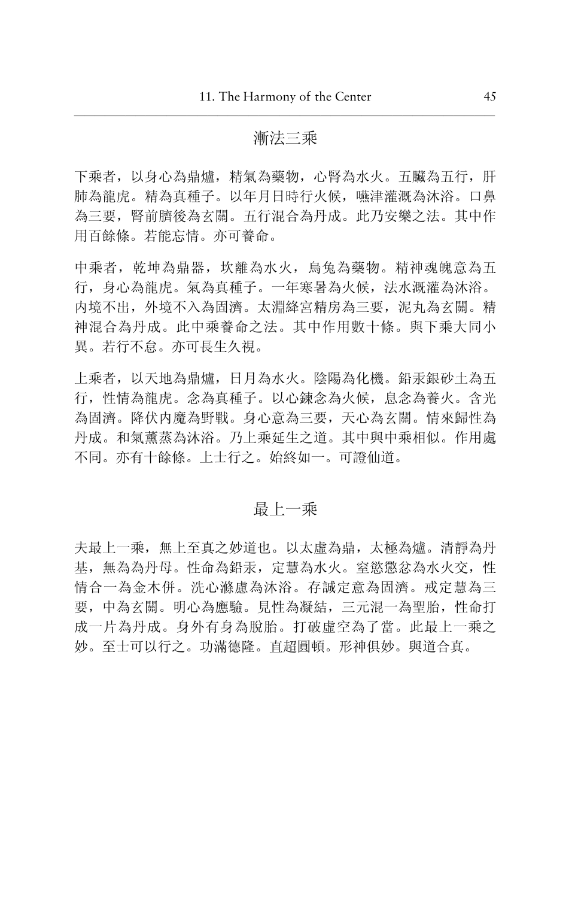## 漸法三乘

下乘者，以身心為鼎爐，精氣為藥物，心腎為水火。五臟為五行，肝肺為龍虎。精為真種子。以年月日時行火候，嚥津灌溉為沐浴。口鼻為三要，腎前臍後為玄關。五行混合為丹成。此乃安樂之法。其中作用百餘條。若能忘情。亦可養命。

中乘者，乾坤為鼎器，坎離為水火，烏兔為藥物。精神魂魄意為五行，身心為龍虎。氣為真種子。一年寒暑為火候，法水溉灌為沐浴。內境不出，外境不入為固濟。太淵絳宮精房為三要，泥丸為玄關。精神混合為丹成。此中乘養命之法。其中作用數十條。與下乘大同小異。若行不怠。亦可長生久視。

上乘者，以天地為鼎爐，日月為水火。陰陽為化機。鉛汞銀砂土為五行，性情為龍虎。念為真種子。以心鍊念為火候，息念為養火。含光為固濟。降伏內魔為野戰。身心意為三要，天心為玄關。情來歸性為丹成。和氣薰蒸為沐浴。乃上乘延生之道。其中與中乘相似。作用處不同。亦有十餘條。上士行之。始終如一。可證仙道。

## 最上一乘

夫最上一乘，無上至真之妙道也。以太虛為鼎，太極為爐。清靜為丹基，無為為丹母。性命為鉛汞，定慧為水火。窒慾懲忿為水火交，性情合一為金木併。洗心滌慮為沐浴。存誠定意為固濟。戒定慧為三要，中為玄關。明心為應驗。見性為凝結，三元混一為聖胎，性命打成一片為丹成。身外有身為脫胎。打破虛空為了當。此最上一乘之妙。至士可以行之。功滿德隆。直超圓頓。形神俱妙。與道合真。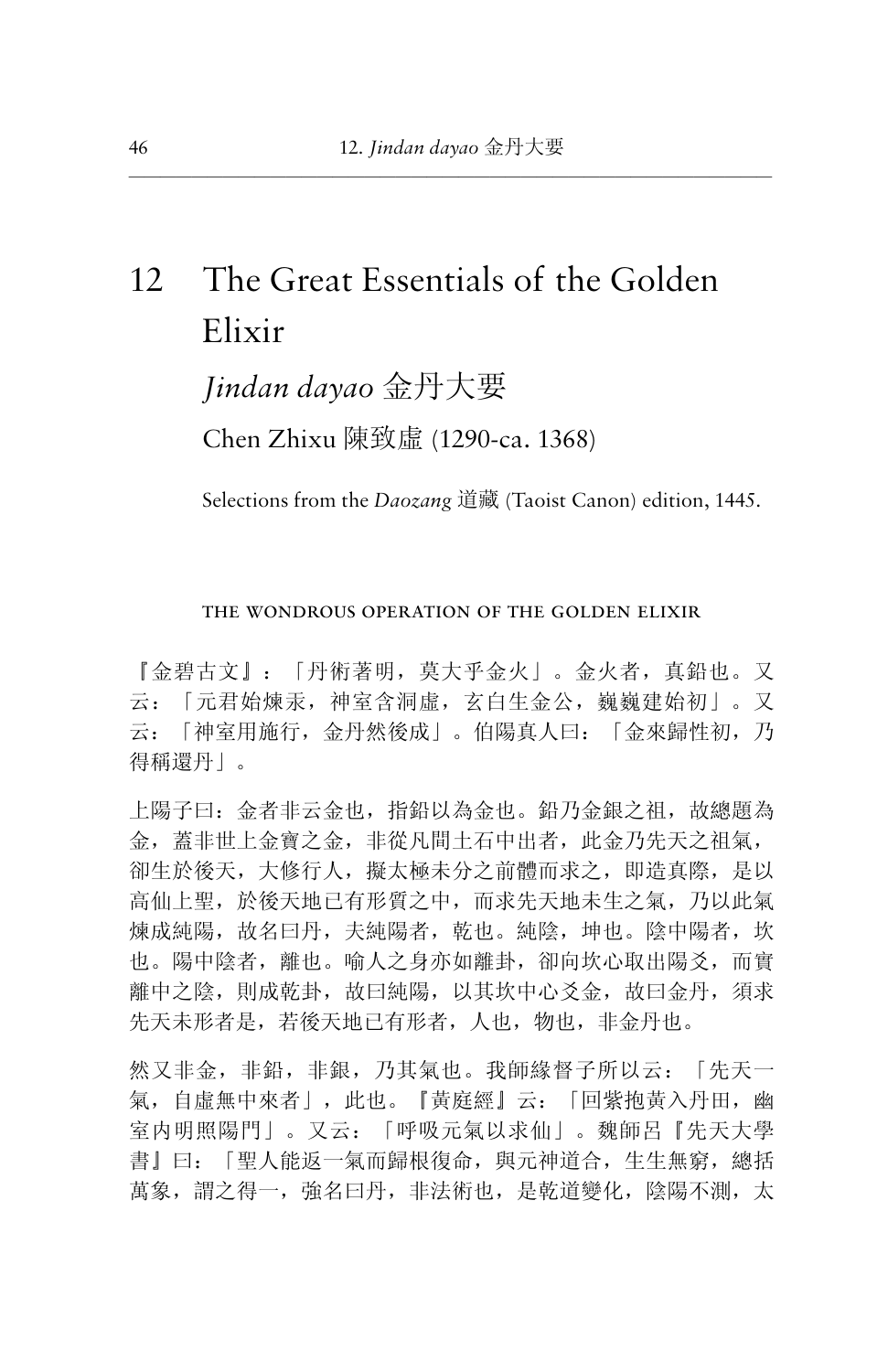# 12 The Great Essentials of the Golden Elixir

## *Jindan dayao* 金丹大要

Chen Zhixu 陳致虛 (1290-ca. 1368)

Selections from the *Daozang* 道藏 (Taoist Canon) edition, 1445.

### THE WONDROUS OPERATION OF THE GOLDEN ELIXIR

『金碧古文』：「丹術著明，莫大乎金火」。金火者，真鉛也。又云：「元君始煉汞，神室含洞虛，玄白生金公，巍巍建始初」。又云：「神室用施行，金丹然後成」。伯陽真人曰：「金來歸性初，乃得稱還丹」。

上陽子曰：金者非云金也，指鉛以為金也。鉛乃金銀之祖，故總題為金，蓋非世上金寶之金，非從凡間土石中出者，此金乃先天之祖氣，卻生於後天，大修行人，擬太極未分之前體而求之，即造真際，是以高仙上聖，於後天地已有形質之中，而求先天地未生之氣，乃以此氣煉成純陽，故名曰丹，夫純陽者，乾也。純陰，坤也。陰中陽者，坎也。陽中陰者，離也。喻人之身亦如離卦，卻向坎心取出陽爻，而實離中之陰，則成乾卦，故曰純陽，以其坎中心爻金，故曰金丹，須求先天未形者是，若後天地已有形者，人也，物也，非金丹也。

然又非金，非鉛，非銀，乃其氣也。我師緣督子所以云：「先天一氣，自虛無中來者」，此也。『黃庭經』云：「回紫抱黃入丹田，幽室內明照陽門」。又云：「呼吸元氣以求仙」。魏師呂『先天大學書』曰：「聖人能返一氣而歸根復命，與元神道合，生生無窮，總括萬象，謂之得一，強名曰丹，非法術也，是乾道變化，陰陽不測，太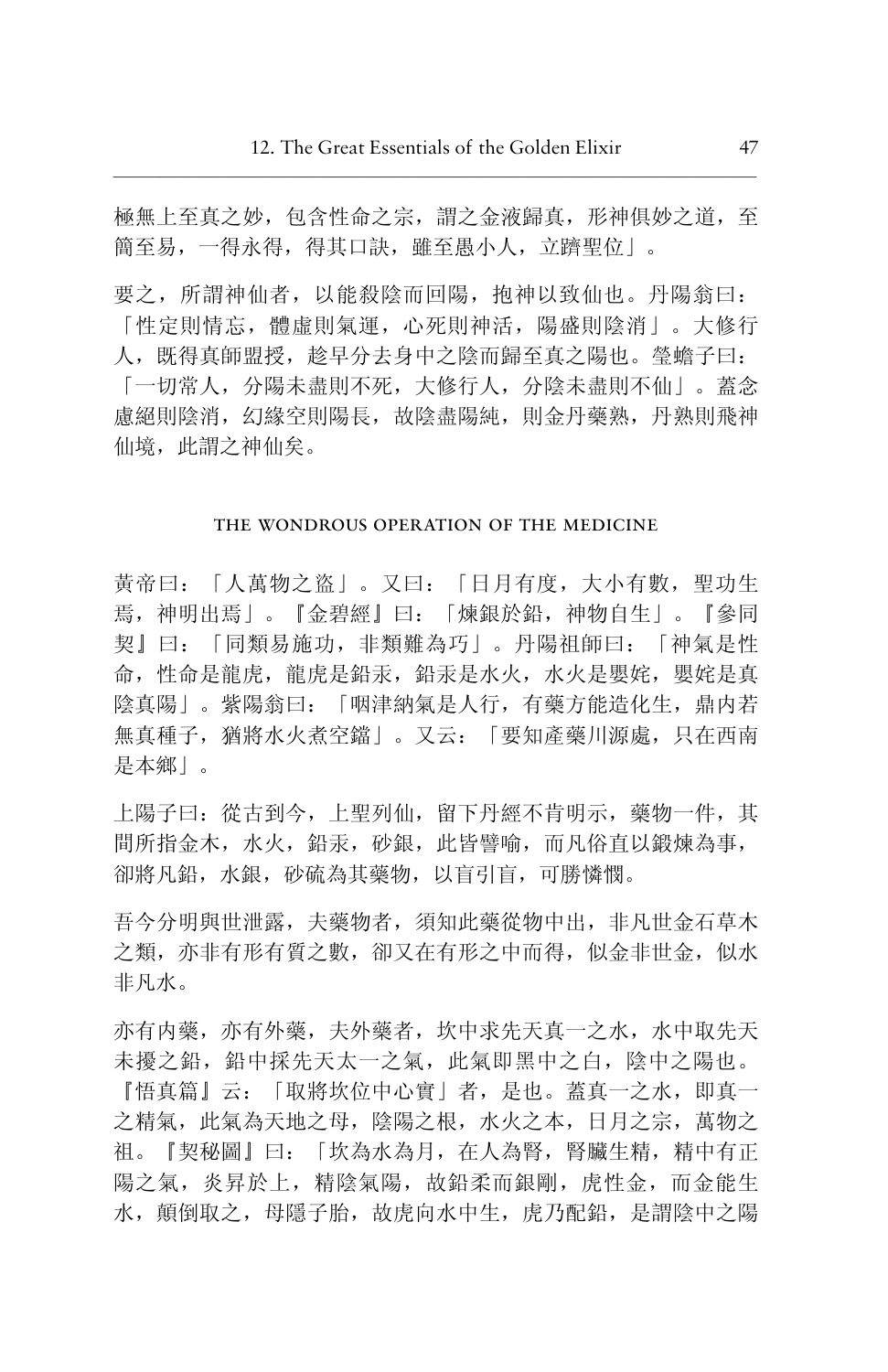極無上至真之妙，包含性命之宗，謂之金液歸真，形神俱妙之道，至簡至易，一得永得，得其口訣，雖至愚小人，立躋聖位」。

要之，所謂神仙者，以能殺陰而回陽，抱神以致仙也。丹陽翁曰：「性定則情忘，體虛則氣運，心死則神活，陽盛則陰消」。大修行人，既得真師盟授，趁早分去身中之陰而歸至真之陽也。瑩蟾子曰：「一切常人，分陽未盡則不死，大修行人，分陰未盡則不仙」。蓋念慮絕則陰消，幻緣空則陽長，故陰盡陽純，則金丹藥熟，丹熟則飛神仙境，此謂之神仙矣。

### THE WONDROUS OPERATION OF THE MEDICINE

黃帝曰：「人萬物之盜」。又曰：「日月有度，大小有數，聖功生焉，神明出焉」。『金碧經』曰：「煉銀於鉛，神物自生」。『參同契』曰：「同類易施功，非類難為巧」。丹陽祖師曰：「神氣是性命，性命是龍虎，龍虎是鉛汞，鉛汞是水火，水火是嬰姹，嬰姹是真陰真陽」。紫陽翁曰：「咽津納氣是人行，有藥方能造化生，鼎內若無真種子，猶將水火煮空鐺」。又云：「要知產藥川源處，只在西南是本鄉」。

上陽子曰：從古到今，上聖列仙，留下丹經不肯明示，藥物一件，其間所指金木，水火，鉛汞，砂銀，此皆譬喻，而凡俗直以鍛煉為事，卻將凡鉛，水銀，砂硫為其藥物，以盲引盲，可勝憐憫。

吾今分明與世泄露，夫藥物者，須知此藥從物中出，非凡世金石草木之類，亦非有形有質之數，卻又在有形之中而得，似金非世金，似水非凡水。

亦有內藥，亦有外藥，夫外藥者，坎中求先天真一之水，水中取先天未擾之鉛，鉛中採先天太一之氣，此氣即黑中之白，陰中之陽也。『悟真篇』云：「取將坎位中心實」者，是也。蓋真一之水，即真一之精氣，此氣為天地之母，陰陽之根，水火之本，日月之宗，萬物之祖。『契秘圖』曰：「坎為水為月，在人為腎，腎臟生精，精中有正陽之氣，炎昇於上，精陰氣陽，故鉛柔而銀剛，虎性金，而金能生水，顛倒取之，母隱子胎，故虎向水中生，虎乃配鉛，是謂陰中之陽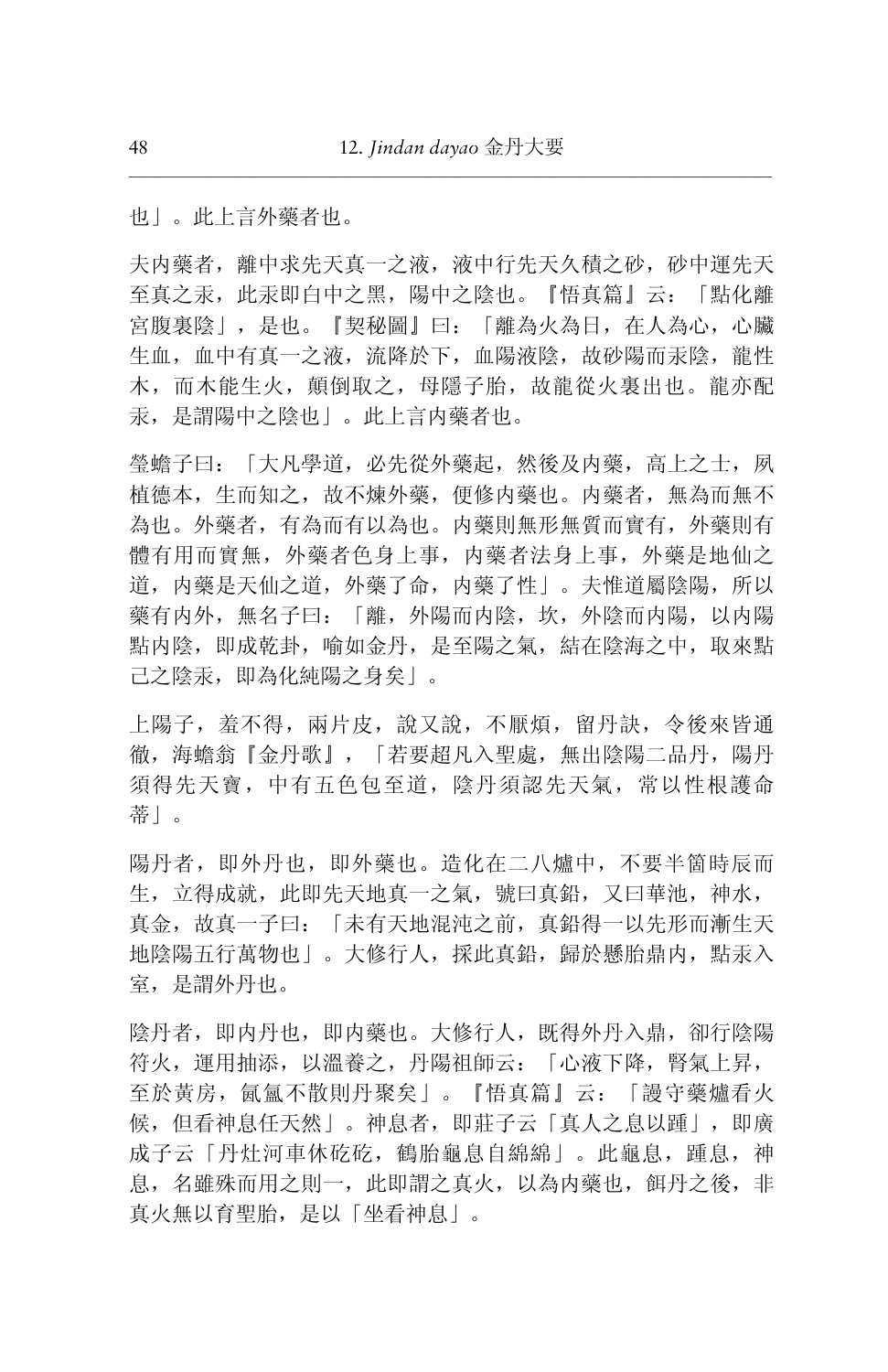也」。此上言外藥者也。

夫內藥者，離中求先天真一之液，液中行先天久積之砂，砂中運先天至真之汞，此汞即白中之黑，陽中之陰也。『悟真篇』云：「點化離宮腹裏陰」，是也。『契秘圖』曰：「離為火為日，在人為心，心臟生血，血中有真一之液，流降於下，血陽液陰，故砂陽而汞陰，龍性木，而木能生火，顛倒取之，母隱子胎，故龍從火裏出也。龍亦配汞，是謂陽中之陰也」。此上言內藥者也。

瑩蟾子曰：「大凡學道，必先從外藥起，然後及內藥，高上之士，夙植德本，生而知之，故不煉外藥，便修內藥也。內藥者，無為而無不為也。外藥者，有為而有以為也。內藥則無形無質而實有，外藥則有體有用而實無，外藥者色身上事，內藥者法身上事，外藥是地仙之道，內藥是天仙之道，外藥了命，內藥了性」。夫惟道屬陰陽，所以藥有內外，無名子曰：「離，外陽而內陰，坎，外陰而內陽，以內陽點內陰，即成乾卦，喻如金丹，是至陽之氣，結在陰海之中，取來點己之陰汞，即為化純陽之身矣」。

上陽子，羞不得，兩片皮，說又說，不厭煩，留丹訣，令後來皆通徹，海蟾翁『金丹歌』，「若要超凡入聖處，無出陰陽二品丹，陽丹須得先天寶，中有五色包至道，陰丹須認先天氣，常以性根護命蒂」。

陽丹者，即外丹也，即外藥也。造化在二八爐中，不要半箇時辰而生，立得成就，此即先天地真一之氣，號曰真鉛，又曰華池，神水，真金，故真一子曰：「未有天地混沌之前，真鉛得一以先形而漸生天地陰陽五行萬物也」。大修行人，採此真鉛，歸於懸胎鼎內，點汞入室，是謂外丹也。

陰丹者，即內丹也，即內藥也。大修行人，既得外丹入鼎，卻行陰陽符火，運用抽添，以溫養之，丹陽祖師云：「心液下降，腎氣上昇，至於黃房，氤氳不散則丹聚矣」。『悟真篇』云：「謾守藥爐看火候，但看神息任天然」。神息者，即莊子云「真人之息以踵」，即廣成子云「丹灶河車休矻矻，鶴胎龜息自綿綿」。此龜息，踵息，神息，名雖殊而用之則一，此即謂之真火，以為內藥也，餌丹之後，非真火無以育聖胎，是以「坐看神息」。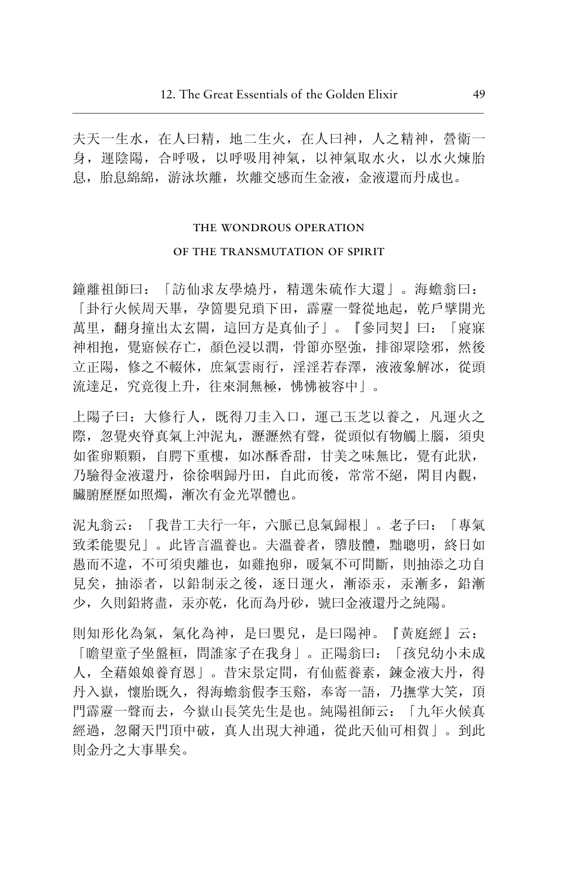夫天一生水，在人曰精，地二生火，在人曰神，人之精神，營衛一身，運陰陽，合呼吸，以呼吸用神氣，以神氣取水火，以水火煉胎息，胎息綿綿，游泳坎離，坎離交感而生金液，金液還而丹成也。

## THE WONDROUS OPERATION OF THE TRANSMUTATION OF SPIRIT

鐘離祖師曰：「訪仙求友學燒丹，精選朱硫作大還」。海蟾翁曰：「卦行火候周天畢，孕箇嬰兒頊下田，霹靂一聲從地起，乾戶擘開光萬里，翻身撞出太玄關，這回方是真仙子」。『參同契』曰：「寢寐神相抱，覺寤候存亡，顏色浸以潤，骨節亦堅強，排卻眾陰邪，然後立正陽，修之不輟休，庶氣雲雨行，淫淫若春澤，液液象解冰，從頭流達足，究竟復上升，往來洞無極，怫怫被容中」。

上陽子曰：大修行人，既得刀圭入口，運己玉芝以養之，凡運火之際，忽覺夾脊真氣上沖泥丸，瀝瀝然有聲，從頭似有物觸上腦，須臾如雀卵顆顆，自腭下重樓，如冰酥香甜，甘美之味無比，覺有此狀，乃驗得金液還丹，徐徐咽歸丹田，自此而後，常常不絕，閉目內觀，臟腑歷歷如照燭，漸次有金光罩體也。

泥丸翁云：「我昔工夫行一年，六脈已息氣歸根」。老子曰：「專氣致柔能嬰兒」。此皆言溫養也。夫溫養者，隳肢體，黜聰明，終日如愚而不違，不可須臾離也，如雞抱卵，暖氣不可間斷，則抽添之功自見矣，抽添者，以鉛制汞之後，逐日運火，漸添汞，汞漸多，鉛漸少，久則鉛將盡，汞亦乾，化而為丹砂，號曰金液還丹之純陽。

則知形化為氣，氣化為神，是曰嬰兒，是曰陽神。『黃庭經』云：「瞻望童子坐盤桓，問誰家子在我身」。正陽翁曰：「孩兒幼小未成人，全藉娘娘養育恩」。昔宋景定間，有仙藍養素，鍊金液大丹，得丹入嶽，懷胎既久，得海蟾翁假李玉谿，奉寄一語，乃撫掌大笑，頂門霹靂一聲而去，今嶽山長笑先生是也。純陽祖師云：「九年火候真經過，忽爾天門頂中破，真人出現大神通，從此天仙可相賀」。到此則金丹之大事畢矣。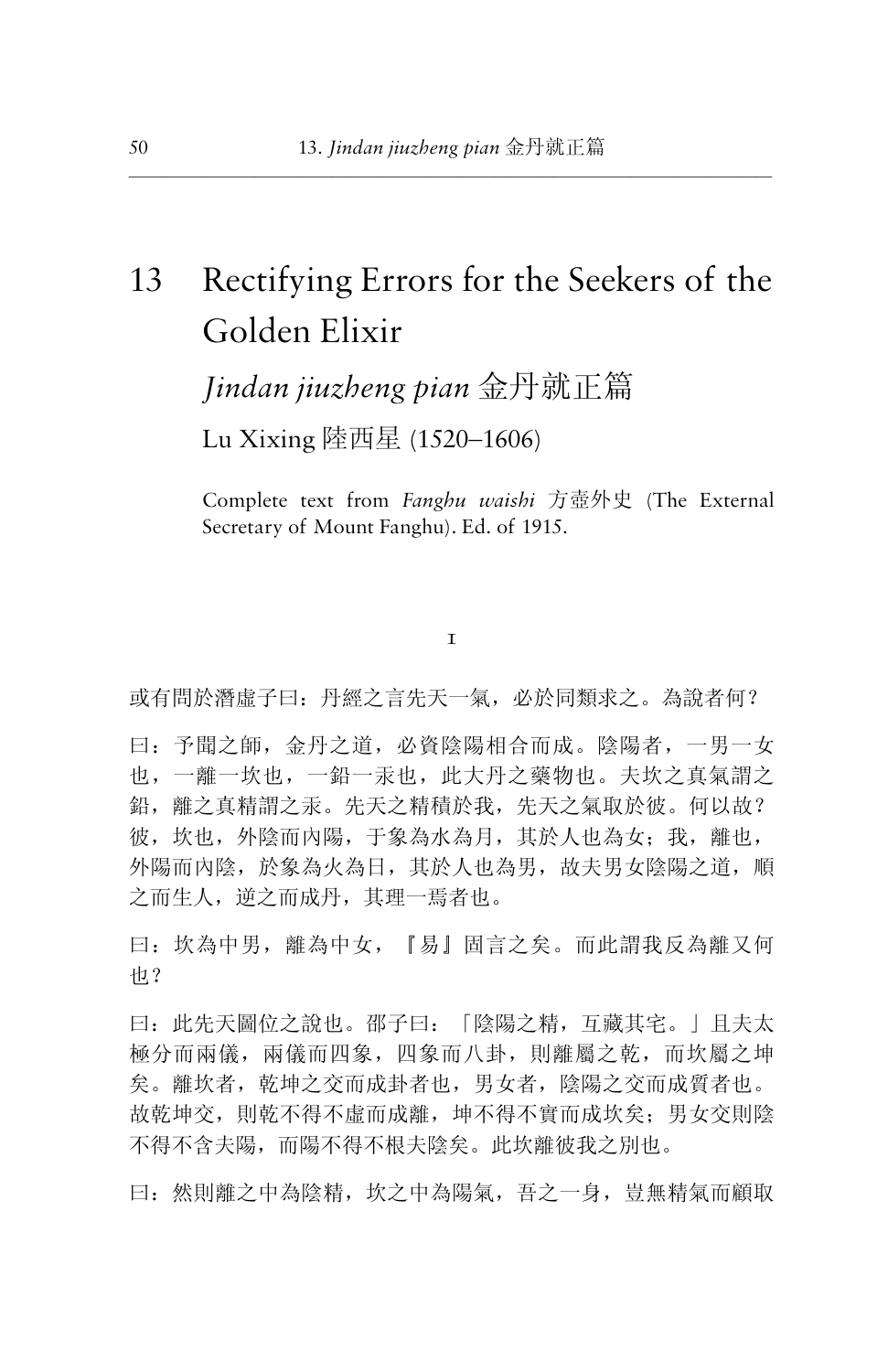# 13 Rectifying Errors for the Seekers of the Golden Elixir

## *Jindan jiuzheng pian* 金丹就正篇

Lu Xixing 陸西星 (1520–1606)

Complete text from *Fanghu waishi* 方壺外史 (The External Secretary of Mount Fanghu). Ed. of 1915.

### 1

或有問於潛虛子曰：丹經之言先天一氣，必於同類求之。為說者何？

曰：予聞之師，金丹之道，必資陰陽相合而成。陰陽者，一男一女也，一離一坎也，一鉛一汞也，此大丹之藥物也。夫坎之真氣謂之鉛，離之真精謂之汞。先天之精積於我，先天之氣取於彼。何以故？彼，坎也，外陰而內陽，于象為水為月，其於人也為女；我，離也，外陽而內陰，於象為火為日，其於人也為男，故夫男女陰陽之道，順之而生人，逆之而成丹，其理一焉者也。

曰：坎為中男，離為中女，『易』固言之矣。而此謂我反為離又何也？

曰：此先天圖位之說也。邵子曰：「陰陽之精，互藏其宅。」且夫太極分而兩儀，兩儀而四象，四象而八卦，則離屬之乾，而坎屬之坤矣。離坎者，乾坤之交而成卦者也，男女者，陰陽之交而成質者也。故乾坤交，則乾不得不虛而成離，坤不得不實而成坎矣；男女交則陰不得不含夫陽，而陽不得不根夫陰矣。此坎離彼我之別也。

曰：然則離之中為陰精，坎之中為陽氣，吾之一身，豈無精氣而顧取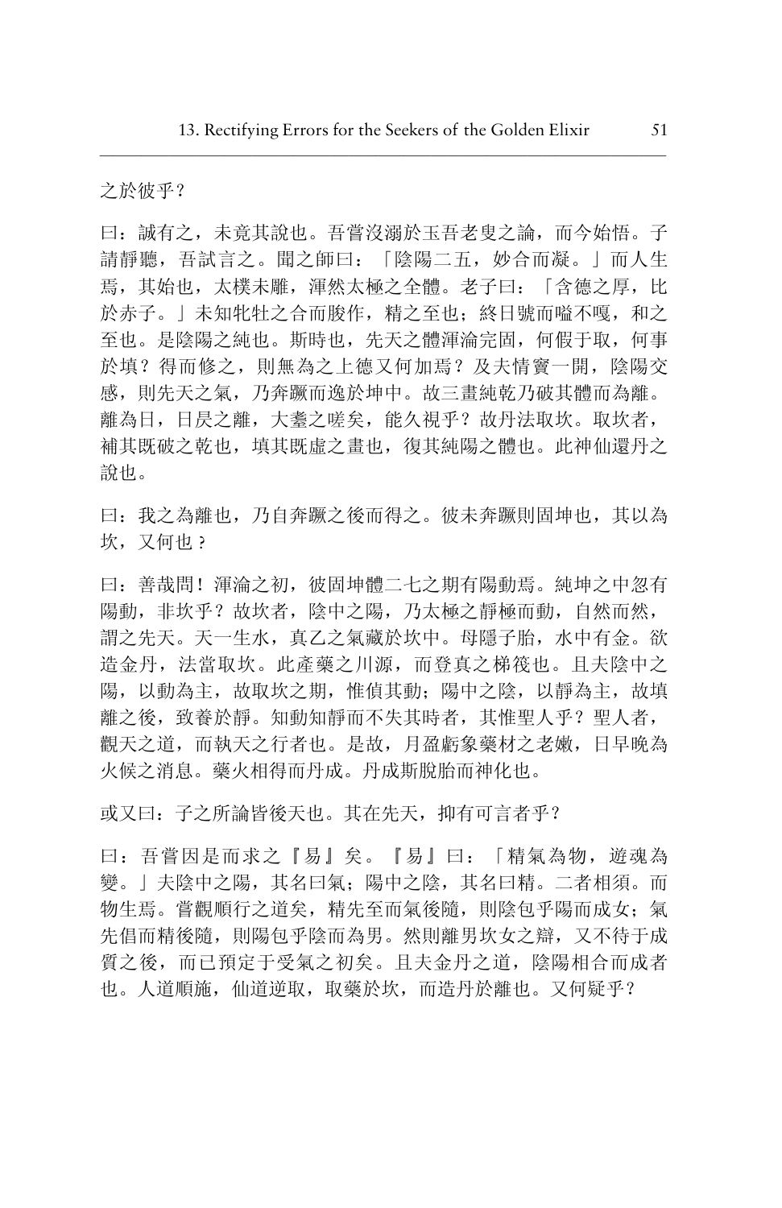之於彼乎？

曰：誠有之，未竟其說也。吾嘗沒溺於玉吾老叟之論，而今始悟。子請靜聽，吾試言之。聞之師曰：「陰陽二五，妙合而凝。」而人生焉，其始也，太樸未雕，渾然太極之全體。老子曰：「含德之厚，比於赤子。」未知牝牡之合而朘作，精之至也；終日號而嗌不嘎，和之至也。是陰陽之純也。斯時也，先天之體渾淪完固，何假于取，何事於填？得而修之，則無為之上德又何加焉？及夫情竇一開，陰陽交感，則先天之氣，乃奔蹶而逸於坤中。故三畫純乾乃破其體而為離。離為日，日昃之離，大耋之嗟矣，能久視乎？故丹法取坎。取坎者，補其既破之乾也，填其既虛之畫也，復其純陽之體也。此神仙還丹之說也。

曰：我之為離也，乃自奔蹶之後而得之。彼未奔蹶則固坤也，其以為坎，又何也？

曰：善哉問！渾淪之初，彼固坤體二七之期有陽動焉。純坤之中忽有陽動，非坎乎？故坎者，陰中之陽，乃太極之靜極而動，自然而然，謂之先天。天一生水，真乙之氣藏於坎中。母隱子胎，水中有金。欲造金丹，法當取坎。此產藥之川源，而登真之梯筏也。且夫陰中之陽，以動為主，故取坎之期，惟偵其動；陽中之陰，以靜為主，故填離之後，致養於靜。知動知靜而不失其時者，其惟聖人乎？聖人者，觀天之道，而執天之行者也。是故，月盈虧象藥材之老嫩，日早晚為火候之消息。藥火相得而丹成。丹成斯脫胎而神化也。

或又曰：子之所論皆後天也。其在先天，抑有可言者乎？

曰：吾嘗因是而求之『易』矣。『易』曰：「精氣為物，遊魂為變。」夫陰中之陽，其名曰氣；陽中之陰，其名曰精。二者相須。而物生焉。嘗觀順行之道矣，精先至而氣後隨，則陰包乎陽而成女；氣先倡而精後隨，則陽包乎陰而為男。然則離男坎女之辯，又不待于成質之後，而已預定于受氣之初矣。且夫金丹之道，陰陽相合而成者也。人道順施，仙道逆取，取藥於坎，而造丹於離也。又何疑乎？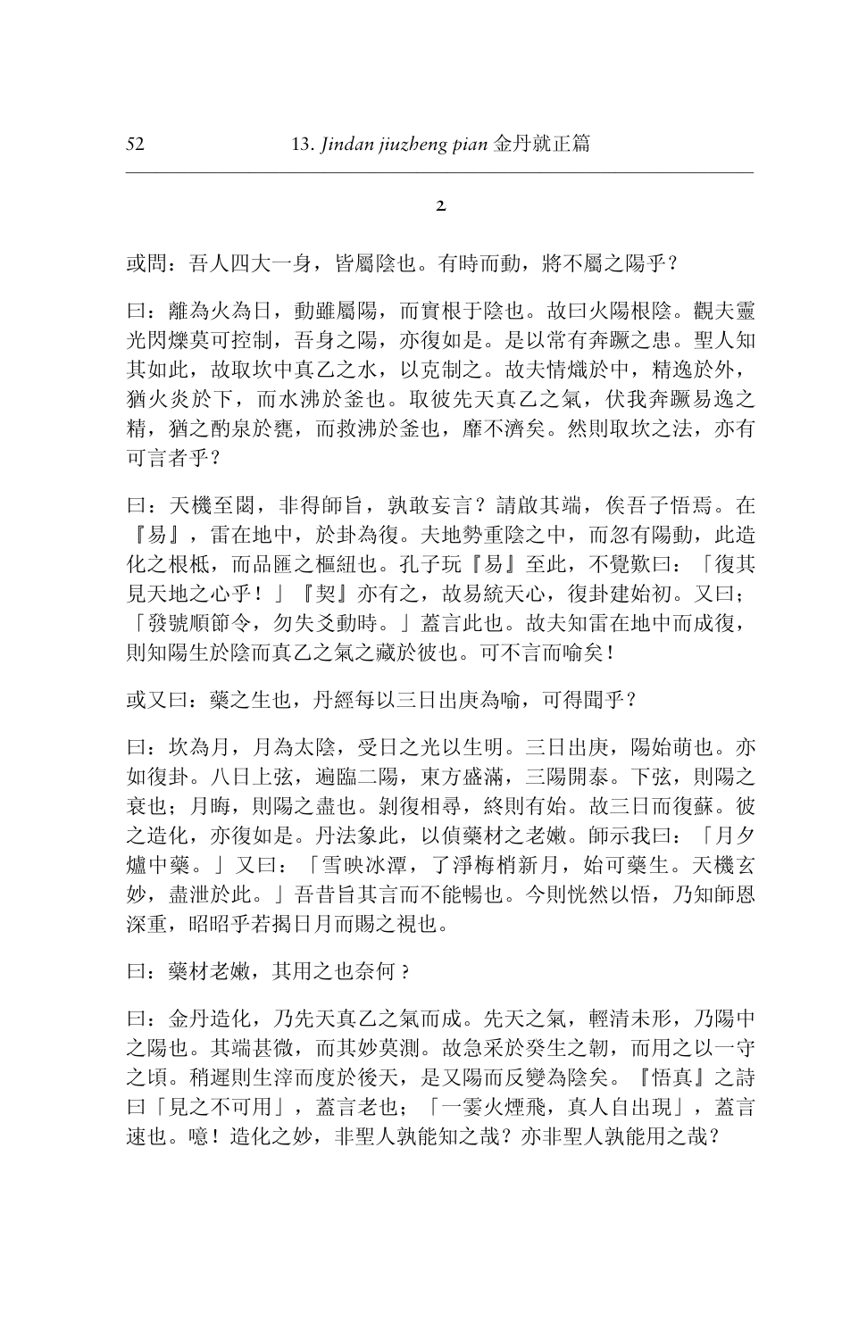## 2

或問：吾人四大一身，皆屬陰也。有時而動，將不屬之陽乎？

曰：離為火為日，動雖屬陽，而實根于陰也。故曰火陽根陰。觀夫靈光閃爍莫可控制，吾身之陽，亦復如是。是以常有奔蹶之患。聖人知其如此，故取坎中真乙之水，以克制之。故夫情熾於中，精逸於外，猶火炎於下，而水沸於釜也。取彼先天真乙之氣，伏我奔蹶易逸之精，猶之酌泉於甕，而救沸於釜也，靡不濟矣。然則取坎之法，亦有可言者乎？

曰：天機至閟，非得師旨，孰敢妄言？請啟其端，俟吾子悟焉。在『易』，雷在地中，於卦為復。夫地勢重陰之中，而忽有陽動，此造化之根柢，而品匯之樞紐也。孔子玩『易』至此，不覺歎曰：「復其見天地之心乎！」『契』亦有之，故易統天心，復卦建始初。又曰；「發號順節令，勿失爻動時。」蓋言此也。故夫知雷在地中而成復，則知陽生於陰而真乙之氣之藏於彼也。可不言而喻矣！

或又曰：藥之生也，丹經每以三日出庚為喻，可得聞乎？

曰：坎為月，月為太陰，受日之光以生明。三日出庚，陽始萌也。亦如復卦。八日上弦，遍臨二陽，東方盛滿，三陽開泰。下弦，則陽之衰也；月晦，則陽之盡也。剝復相尋，終則有始。故三日而復蘇。彼之造化，亦復如是。丹法象此，以偵藥材之老嫩。師示我曰：「月夕爐中藥。」又曰：「雪映冰潭，了淨梅梢新月，始可藥生。天機玄妙，盡泄於此。」吾昔旨其言而不能暢也。今則恍然以悟，乃知師恩深重，昭昭乎若揭日月而賜之視也。

曰：藥材老嫩，其用之也奈何？

曰：金丹造化，乃先天真乙之氣而成。先天之氣，輕清未形，乃陽中之陽也。其端甚微，而其妙莫測。故急采於癸生之韌，而用之以一守之頃。稍遲則生滓而度於後天，是又陽而反變為陰矣。『悟真』之詩曰「見之不可用」，蓋言老也；「一霎火煙飛，真人自出現」，蓋言速也。噫！造化之妙，非聖人孰能知之哉？亦非聖人孰能用之哉？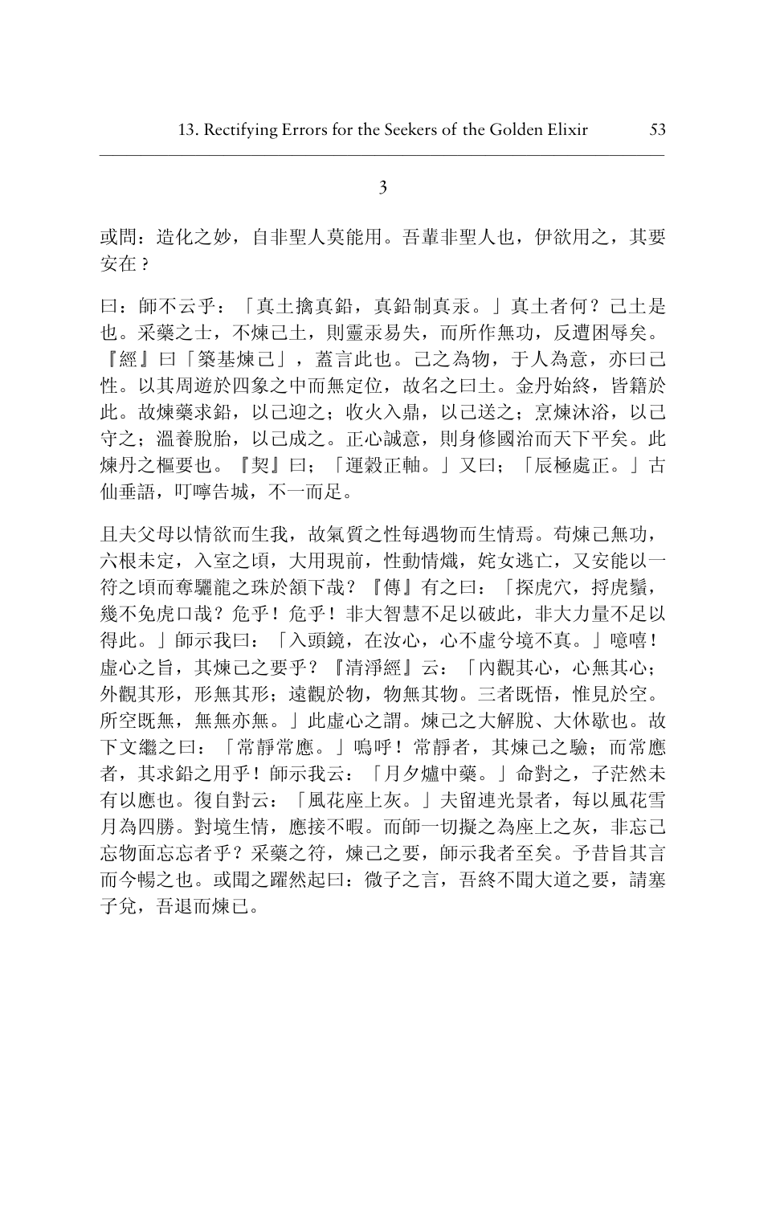3

或問：造化之妙，自非聖人莫能用。吾輩非聖人也，伊欲用之，其要安在？

曰：師不云乎：「真土擒真鉛，真鉛制真汞。」真土者何？己土是也。采藥之士，不煉己土，則靈汞易失，而所作無功，反遭困辱矣。『經』曰「築基煉己」，蓋言此也。己之為物，于人為意，亦曰己性。以其周遊於四象之中而無定位，故名之曰土。金丹始終，皆籍於此。故煉藥求鉛，以己迎之；收火入鼎，以己送之；烹煉沐浴，以己守之；溫養脫胎，以己成之。正心誠意，則身修國治而天下平矣。此煉丹之樞要也。『契』曰：「運轂正軸。」又曰；「辰極處正。」古仙垂語，叮嚀告城，不一而足。

且夫父母以情欲而生我，故氣質之性每遇物而生情焉。苟煉己無功，六根未定，入室之頃，大用現前，性動情熾，姹女逃亡，又安能以一符之頃而奪驪龍之珠於頷下哉？『傳』有之曰：「探虎穴，捋虎鬚，幾不免虎口哉？危乎！危乎！非大智慧不足以破此，非大力量不足以得此。」師示我曰：「入頭鏡，在汝心，心不虛兮境不真。」噫嘻！虛心之旨，其煉己之要乎？『清淨經』云：「內觀其心，心無其心；外觀其形，形無其形；遠觀於物，物無其物。三者既悟，惟見於空。所空既無，無無亦無。」此虛心之謂。煉己之大解脫、大休歇也。故下文繼之曰：「常靜常應。」嗚呼！常靜者，其煉己之驗；而常應者，其求鉛之用乎！師示我云：「月夕爐中藥。」命對之，予茫然未有以應也。復自對云：「風花座上灰。」夫留連光景者，每以風花雪月為四勝。對境生情，應接不暇。而師一切擬之為座上之灰，非忘己忘物面忘忘者乎？采藥之符，煉己之要，師示我者至矣。予昔旨其言而今暢之也。或聞之躍然起曰：微子之言，吾終不聞大道之要，請塞子兌，吾退而煉己。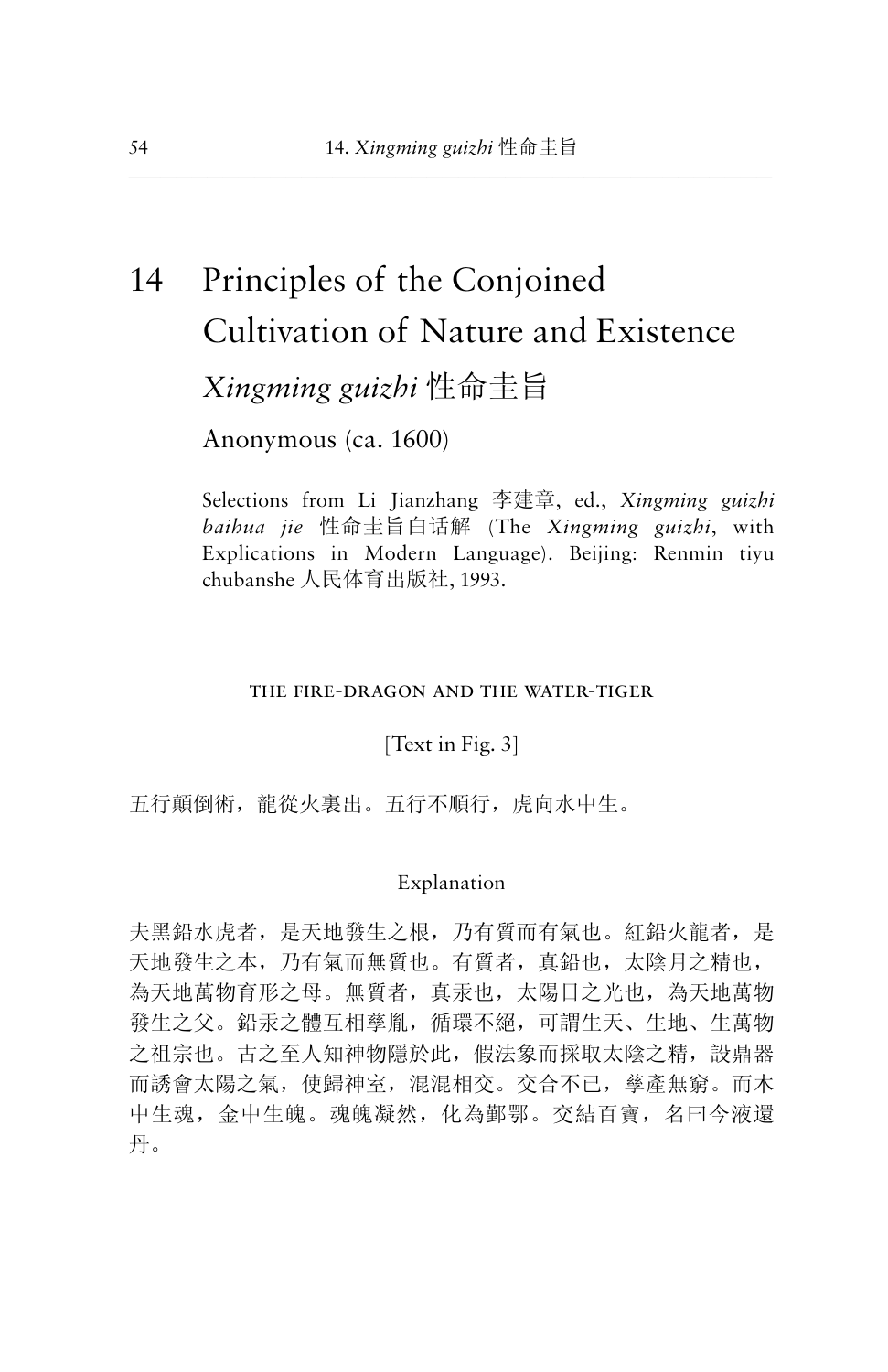# 14 Principles of the Conjoined Cultivation of Nature and Existence

## *Xingming guizhi* 性命圭旨

Anonymous (ca. 1600)

Selections from Li Jianzhang 李建章, ed., *Xingming guizhi baihua jie* 性命圭旨白话解 (The *Xingming guizhi*, with Explications in Modern Language). Beijing: Renmin tiyu chubanshe 人民体育出版社, 1993.

### THE FIRE-DRAGON AND THE WATER-TIGER

[Text in Fig. 3]

五行顛倒術，龍從火裏出。五行不順行，虎向水中生。

#### Explanation

夫黑鉛水虎者，是天地發生之根，乃有質而有氣也。紅鉛火龍者，是天地發生之本，乃有氣而無質也。有質者，真鉛也，太陰月之精也，為天地萬物育形之母。無質者，真汞也，太陽日之光也，為天地萬物發生之父。鉛汞之體互相孳胤，循環不絕，可謂生天、生地、生萬物之祖宗也。古之至人知神物隱於此，假法象而採取太陰之精，設鼎器而誘會太陽之氣，使歸神室，混混相交。交合不已，孳產無窮。而木中生魂，金中生魄。魂魄凝然，化為鄞鄂。交結百寶，名曰今液還丹。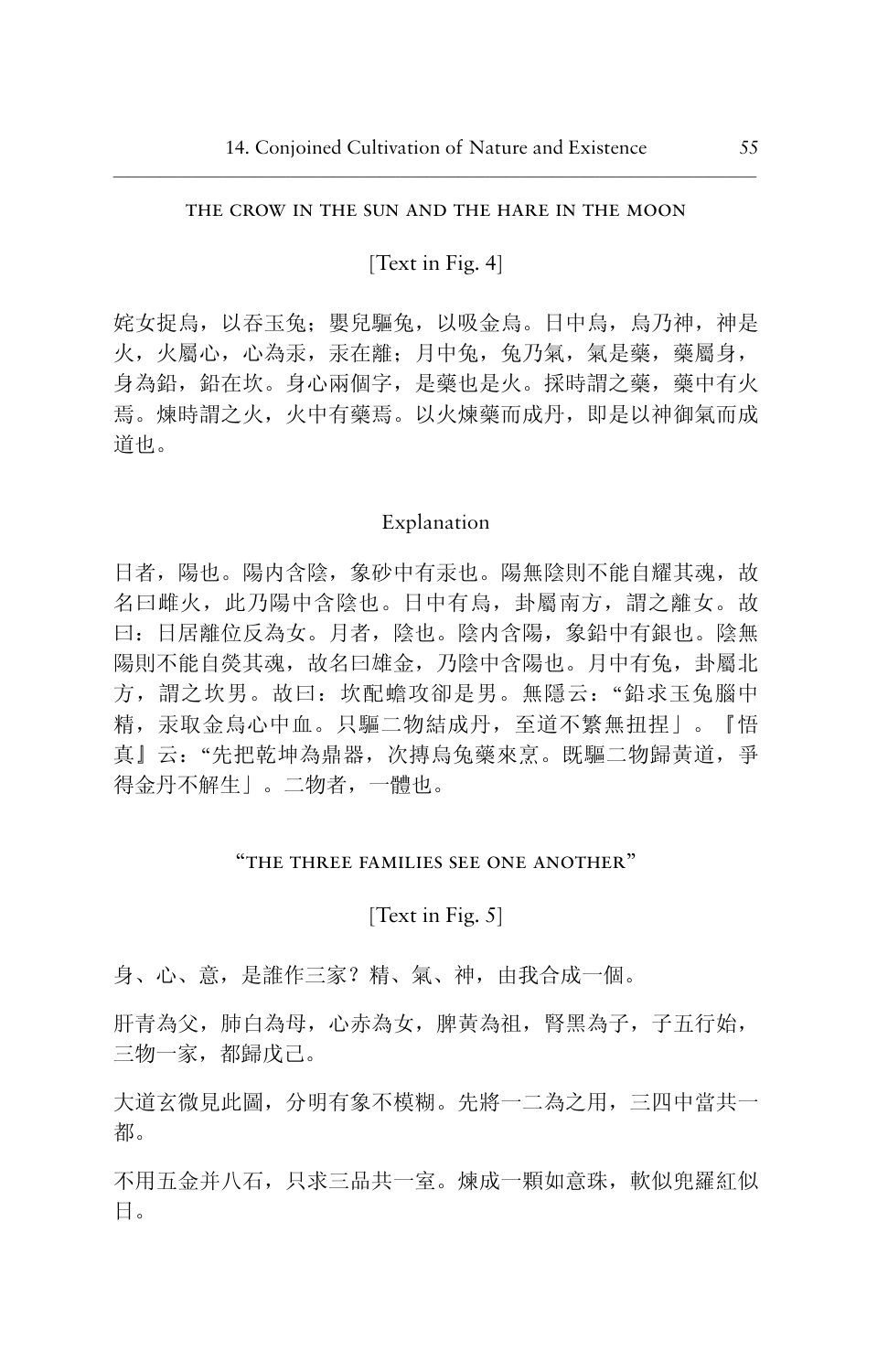### THE CROW IN THE SUN AND THE HARE IN THE MOON

[Text in Fig. 4]

姹女捉烏，以吞玉兔；嬰兒驅兔，以吸金烏。日中烏，烏乃神，神是火，火屬心，心為汞，汞在離；月中兔，兔乃氣，氣是藥，藥屬身，身為鉛，鉛在坎。身心兩個字，是藥也是火。採時謂之藥，藥中有火焉。煉時謂之火，火中有藥焉。以火煉藥而成丹，即是以神御氣而成道也。

### Explanation

日者，陽也。陽內含陰，象砂中有汞也。陽無陰則不能自耀其魂，故名曰雌火，此乃陽中含陰也。日中有烏，卦屬南方，謂之離女。故曰：日居離位反為女。月者，陰也。陰內含陽，象鉛中有銀也。陰無陽則不能自熒其魂，故名曰雄金，乃陰中含陽也。月中有兔，卦屬北方，謂之坎男。故曰：坎配蟾攻卻是男。無隱云："鉛求玉兔腦中精，汞取金烏心中血。只驅二物結成丹，至道不繁無扭捏」。『悟真』云："先把乾坤為鼎器，次摶烏兔藥來烹。既驅二物歸黃道，爭得金丹不解生」。二物者，一體也。

### "THE THREE FAMILIES SEE ONE ANOTHER"

[Text in Fig. 5]

身、心、意，是誰作三家？精、氣、神，由我合成一個。

肝青為父，肺白為母，心赤為女，脾黃為祖，腎黑為子，子五行始，三物一家，都歸戊己。

大道玄微見此圖，分明有象不模糊。先將一二為之用，三四中當共一都。

不用五金并八石，只求三品共一室。煉成一顆如意珠，軟似兜羅紅似日。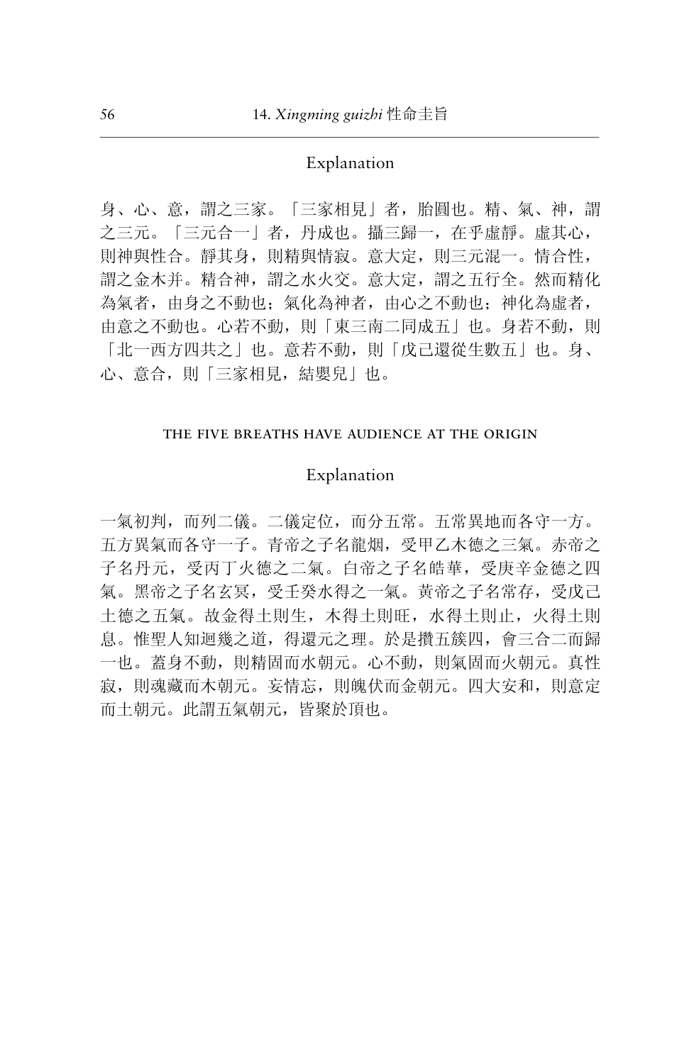## Explanation

身、心、意，謂之三家。「三家相見」者，胎圓也。精、氣、神，謂之三元。「三元合一」者，丹成也。攝三歸一，在乎虛靜。虛其心，則神與性合。靜其身，則精與情寂。意大定，則三元混一。情合性，謂之金木并。精合神，謂之水火交。意大定，謂之五行全。然而精化為氣者，由身之不動也；氣化為神者，由心之不動也；神化為虛者，由意之不動也。心若不動，則「東三南二同成五」也。身若不動，則「北一西方四共之」也。意若不動，則「戊己還從生數五」也。身、心、意合，則「三家相見，結嬰兒」也。

### THE FIVE BREATHS HAVE AUDIENCE AT THE ORIGIN

## Explanation

一氣初判，而列二儀。二儀定位，而分五常。五常異地而各守一方。五方異氣而各守一子。青帝之子名龍烟，受甲乙木德之三氣。赤帝之子名丹元，受丙丁火德之二氣。白帝之子名皓華，受庚辛金德之四氣。黑帝之子名玄冥，受壬癸水得之一氣。黃帝之子名常存，受戊己土德之五氣。故金得土則生，木得土則旺，水得土則止，火得土則息。惟聖人知迴幾之道，得還元之理。於是攢五簇四，會三合二而歸一也。蓋身不動，則精固而水朝元。心不動，則氣固而火朝元。真性寂，則魂藏而木朝元。妄情忘，則魄伏而金朝元。四大安和，則意定而土朝元。此謂五氣朝元，皆聚於頂也。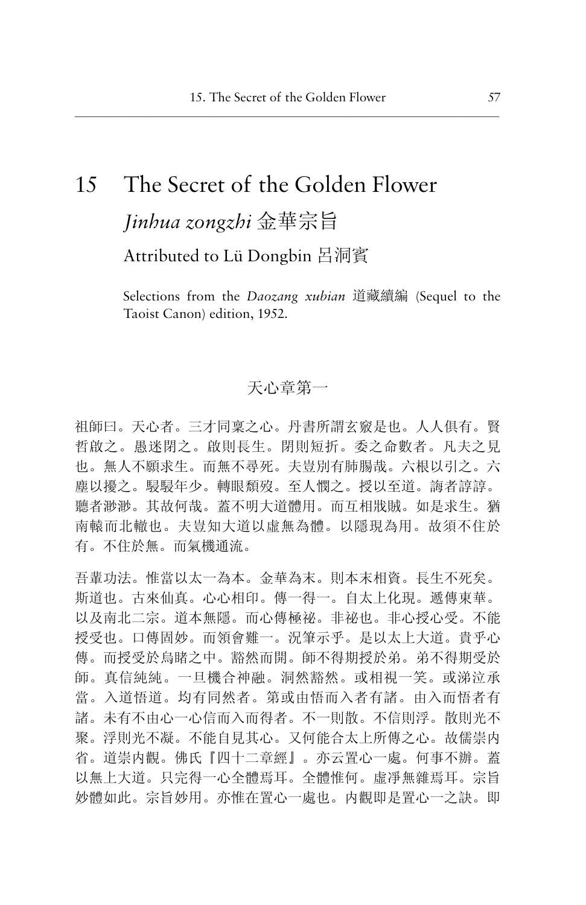# 15 The Secret of the Golden Flower

## *Jinhua zongzhi* 金華宗旨

### Attributed to Lü Dongbin 呂洞賓

Selections from the *Daozang xubian* 道藏續編 (Sequel to the Taoist Canon) edition, 1952.

天心章第一

祖師曰。天心者。三才同稟之心。丹書所謂玄竅是也。人人俱有。賢哲啟之。愚迷閉之。啟則長生。閉則短折。委之命數者。凡夫之見也。無人不願求生。而無不尋死。夫豈別有肺腸哉。六根以引之。六塵以擾之。駸駸年少。轉眼頹歿。至人憫之。授以至道。誨者諄諄。聽者渺渺。其故何哉。蓋不明大道體用。而互相戕賊。如是求生。猶南轅而北轍也。夫豈知大道以虛無為體。以隱現為用。故須不住於有。不住於無。而氣機通流。

吾輩功法。惟當以太一為本。金華為末。則本末相資。長生不死矣。斯道也。古來仙真。心心相印。傳一得一。自太上化現。遞傳東華。以及南北二宗。道本無隱。而心傳極祕。非祕也。非心授心受。不能授受也。口傳固妙。而領會難一。況筆示乎。是以太上大道。貴乎心傳。而授受於烏睹之中。豁然而開。師不得期授於弟。弟不得期受於師。真信純純。一旦機合神融。洞然豁然。或相視一笑。或涕泣承當。入道悟道。均有同然者。第或由悟而入者有諸。由入而悟者有諸。未有不由心一心信而入而得者。不一則散。不信則浮。散則光不聚。浮則光不凝。不能自見其心。又何能合太上所傳之心。故儒崇內省。道崇內觀。佛氏『四十二章經』。亦云置心一處。何事不辦。蓋以無上大道。只完得一心全體焉耳。全體惟何。虛淨無雜焉耳。宗旨妙體如此。宗旨妙用。亦惟在置心一處也。內觀即是置心一之訣。即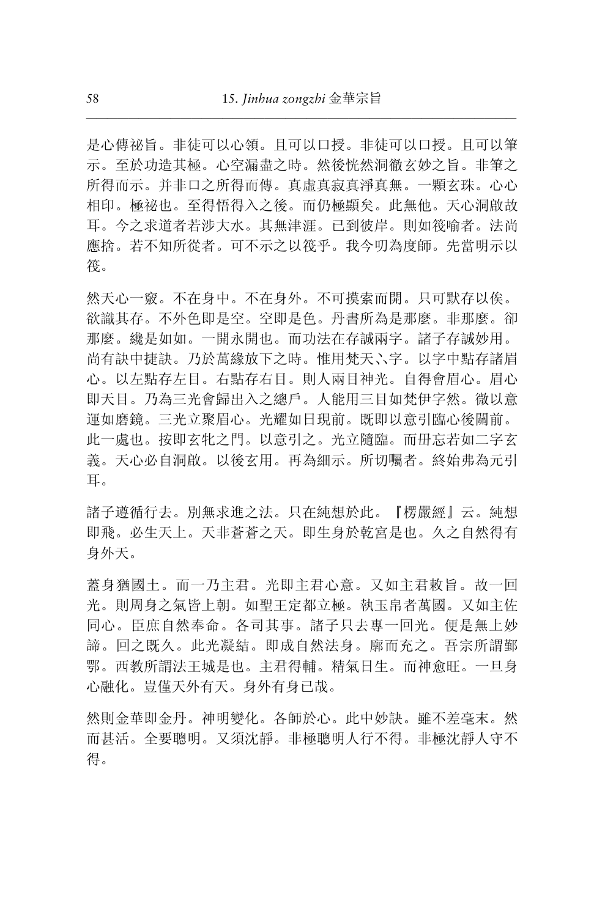是心傳祕旨。非徒可以心領。且可以口授。非徒可以口授。且可以筆示。至於功造其極。心空漏盡之時。然後恍然洞徹玄妙之旨。非筆之所得而示。并非口之所得而傳。真虛真寂真淨真無。一顆玄珠。心心相印。極祕也。至得悟得入之後。而仍極顯矣。此無他。天心洞啟故耳。今之求道者若涉大水。其無津涯。已到彼岸。則如筏喻者。法尚應捨。若不知所從者。可不示之以筏乎。我今吅為度師。先當明示以筏。

然天心一竅。不在身中。不在身外。不可摸索而開。只可默存以俟。欲識其存。不外色即是空。空即是色。丹書所為是那麼。非那麼。卻那麼。纔是如如。一開永開也。而功法在存誠兩字。諸子存誠妙用。尚有訣中捷訣。乃於萬緣放下之時。惟用梵天丶丶字。以字中點存諸眉心。以左點存左目。右點存右目。則人兩目神光。自得會眉心。眉心即天目。乃為三光會歸出入之總戶。人能用三目如梵伊字然。微以意運如磨鏡。三光立聚眉心。光耀如日現前。既即以意引臨心後關前。此一處也。按即玄牝之門。以意引之。光立隨臨。而毋忘若如二字玄義。天心必自洞啟。以後玄用。再為細示。所切囑者。終始弗為元引耳。

諸子遵循行去。別無求進之法。只在純想於此。『楞嚴經』云。純想即飛。必生天上。天非蒼蒼之天。即生身於乾宮是也。久之自然得有身外天。

蓋身猶國土。而一乃主君。光即主君心意。又如主君敕旨。故一回光。則周身之氣皆上朝。如聖王定都立極。執玉帛者萬國。又如主佐同心。臣庶自然奉命。各司其事。諸子只去專一回光。便是無上妙諦。回之既久。此光凝結。即成自然法身。廓而充之。吾宗所謂鄞鄂。西教所謂法王城是也。主君得輔。精氣日生。而神愈旺。一旦身心融化。豈僅天外有天。身外有身已哉。

然則金華即金丹。神明變化。各師於心。此中妙訣。雖不差毫末。然而甚活。全要聰明。又須沈靜。非極聰明人行不得。非極沈靜人守不得。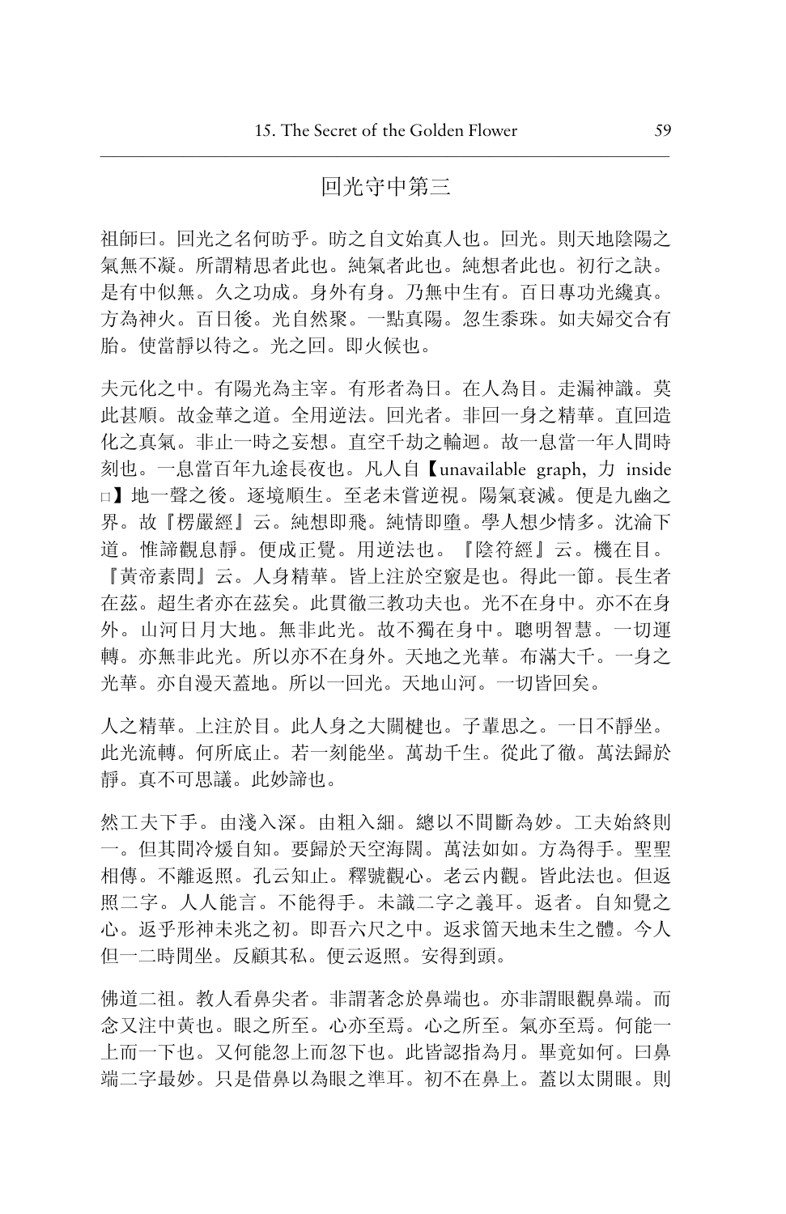## 回光守中第三

祖師曰。回光之名何昉乎。昉之自文始真人也。回光。則天地陰陽之氣無不凝。所謂精思者此也。純氣者此也。純想者此也。初行之訣。是有中似無。久之功成。身外有身。乃無中生有。百日專功光纔真。方為神火。百日後。光自然聚。一點真陽。忽生黍珠。如夫婦交合有胎。使當靜以待之。光之回。即火候也。

夫元化之中。有陽光為主宰。有形者為日。在人為目。走漏神識。莫此甚順。故金華之道。全用逆法。回光者。非回一身之精華。直回造化之真氣。非止一時之妄想。直空千劫之輪迴。故一息當一年人間時刻也。一息當百年九途長夜也。凡人自【unavailable graph, 力 inside 口】地一聲之後。逐境順生。至老未嘗逆視。陽氣衰滅。便是九幽之界。故『楞嚴經』云。純想即飛。純情即墮。學人想少情多。沈淪下道。惟諦觀息靜。便成正覺。用逆法也。『陰符經』云。機在目。『黃帝素問』云。人身精華。皆上注於空竅是也。得此一節。長生者在茲。超生者亦在茲矣。此貫徹三教功夫也。光不在身中。亦不在身外。山河日月大地。無非此光。故不獨在身中。聰明智慧。一切運轉。亦無非此光。所以亦不在身外。天地之光華。布滿大千。一身之光華。亦自漫天蓋地。所以一回光。天地山河。一切皆回矣。

人之精華。上注於目。此人身之大關楗也。子輩思之。一日不靜坐。此光流轉。何所底止。若一刻能坐。萬劫千生。從此了徹。萬法歸於靜。真不可思議。此妙諦也。

然工夫下手。由淺入深。由粗入細。總以不間斷為妙。工夫始終則一。但其間冷煖自知。要歸於天空海闊。萬法如如。方為得手。聖聖相傳。不離返照。孔云知止。釋號觀心。老云內觀。皆此法也。但返照二字。人人能言。不能得手。未識二字之義耳。返者。自知覺之心。返乎形神未兆之初。即吾六尺之中。返求箇天地未生之體。今人但一二時閒坐。反顧其私。便云返照。安得到頭。

佛道二祖。教人看鼻尖者。非謂著念於鼻端也。亦非謂眼觀鼻端。而念又注中黃也。眼之所至。心亦至焉。心之所至。氣亦至焉。何能一上而一下也。又何能忽上而忽下也。此皆認指為月。畢竟如何。曰鼻端二字最妙。只是借鼻以為眼之準耳。初不在鼻上。蓋以太開眼。則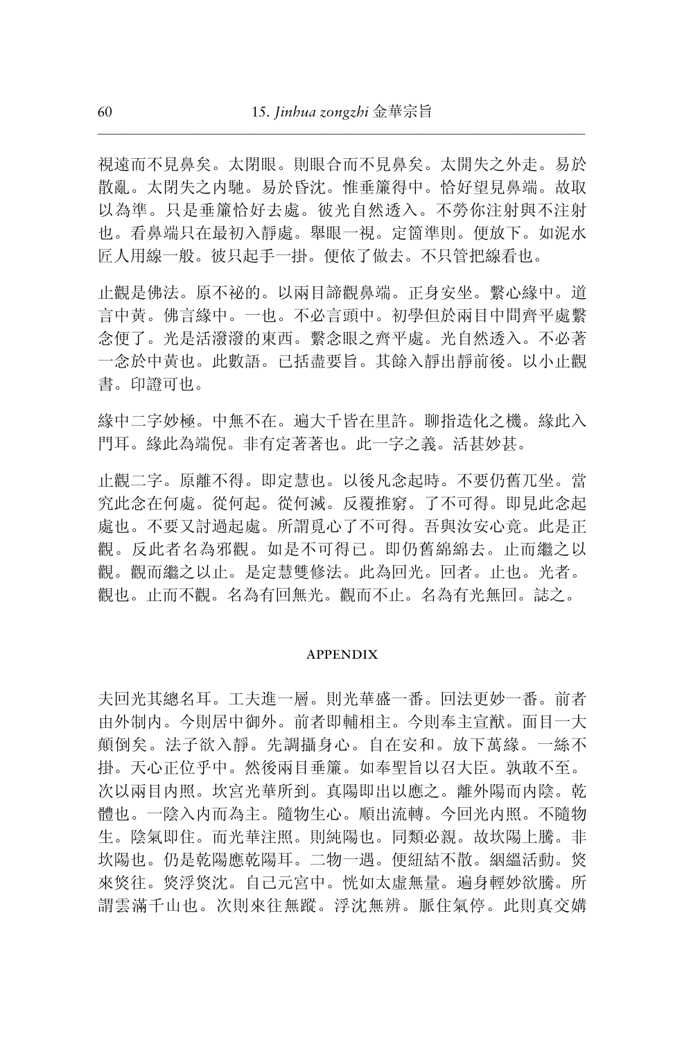視遠而不見鼻矣。太閉眼。則眼合而不見鼻矣。太開失之外走。易於散亂。太閉失之內馳。易於昏沈。惟垂簾得中。恰好望見鼻端。故取以為準。只是垂簾恰好去處。彼光自然透入。不勞你注射與不注射也。看鼻端只在最初入靜處。舉眼一視。定箇準則。便放下。如泥水匠人用線一般。彼只起手一掛。便依了做去。不只管把線看也。

止觀是佛法。原不祕的。以兩目諦觀鼻端。正身安坐。繫心緣中。道言中黃。佛言緣中。一也。不必言頭中。初學但於兩目中間齊平處繫念便了。光是活潑潑的東西。繫念眼之齊平處。光自然透入。不必著一念於中黃也。此數語。已括盡要旨。其餘入靜出靜前後。以小止觀書。印證可也。

緣中二字妙極。中無不在。遍大千皆在里許。聊指造化之機。緣此入門耳。緣此為端倪。非有定著著也。此一字之義。活甚妙甚。

止觀二字。原離不得。即定慧也。以後凡念起時。不要仍舊兀坐。當究此念在何處。從何起。從何滅。反覆推窮。了不可得。即見此念起處也。不要又討過起處。所謂覓心了不可得。吾與汝安心竟。此是正觀。反此者名為邪觀。如是不可得已。即仍舊綿綿去。止而繼之以觀。觀而繼之以止。是定慧雙修法。此為回光。回者。止也。光者。觀也。止而不觀。名為有回無光。觀而不止。名為有光無回。誌之。

## APPENDIX

夫回光其總名耳。工夫進一層。則光華盛一番。回法更妙一番。前者由外制內。今則居中御外。前者即輔相主。今則奉主宣猷。面目一大顛倒矣。法子欲入靜。先調攝身心。自在安和。放下萬緣。一絲不掛。天心正位乎中。然後兩目垂簾。如奉聖旨以召大臣。孰敢不至。次以兩目內照。坎宮光華所到。真陽即出以應之。離外陽而內陰。乾體也。一陰入內而為主。隨物生心。順出流轉。今回光內照。不隨物生。陰氣即住。而光華注照。則純陽也。同類必親。故坎陽上騰。非坎陽也。仍是乾陽應乾陽耳。二物一遇。便紐結不散。絪緼活動。倏來倏往。倏浮倏沈。自己元宮中。恍如太虛無量。遍身輕妙欲騰。所謂雲滿千山也。次則來往無蹤。浮沈無辨。脈住氣停。此則真交媾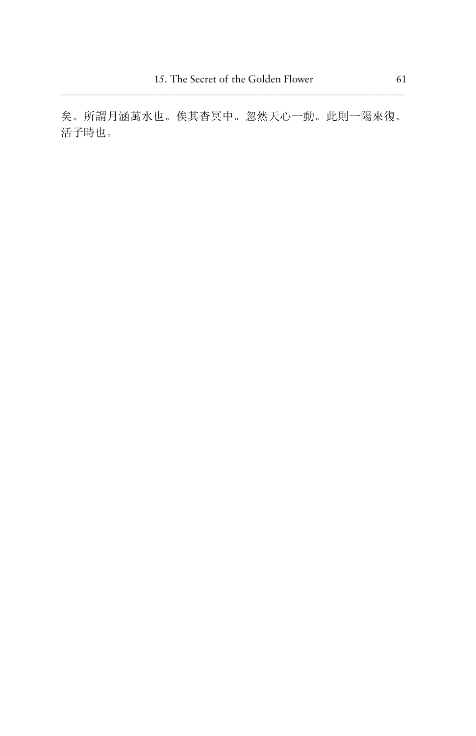矣。所謂月涵萬水也。俟其杳冥中。忽然天心一動。此則一陽來復。活子時也。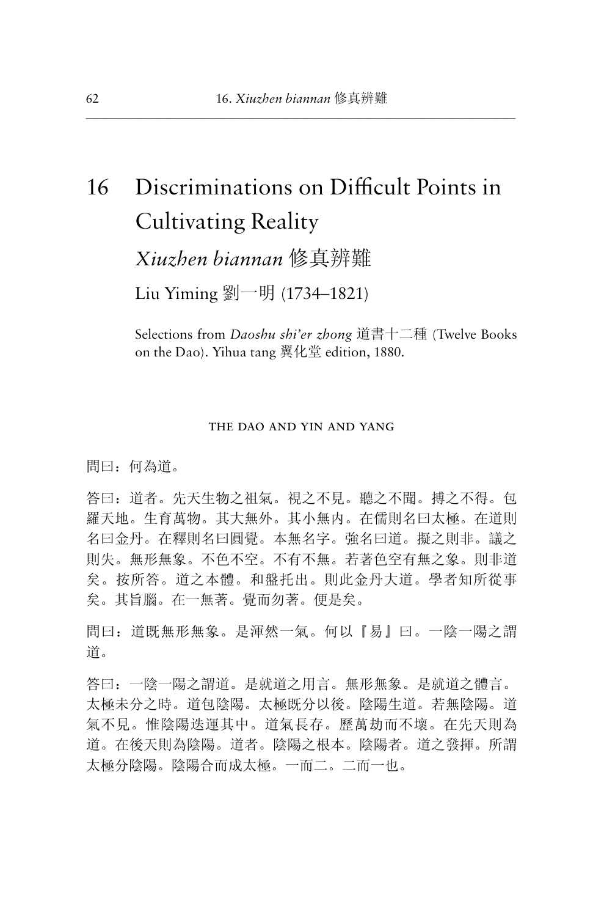# 16 Discriminations on Difficult Points in Cultivating Reality

## *Xiuzhen biannan* 修真辨難

Liu Yiming 劉一明 (1734–1821)

Selections from *Daoshu shi'er zhong* 道書十二種 (Twelve Books on the Dao). Yihua tang 翼化堂 edition, 1880.

### THE DAO AND YIN AND YANG

問曰：何為道。

答曰：道者。先天生物之祖氣。視之不見。聽之不聞。搏之不得。包羅天地。生育萬物。其大無外。其小無內。在儒則名曰太極。在道則名曰金丹。在釋則名曰圓覺。本無名字。強名曰道。擬之則非。議之則失。無形無象。不色不空。不有不無。若著色空有無之象。則非道矣。按所答。道之本體。和盤托出。則此金丹大道。學者知所從事矣。其旨腦。在一無著。覺而勿著。便是矣。

問曰：道既無形無象。是渾然一氣。何以『易』曰。一陰一陽之謂道。

答曰：一陰一陽之謂道。是就道之用言。無形無象。是就道之體言。太極未分之時。道包陰陽。太極既分以後。陰陽生道。若無陰陽。道氣不見。惟陰陽迭運其中。道氣長存。歷萬劫而不壞。在先天則為道。在後天則為陰陽。道者。陰陽之根本。陰陽者。道之發揮。所謂太極分陰陽。陰陽合而成太極。一而二。二而一也。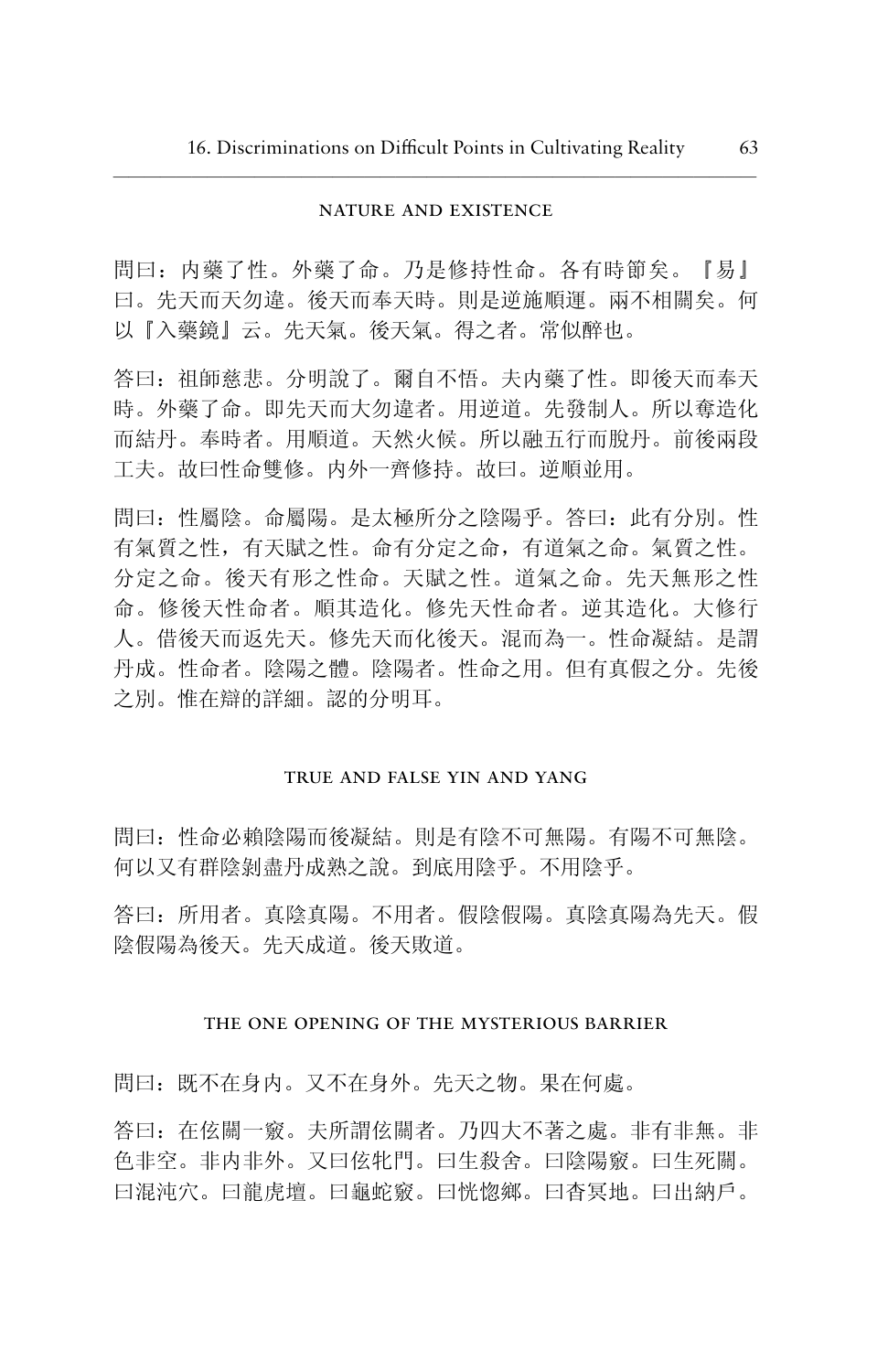## NATURE AND EXISTENCE

問曰：內藥了性。外藥了命。乃是修持性命。各有時節矣。『易』曰。先天而天勿違。後天而奉天時。則是逆施順運。兩不相關矣。何以『入藥鏡』云。先天氣。後天氣。得之者。常似醉也。

答曰：祖師慈悲。分明說了。爾自不悟。夫內藥了性。即後天而奉天時。外藥了命。即先天而大勿違者。用逆道。先發制人。所以奪造化而結丹。奉時者。用順道。天然火候。所以融五行而脫丹。前後兩段工夫。故曰性命雙修。內外一齊修持。故曰。逆順並用。

問曰：性屬陰。命屬陽。是太極所分之陰陽乎。答曰：此有分別。性有氣質之性，有天賦之性。命有分定之命，有道氣之命。氣質之性。分定之命。後天有形之性命。天賦之性。道氣之命。先天無形之性命。修後天性命者。順其造化。修先天性命者。逆其造化。大修行人。借後天而返先天。修先天而化後天。混而為一。性命凝結。是謂丹成。性命者。陰陽之體。陰陽者。性命之用。但有真假之分。先後之別。惟在辯的詳細。認的分明耳。

## TRUE AND FALSE YIN AND YANG

問曰：性命必賴陰陽而後凝結。則是有陰不可無陽。有陽不可無陰。何以又有群陰剝盡丹成熟之說。到底用陰乎。不用陰乎。

答曰：所用者。真陰真陽。不用者。假陰假陽。真陰真陽為先天。假陰假陽為後天。先天成道。後天敗道。

## THE ONE OPENING OF THE MYSTERIOUS BARRIER

問曰：既不在身內。又不在身外。先天之物。果在何處。

答曰：在伭關一竅。夫所謂伭關者。乃四大不著之處。非有非無。非色非空。非內非外。又曰伭牝門。曰生殺舍。曰陰陽竅。曰生死關。曰混沌穴。曰龍虎壇。曰龜蛇竅。曰恍惚鄉。曰杳冥地。曰出納戶。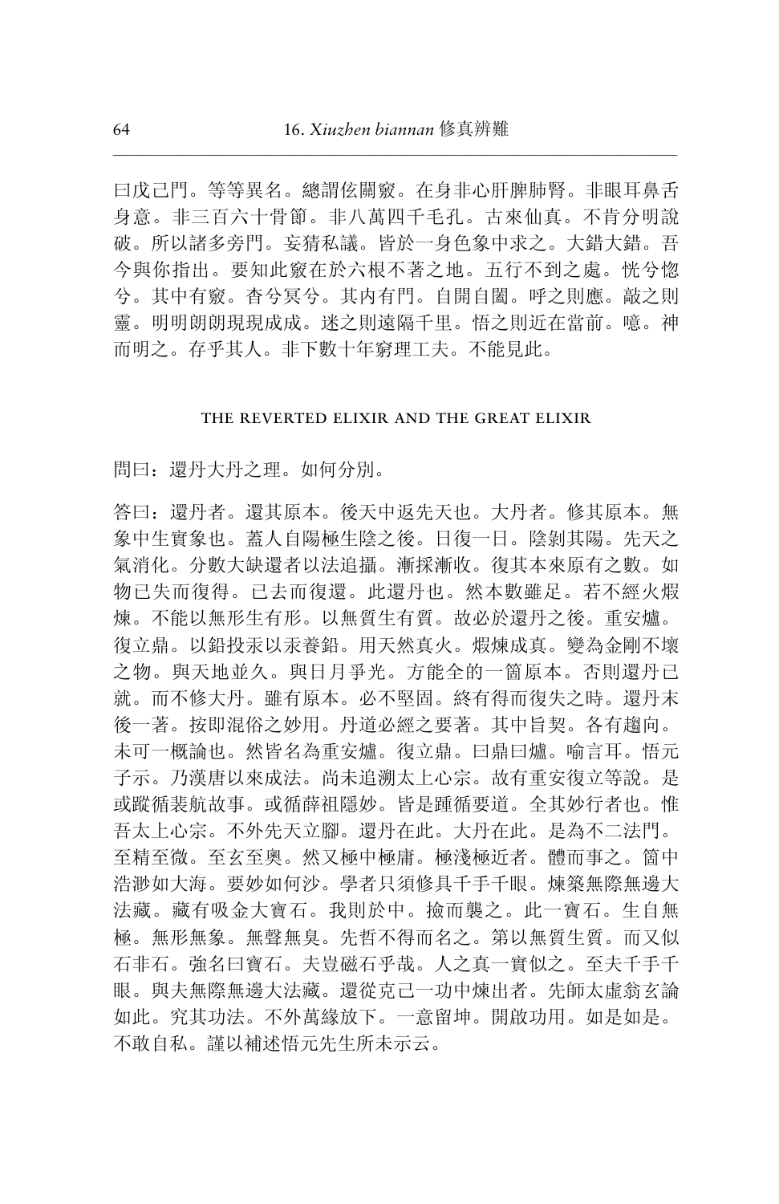曰戊己門。等等異名。總謂佐關竅。在身非心肝脾肺腎。非眼耳鼻舌身意。非三百六十骨節。非八萬四千毛孔。古來仙真。不肯分明說破。所以諸多旁門。妄猜私議。皆於一身色象中求之。大錯大錯。吾今與你指出。要知此竅在於六根不著之地。五行不到之處。恍兮惚兮。其中有竅。杳兮冥兮。其內有門。自開自闔。呼之則應。敲之則靈。明明朗朗現現成成。迷之則遠隔千里。悟之則近在當前。噫。神而明之。存乎其人。非下數十年窮理工夫。不能見此。

## THE REVERTED ELIXIR AND THE GREAT ELIXIR

問曰：還丹大丹之理。如何分別。

答曰：還丹者。還其原本。後天中返先天也。大丹者。修其原本。無象中生實象也。蓋人自陽極生陰之後。日復一日。陰剝其陽。先天之氣消化。分數大缺還者以法追攝。漸採漸收。復其本來原有之數。如物已失而復得。已去而復還。此還丹也。然本數雖足。若不經火煆煉。不能以無形生有形。以無質生有質。故必於還丹之後。重安爐。復立鼎。以鉛投汞以汞養鉛。用天然真火。煆煉成真。變為金剛不壞之物。與天地並久。與日月爭光。方能全的一箇原本。否則還丹已就。而不修大丹。雖有原本。必不堅固。終有得而復失之時。還丹末後一著。按即混俗之妙用。丹道必經之要著。其中旨契。各有趨向。未可一概論也。然皆名為重安爐。復立鼎。曰鼎曰爐。喻言耳。悟元子示。乃漢唐以來成法。尚未追溯太上心宗。故有重安復立等說。是或蹤循裴航故事。或循薛祖隱妙。皆是踵循要道。全其妙行者也。惟吾太上心宗。不外先天立腳。還丹在此。大丹在此。是為不二法門。至精至微。至玄至奧。然又極中極庸。極淺極近者。體而事之。箇中浩渺如大海。要妙如何沙。學者只須修具千手千眼。煉築無際無邊大法藏。藏有吸金大寶石。我則於中。撿而襲之。此一寶石。生自無極。無形無象。無聲無臭。先哲不得而名之。第以無質生質。而又似石非石。強名曰寶石。夫豈磁石乎哉。人之真一實似之。至夫千手千眼。與夫無際無邊大法藏。還從克己一功中煉出者。先師太虛翁玄論如此。究其功法。不外萬緣放下。一意留坤。開啟功用。如是如是。不敢自私。謹以補述悟元先生所未示云。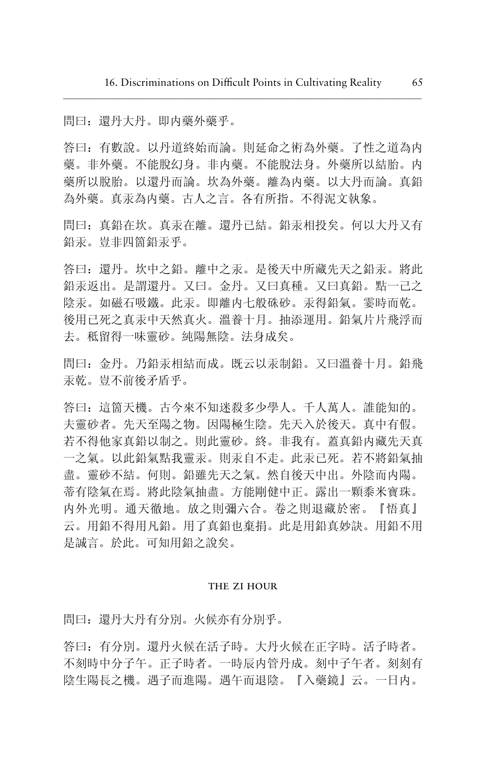問曰：還丹大丹。即内藥外藥乎。

答曰：有數說。以丹道終始而論。則延命之術為外藥。了性之道為内藥。非外藥。不能脫幻身。非内藥。不能脫法身。外藥所以結胎。内藥所以脫胎。以還丹而論。坎為外藥。離為内藥。以大丹而論。真鉛為外藥。真汞為内藥。古人之言。各有所指。不得泥文執象。

問曰：真鉛在坎。真汞在離。還丹已結。鉛汞相投矣。何以大丹又有鉛汞。豈非四箇鉛汞乎。

答曰：還丹。坎中之鉛。離中之汞。是後天中所藏先天之鉛汞。將此鉛汞返出。是謂還丹。又曰。金丹。又曰真種。又曰真鉛。點一己之陰汞。如磁石吸鐵。此汞。即離内七般硃砂。汞得鉛氣。霎時而乾。後用已死之真汞中天然真火。溫養十月。抽添運用。鉛氣片片飛浮而去。秖留得一味靈砂。純陽無陰。法身成矣。

問曰：金丹。乃鉛汞相結而成。既云以汞制鉛。又曰溫養十月。鉛飛汞乾。豈不前後矛盾乎。

答曰：這箇天機。古今來不知迷殺多少學人。千人萬人。誰能知的。夫靈砂者。先天至陽之物。因陽極生陰。先天入於後天。真中有假。若不得他家真鉛以制之。則此靈砂。終。非我有。蓋真鉛内藏先天真一之氣。以此鉛氣點我靈汞。則汞自不走。此汞已死。若不將鉛氣抽盡。靈砂不結。何則。鉛雖先天之氣。然自後天中出。外陰而内陽。蒂有陰氣在焉。將此陰氣抽盡。方能剛健中正。露出一顆黍米寶珠。内外光明。通天徹地。放之則彌六合。卷之則退藏於密。『悟真』云。用鉛不得用凡鉛。用了真鉛也棄捐。此是用鉛真妙訣。用鉛不用是誠言。於此。可知用鉛之說矣。

### THE ZI HOUR

問曰：還丹大丹有分別。火候亦有分別乎。

答曰：有分別。還丹火候在活子時。大丹火候在正字時。活子時者。不刻時中分子午。正子時者。一時辰内管丹成。刻中子午者。刻刻有陰生陽長之機。遇子而進陽。遇午而退陰。『入藥鏡』云。一日内。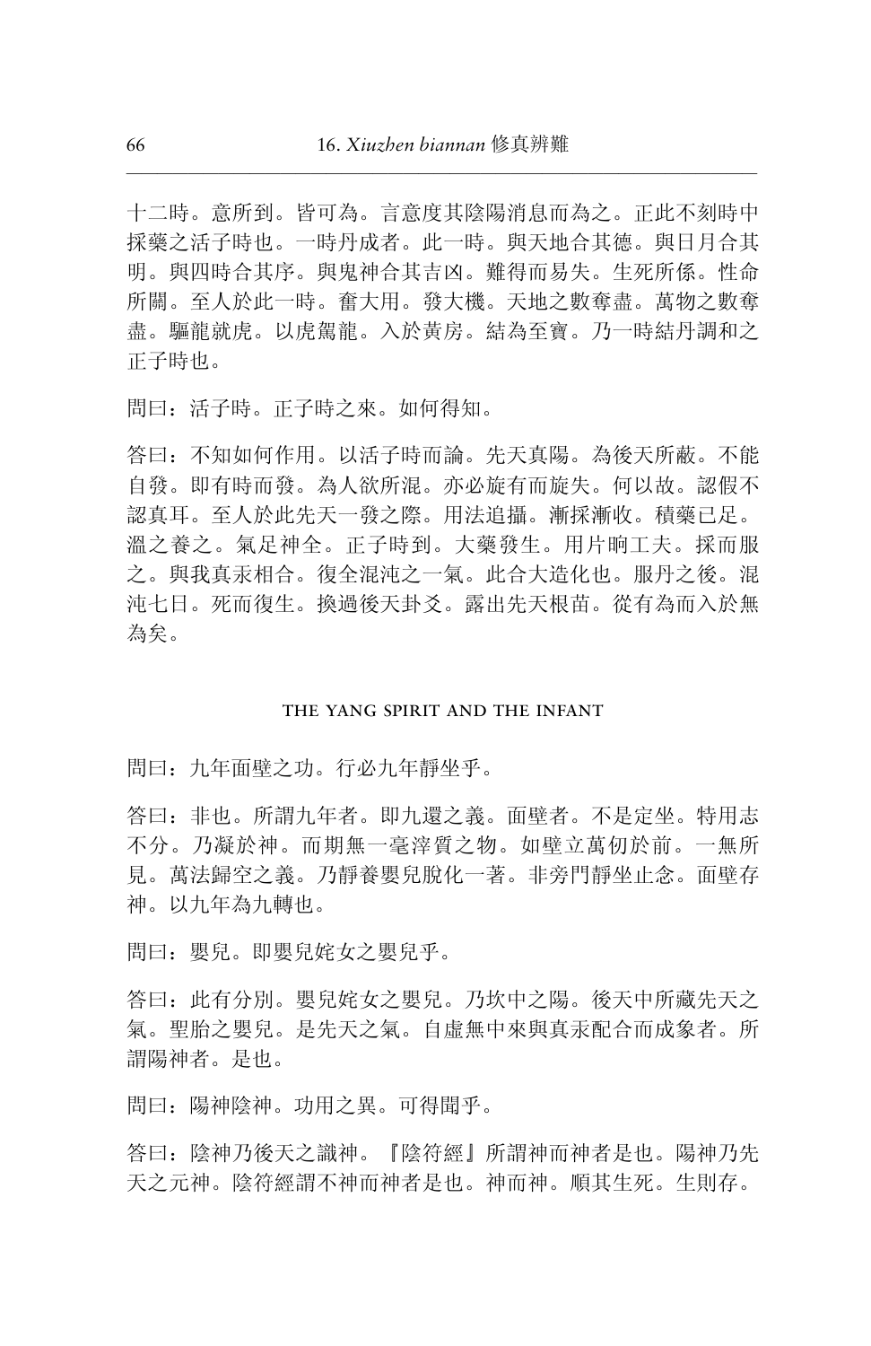十二時。意所到。皆可為。言意度其陰陽消息而為之。正此不刻時中採藥之活子時也。一時丹成者。此一時。與天地合其德。與日月合其明。與四時合其序。與鬼神合其吉凶。難得而易失。生死所係。性命所關。至人於此一時。奮大用。發大機。天地之數奪盡。萬物之數奪盡。驅龍就虎。以虎駕龍。入於黃房。結為至寶。乃一時結丹調和之正子時也。

問曰：活子時。正子時之來。如何得知。

答曰：不知如何作用。以活子時而論。先天真陽。為後天所蔽。不能自發。即有時而發。為人欲所混。亦必旋有而旋失。何以故。認假不認真耳。至人於此先天一發之際。用法追攝。漸採漸收。積藥已足。溫之養之。氣足神全。正子時到。大藥發生。用片晌工夫。採而服之。與我真汞相合。復全混沌之一氣。此合大造化也。服丹之後。混沌七日。死而復生。換過後天卦爻。露出先天根苗。從有為而入於無為矣。

### THE YANG SPIRIT AND THE INFANT

問曰：九年面壁之功。行必九年靜坐乎。

答曰：非也。所謂九年者。即九還之義。面壁者。不是定坐。特用志不分。乃凝於神。而期無一毫滓質之物。如壁立萬仞於前。一無所見。萬法歸空之義。乃靜養嬰兒脫化一著。非旁門靜坐止念。面壁存神。以九年為九轉也。

問曰：嬰兒。即嬰兒姹女之嬰兒乎。

答曰：此有分別。嬰兒姹女之嬰兒。乃坎中之陽。後天中所藏先天之氣。聖胎之嬰兒。是先天之氣。自虛無中來與真汞配合而成象者。所謂陽神者。是也。

問曰：陽神陰神。功用之異。可得聞乎。

答曰：陰神乃後天之識神。『陰符經』所謂神而神者是也。陽神乃先天之元神。陰符經謂不神而神者是也。神而神。順其生死。生則存。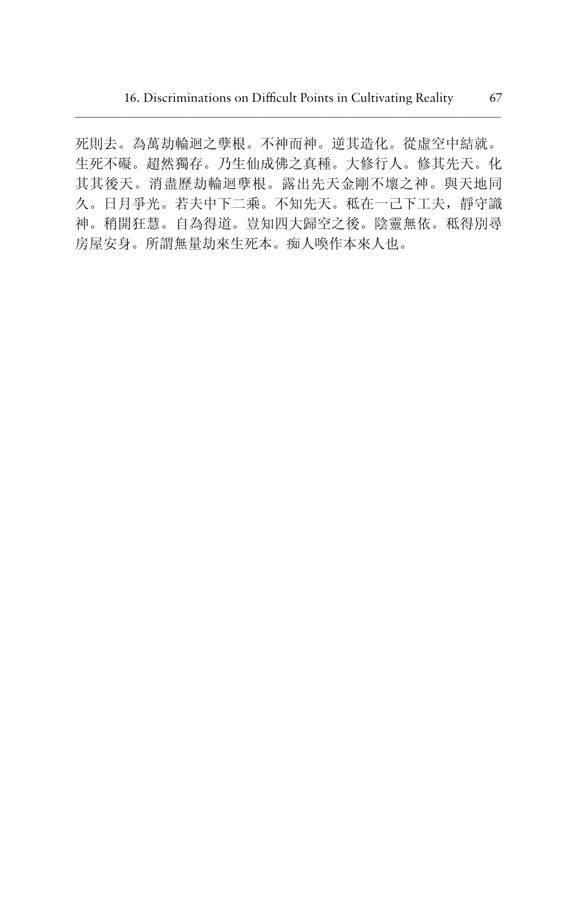死則去。為萬劫輪迴之孽根。不神而神。逆其造化。從虛空中結就。生死不礙。超然獨存。乃生仙成佛之真種。大修行人。修其先天。化其其後天。消盡歷劫輪迴孽根。露出先天金剛不壞之神。與天地同久。日月爭光。若夫中下二乘。不知先天。秖在一己下工夫，靜守識神。稍開狂慧。自為得道。豈知四大歸空之後。陰靈無依。秖得別尋房屋安身。所謂無量劫來生死本。痴人喚作本來人也。